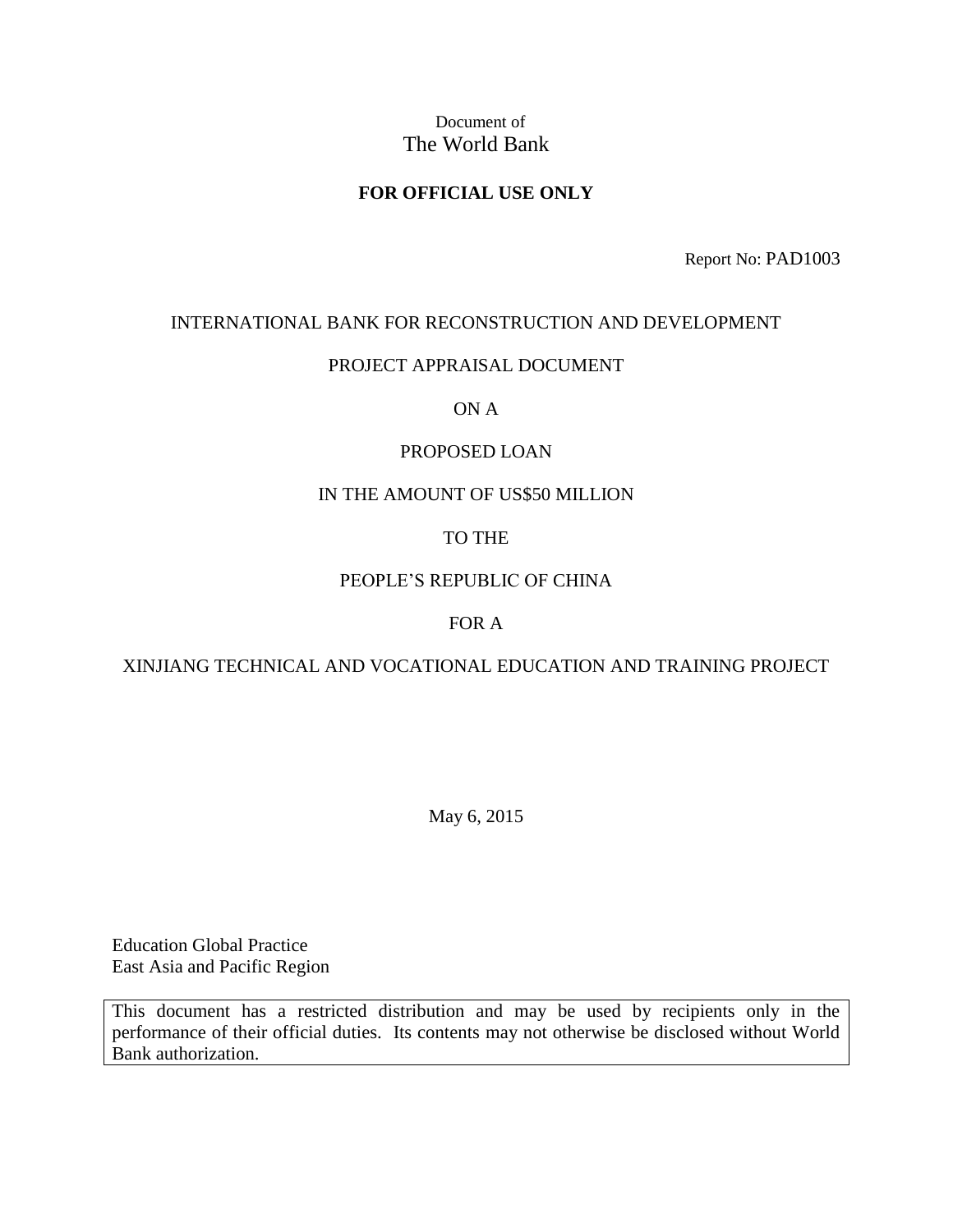Document of
The World Bank

**FOR OFFICIAL USE ONLY**

Report No: PAD1003

INTERNATIONAL BANK FOR RECONSTRUCTION AND DEVELOPMENT

PROJECT APPRAISAL DOCUMENT

ON A

PROPOSED LOAN

IN THE AMOUNT OF US$50 MILLION

TO THE

PEOPLE'S REPUBLIC OF CHINA

FOR A

XINJIANG TECHNICAL AND VOCATIONAL EDUCATION AND TRAINING PROJECT

May 6, 2015

Education Global Practice
East Asia and Pacific Region

This document has a restricted distribution and may be used by recipients only in the performance of their official duties. Its contents may not otherwise be disclosed without World Bank authorization.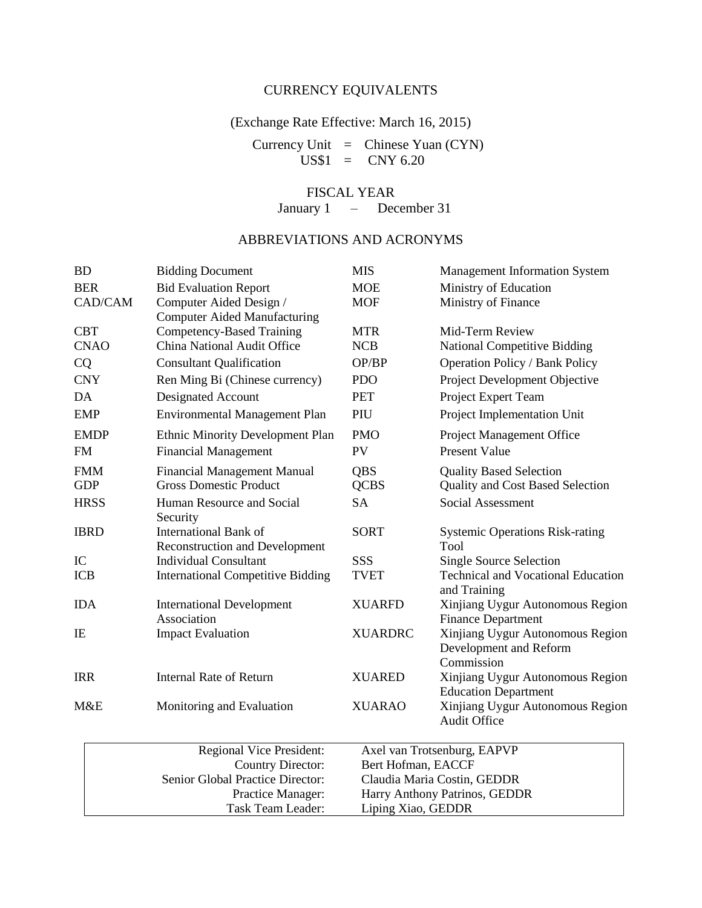# CURRENCY EQUIVALENTS

(Exchange Rate Effective: March 16, 2015)

Currency Unit = Chinese Yuan (CYN)
US$1 = CNY 6.20

## FISCAL YEAR

January 1 – December 31

## ABBREVIATIONS AND ACRONYMS

| | | | |
|---|---|---|---|
| BD | Bidding Document | MIS | Management Information System |
| BER | Bid Evaluation Report | MOE | Ministry of Education |
| CAD/CAM | Computer Aided Design / Computer Aided Manufacturing | MOF | Ministry of Finance |
| CBT | Competency-Based Training | MTR | Mid-Term Review |
| CNAO | China National Audit Office | NCB | National Competitive Bidding |
| CQ | Consultant Qualification | OP/BP | Operation Policy / Bank Policy |
| CNY | Ren Ming Bi (Chinese currency) | PDO | Project Development Objective |
| DA | Designated Account | PET | Project Expert Team |
| EMP | Environmental Management Plan | PIU | Project Implementation Unit |
| EMDP | Ethnic Minority Development Plan | PMO | Project Management Office |
| FM | Financial Management | PV | Present Value |
| FMM | Financial Management Manual | QBS | Quality Based Selection |
| GDP | Gross Domestic Product | QCBS | Quality and Cost Based Selection |
| HRSS | Human Resource and Social Security | SA | Social Assessment |
| IBRD | International Bank of Reconstruction and Development | SORT | Systemic Operations Risk-rating Tool |
| IC | Individual Consultant | SSS | Single Source Selection |
| ICB | International Competitive Bidding | TVET | Technical and Vocational Education and Training |
| IDA | International Development Association | XUARFD | Xinjiang Uygur Autonomous Region Finance Department |
| IE | Impact Evaluation | XUARDRC | Xinjiang Uygur Autonomous Region Development and Reform Commission |
| IRR | Internal Rate of Return | XUARED | Xinjiang Uygur Autonomous Region Education Department |
| M&E | Monitoring and Evaluation | XUARAO | Xinjiang Uygur Autonomous Region Audit Office |

| | |
|---|---|
| Regional Vice President: | Axel van Trotsenburg, EAPVP |
| Country Director: | Bert Hofman, EACCF |
| Senior Global Practice Director: | Claudia Maria Costin, GEDDR |
| Practice Manager: | Harry Anthony Patrinos, GEDDR |
| Task Team Leader: | Liping Xiao, GEDDR |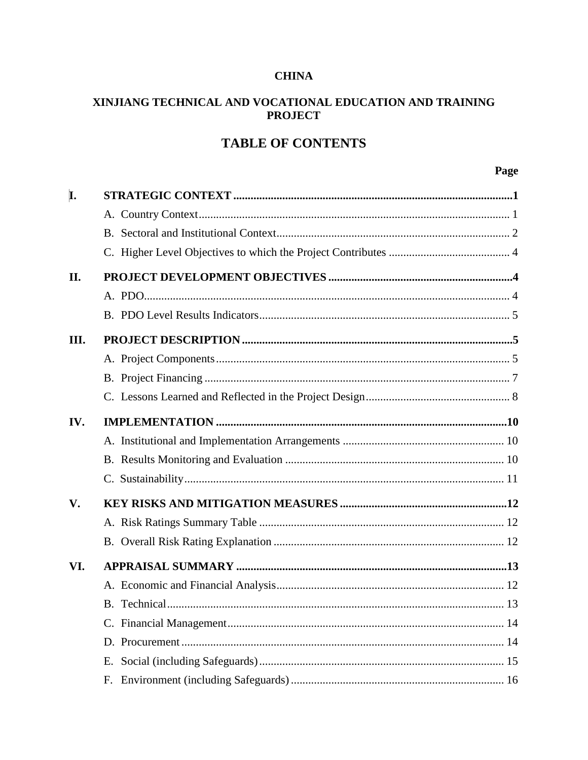**CHINA**

**XINJIANG TECHNICAL AND VOCATIONAL EDUCATION AND TRAINING PROJECT**

# TABLE OF CONTENTS

| | | Page |
|---|---|---|
| **I.** | **STRATEGIC CONTEXT** | **1** |
| | A. Country Context | 1 |
| | B. Sectoral and Institutional Context | 2 |
| | C. Higher Level Objectives to which the Project Contributes | 4 |
| **II.** | **PROJECT DEVELOPMENT OBJECTIVES** | **4** |
| | A. PDO | 4 |
| | B. PDO Level Results Indicators | 5 |
| **III.** | **PROJECT DESCRIPTION** | **5** |
| | A. Project Components | 5 |
| | B. Project Financing | 7 |
| | C. Lessons Learned and Reflected in the Project Design | 8 |
| **IV.** | **IMPLEMENTATION** | **10** |
| | A. Institutional and Implementation Arrangements | 10 |
| | B. Results Monitoring and Evaluation | 10 |
| | C. Sustainability | 11 |
| **V.** | **KEY RISKS AND MITIGATION MEASURES** | **12** |
| | A. Risk Ratings Summary Table | 12 |
| | B. Overall Risk Rating Explanation | 12 |
| **VI.** | **APPRAISAL SUMMARY** | **13** |
| | A. Economic and Financial Analysis | 12 |
| | B. Technical | 13 |
| | C. Financial Management | 14 |
| | D. Procurement | 14 |
| | E. Social (including Safeguards) | 15 |
| | F. Environment (including Safeguards) | 16 |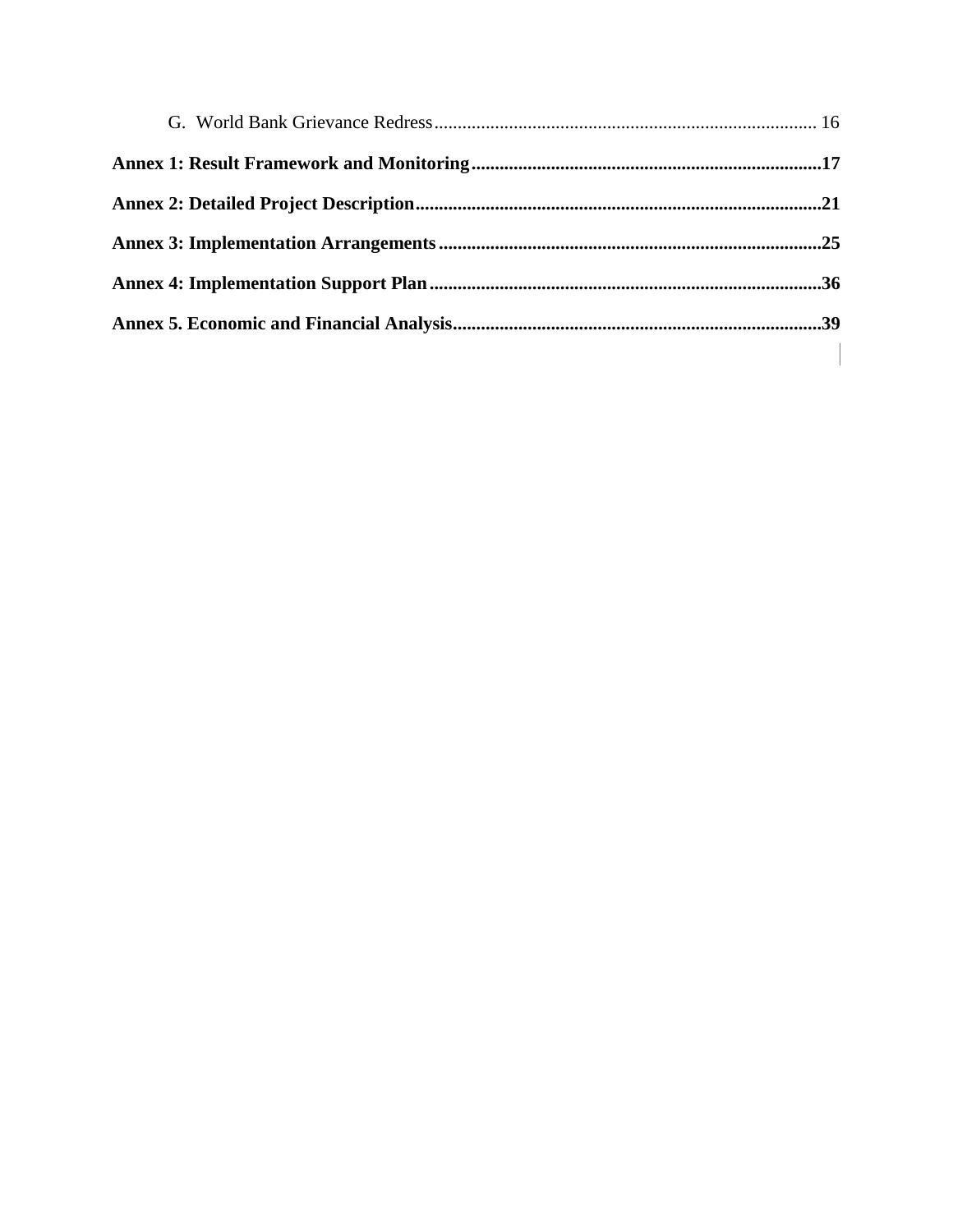G. World Bank Grievance Redress ................................................................................. 16

**Annex 1: Result Framework and Monitoring..........................................................................17**

**Annex 2: Detailed Project Description......................................................................................21**

**Annex 3: Implementation Arrangements ................................................................................25**

**Annex 4: Implementation Support Plan ...................................................................................36**

**Annex 5. Economic and Financial Analysis..............................................................................39**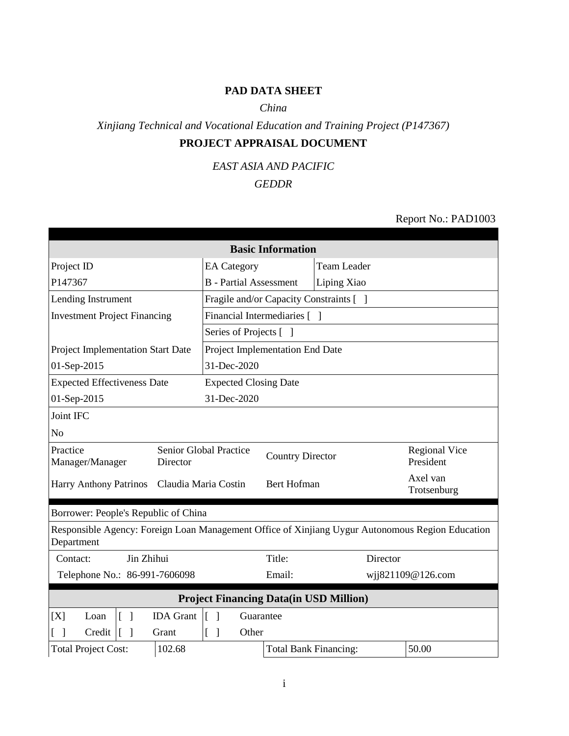# PAD DATA SHEET

*China*

*Xinjiang Technical and Vocational Education and Training Project (P147367)*

**PROJECT APPRAISAL DOCUMENT**

*EAST ASIA AND PACIFIC*

*GEDDR*

Report No.: PAD1003

| **Basic Information** | | | | |
|---|---|---|---|---|
| Project ID | | EA Category | Team Leader | |
| P147367 | | B - Partial Assessment | Liping Xiao | |
| Lending Instrument | | Fragile and/or Capacity Constraints [ ] | | |
| Investment Project Financing | | Financial Intermediaries [ ] | | |
| | | Series of Projects [ ] | | |
| Project Implementation Start Date | | Project Implementation End Date | | |
| 01-Sep-2015 | | 31-Dec-2020 | | |
| Expected Effectiveness Date | | Expected Closing Date | | |
| 01-Sep-2015 | | 31-Dec-2020 | | |
| Joint IFC | | | | |
| No | | | | |
| Practice Manager/Manager | Senior Global Practice Director | Country Director | | Regional Vice President |
| Harry Anthony Patrinos | Claudia Maria Costin | Bert Hofman | | Axel van Trotsenburg |

| | | | |
|---|---|---|---|
| Borrower: People's Republic of China | | | |
| Responsible Agency: Foreign Loan Management Office of Xinjiang Uygur Autonomous Region Education Department | | | |
| Contact: | Jin Zhihui | Title: | Director |
| Telephone No.: | 86-991-7606098 | Email: | wjj821109@126.com |

| **Project Financing Data(in USD Million)** | | | | | |
|---|---|---|---|---|---|
| [X] | Loan | [ ] | IDA Grant | [ ] | Guarantee |
| [ ] | Credit | [ ] | Grant | [ ] | Other |
| Total Project Cost: | | 102.68 | | Total Bank Financing: | 50.00 |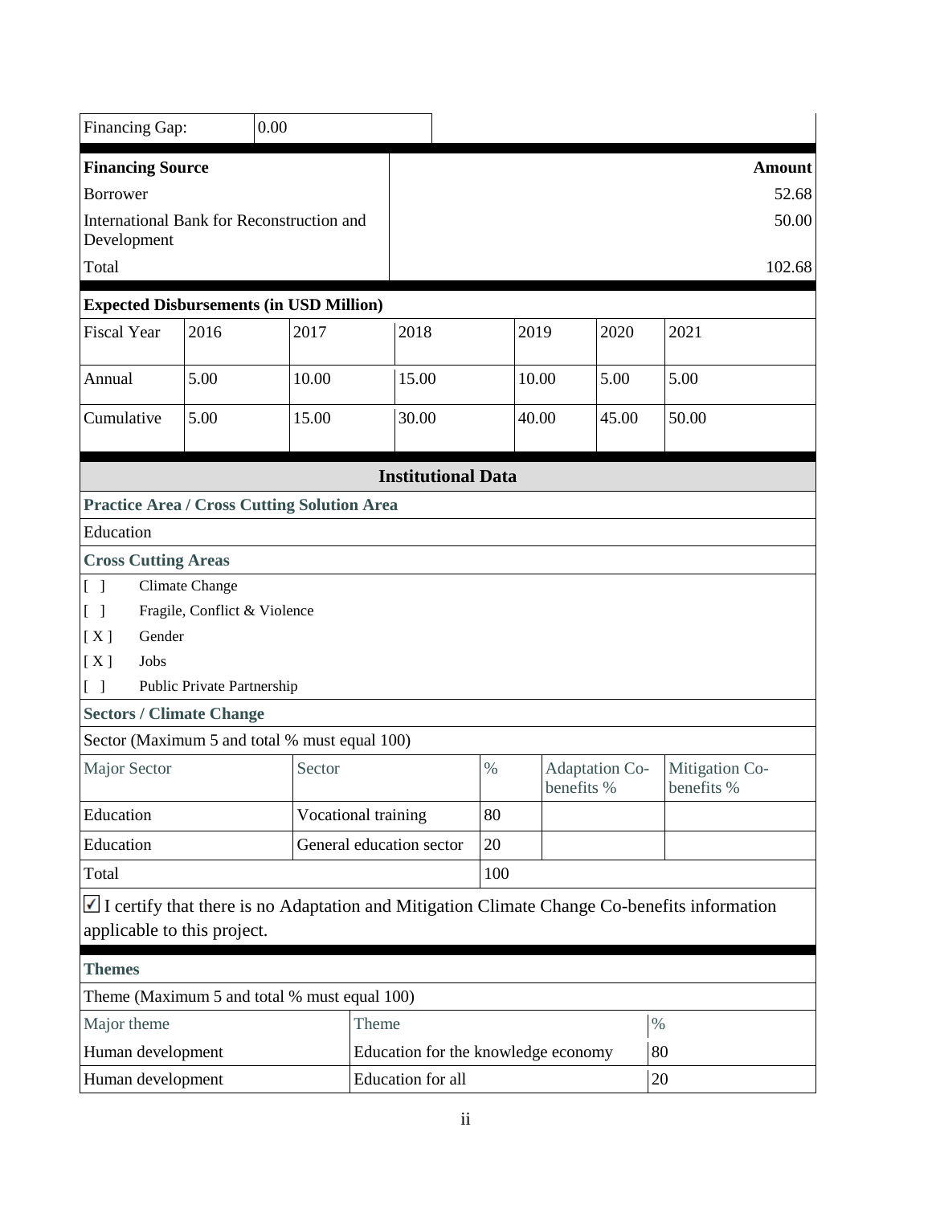| Financing Gap: | 0.00 |
|---|---|

| Financing Source | Amount |
|---|---|
| Borrower | 52.68 |
| International Bank for Reconstruction and Development | 50.00 |
| Total | 102.68 |

**Expected Disbursements (in USD Million)**

| Fiscal Year | 2016 | 2017 | 2018 | 2019 | 2020 | 2021 |
|---|---|---|---|---|---|---|
| Annual | 5.00 | 10.00 | 15.00 | 10.00 | 5.00 | 5.00 |
| Cumulative | 5.00 | 15.00 | 30.00 | 40.00 | 45.00 | 50.00 |

## Institutional Data

**Practice Area / Cross Cutting Solution Area**

Education

**Cross Cutting Areas**

[ ] Climate Change

[ ] Fragile, Conflict & Violence

[ X ] Gender

[ X ] Jobs

[ ] Public Private Partnership

**Sectors / Climate Change**

Sector (Maximum 5 and total % must equal 100)

| Major Sector | Sector | % | Adaptation Co-benefits % | Mitigation Co-benefits % |
|---|---|---|---|---|
| Education | Vocational training | 80 | | |
| Education | General education sector | 20 | | |
| Total | | 100 | | |

☑ I certify that there is no Adaptation and Mitigation Climate Change Co-benefits information applicable to this project.

**Themes**

Theme (Maximum 5 and total % must equal 100)

| Major theme | Theme | % |
|---|---|---|
| Human development | Education for the knowledge economy | 80 |
| Human development | Education for all | 20 |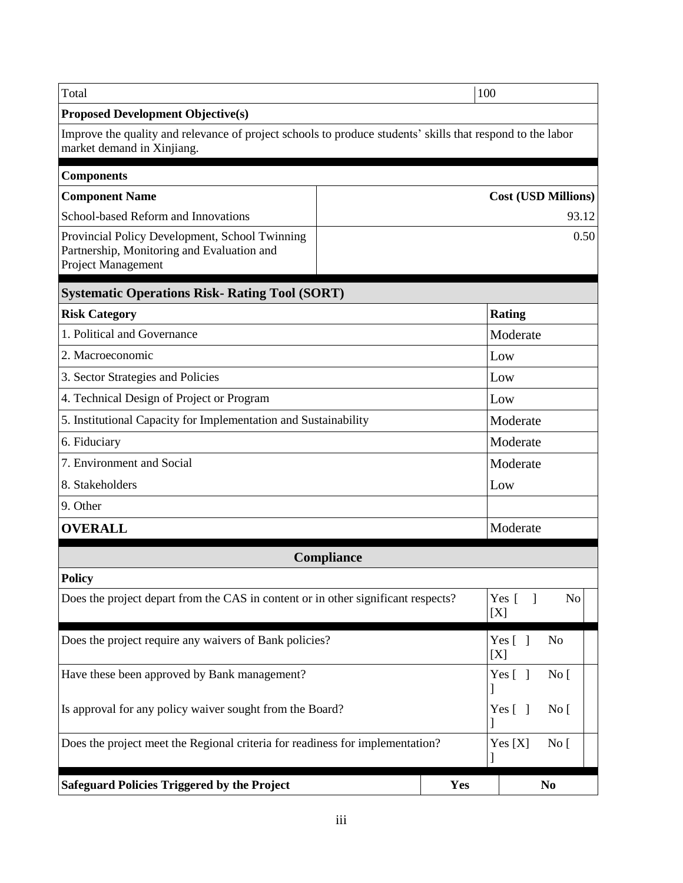| | |
|---|---|
| Total | 100 |

**Proposed Development Objective(s)**

Improve the quality and relevance of project schools to produce students' skills that respond to the labor market demand in Xinjiang.

**Components**

| **Component Name** | **Cost (USD Millions)** |
|---|---|
| School-based Reform and Innovations | 93.12 |
| Provincial Policy Development, School Twinning Partnership, Monitoring and Evaluation and Project Management | 0.50 |

**Systematic Operations Risk- Rating Tool (SORT)**

| **Risk Category** | **Rating** |
|---|---|
| 1. Political and Governance | Moderate |
| 2. Macroeconomic | Low |
| 3. Sector Strategies and Policies | Low |
| 4. Technical Design of Project or Program | Low |
| 5. Institutional Capacity for Implementation and Sustainability | Moderate |
| 6. Fiduciary | Moderate |
| 7. Environment and Social | Moderate |
| 8. Stakeholders | Low |
| 9. Other | |
| **OVERALL** | Moderate |

**Compliance**

**Policy**

| | |
|---|---|
| Does the project depart from the CAS in content or in other significant respects? | Yes [ ] No [X] |
| Does the project require any waivers of Bank policies? | Yes [ ] No [X] |
| Have these been approved by Bank management? | Yes [ ] No [ ] |
| Is approval for any policy waiver sought from the Board? | Yes [ ] No [ ] |
| Does the project meet the Regional criteria for readiness for implementation? | Yes [X] No [ ] |

| **Safeguard Policies Triggered by the Project** | **Yes** | **No** |
|---|---|---|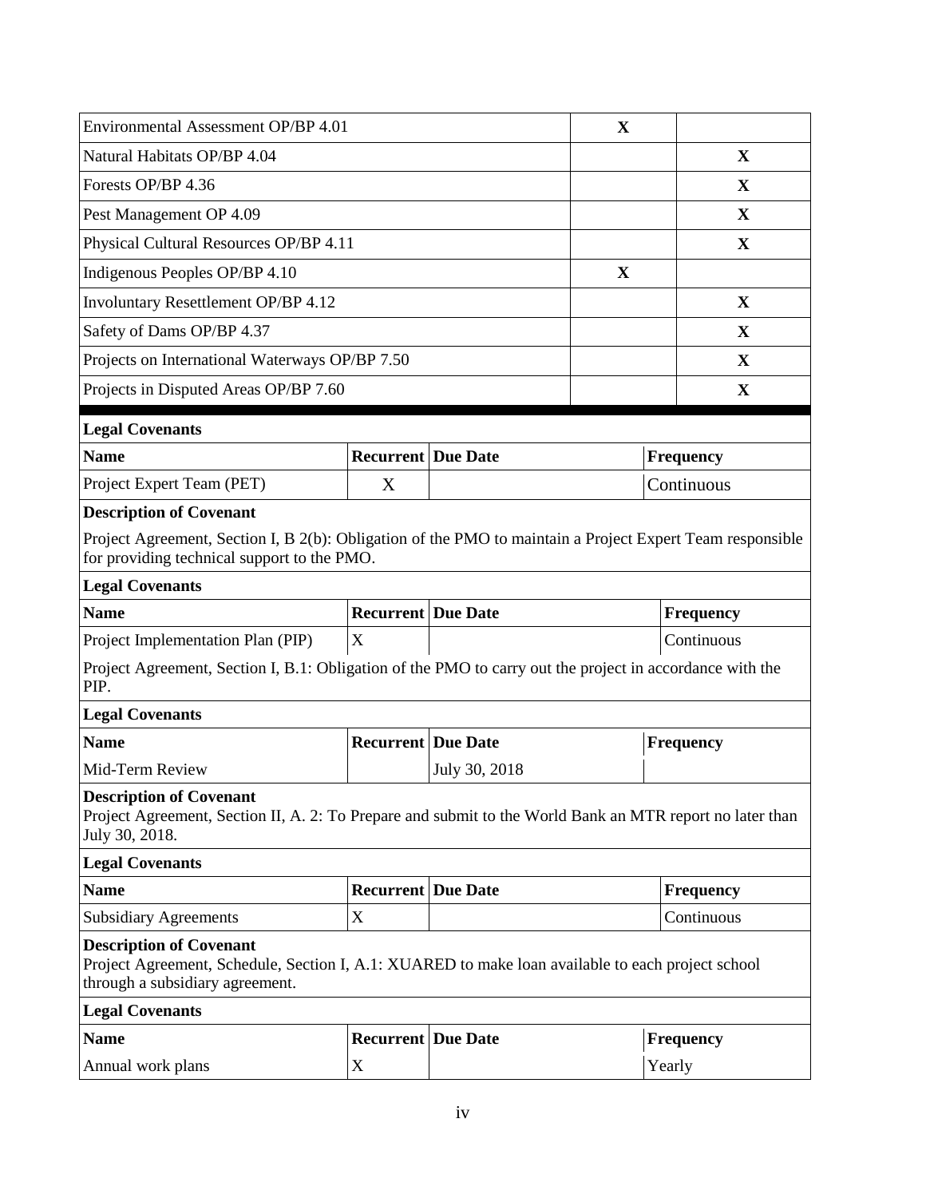| | | |
|---|---|---|
| Environmental Assessment OP/BP 4.01 | **X** | |
| Natural Habitats OP/BP 4.04 | | **X** |
| Forests OP/BP 4.36 | | **X** |
| Pest Management OP 4.09 | | **X** |
| Physical Cultural Resources OP/BP 4.11 | | **X** |
| Indigenous Peoples OP/BP 4.10 | **X** | |
| Involuntary Resettlement OP/BP 4.12 | | **X** |
| Safety of Dams OP/BP 4.37 | | **X** |
| Projects on International Waterways OP/BP 7.50 | | **X** |
| Projects in Disputed Areas OP/BP 7.60 | | **X** |

**Legal Covenants**

| Name | Recurrent | Due Date | Frequency |
|---|---|---|---|
| Project Expert Team (PET) | X | | Continuous |

**Description of Covenant**

Project Agreement, Section I, B 2(b): Obligation of the PMO to maintain a Project Expert Team responsible for providing technical support to the PMO.

**Legal Covenants**

| Name | Recurrent | Due Date | Frequency |
|---|---|---|---|
| Project Implementation Plan (PIP) | X | | Continuous |

Project Agreement, Section I, B.1: Obligation of the PMO to carry out the project in accordance with the PIP.

**Legal Covenants**

| Name | Recurrent | Due Date | Frequency |
|---|---|---|---|
| Mid-Term Review | | July 30, 2018 | |

**Description of Covenant**

Project Agreement, Section II, A. 2: To Prepare and submit to the World Bank an MTR report no later than July 30, 2018.

**Legal Covenants**

| Name | Recurrent | Due Date | Frequency |
|---|---|---|---|
| Subsidiary Agreements | X | | Continuous |

**Description of Covenant**

Project Agreement, Schedule, Section I, A.1: XUARED to make loan available to each project school through a subsidiary agreement.

**Legal Covenants**

| Name | Recurrent | Due Date | Frequency |
|---|---|---|---|
| Annual work plans | X | | Yearly |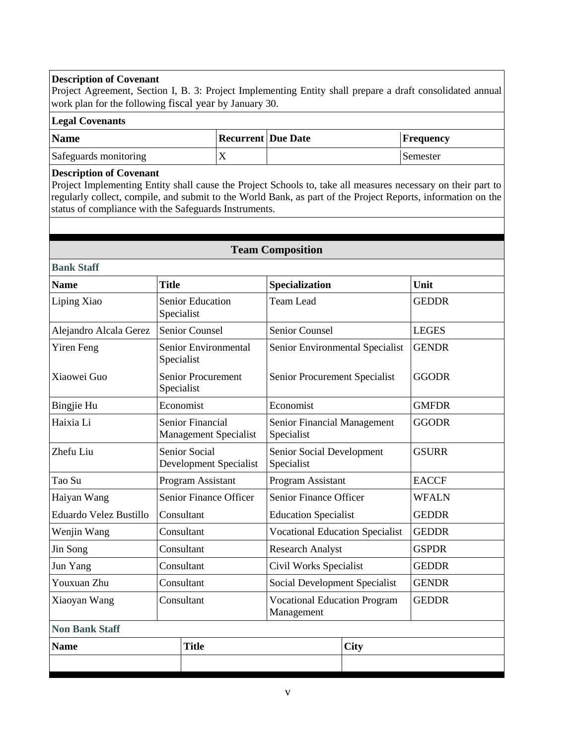**Description of Covenant**

Project Agreement, Section I, B. 3: Project Implementing Entity shall prepare a draft consolidated annual work plan for the following fiscal year by January 30.

**Legal Covenants**

| Name | Recurrent | Due Date | Frequency |
|---|---|---|---|
| Safeguards monitoring | X | | Semester |

**Description of Covenant**

Project Implementing Entity shall cause the Project Schools to, take all measures necessary on their part to regularly collect, compile, and submit to the World Bank, as part of the Project Reports, information on the status of compliance with the Safeguards Instruments.

## Team Composition

**Bank Staff**

| Name | Title | Specialization | Unit |
|---|---|---|---|
| Liping Xiao | Senior Education Specialist | Team Lead | GEDDR |
| Alejandro Alcala Gerez | Senior Counsel | Senior Counsel | LEGES |
| Yiren Feng | Senior Environmental Specialist | Senior Environmental Specialist | GENDR |
| Xiaowei Guo | Senior Procurement Specialist | Senior Procurement Specialist | GGODR |
| Bingjie Hu | Economist | Economist | GMFDR |
| Haixia Li | Senior Financial Management Specialist | Senior Financial Management Specialist | GGODR |
| Zhefu Liu | Senior Social Development Specialist | Senior Social Development Specialist | GSURR |
| Tao Su | Program Assistant | Program Assistant | EACCF |
| Haiyan Wang | Senior Finance Officer | Senior Finance Officer | WFALN |
| Eduardo Velez Bustillo | Consultant | Education Specialist | GEDDR |
| Wenjin Wang | Consultant | Vocational Education Specialist | GEDDR |
| Jin Song | Consultant | Research Analyst | GSPDR |
| Jun Yang | Consultant | Civil Works Specialist | GEDDR |
| Youxuan Zhu | Consultant | Social Development Specialist | GENDR |
| Xiaoyan Wang | Consultant | Vocational Education Program Management | GEDDR |

**Non Bank Staff**

| Name | Title | City |
|---|---|---|
| | | |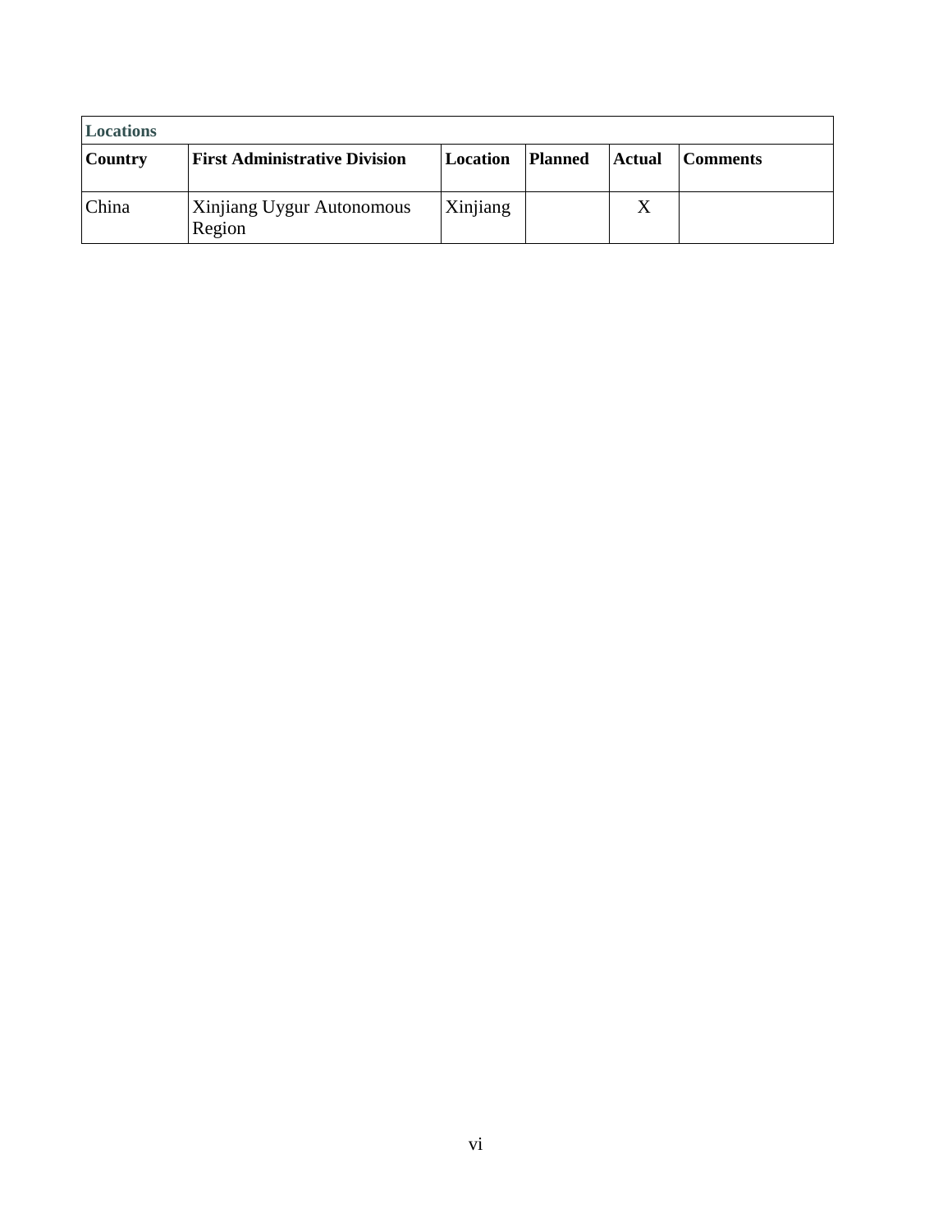| Locations | | | | | |
|---|---|---|---|---|---|
| **Country** | **First Administrative Division** | **Location** | **Planned** | **Actual** | **Comments** |
| China | Xinjiang Uygur Autonomous Region | Xinjiang | | X | |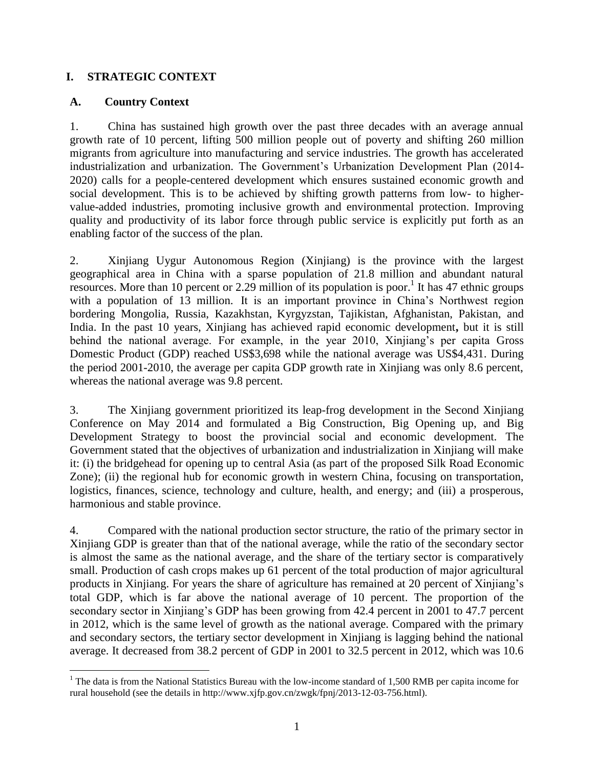# I. STRATEGIC CONTEXT

## A. Country Context

1. China has sustained high growth over the past three decades with an average annual growth rate of 10 percent, lifting 500 million people out of poverty and shifting 260 million migrants from agriculture into manufacturing and service industries. The growth has accelerated industrialization and urbanization. The Government's Urbanization Development Plan (2014-2020) calls for a people-centered development which ensures sustained economic growth and social development. This is to be achieved by shifting growth patterns from low- to higher-value-added industries, promoting inclusive growth and environmental protection. Improving quality and productivity of its labor force through public service is explicitly put forth as an enabling factor of the success of the plan.

2. Xinjiang Uygur Autonomous Region (Xinjiang) is the province with the largest geographical area in China with a sparse population of 21.8 million and abundant natural resources. More than 10 percent or 2.29 million of its population is poor.[1] It has 47 ethnic groups with a population of 13 million. It is an important province in China's Northwest region bordering Mongolia, Russia, Kazakhstan, Kyrgyzstan, Tajikistan, Afghanistan, Pakistan, and India. In the past 10 years, Xinjiang has achieved rapid economic development**,** but it is still behind the national average. For example, in the year 2010, Xinjiang's per capita Gross Domestic Product (GDP) reached US$3,698 while the national average was US$4,431. During the period 2001-2010, the average per capita GDP growth rate in Xinjiang was only 8.6 percent, whereas the national average was 9.8 percent.

3. The Xinjiang government prioritized its leap-frog development in the Second Xinjiang Conference on May 2014 and formulated a Big Construction, Big Opening up, and Big Development Strategy to boost the provincial social and economic development. The Government stated that the objectives of urbanization and industrialization in Xinjiang will make it: (i) the bridgehead for opening up to central Asia (as part of the proposed Silk Road Economic Zone); (ii) the regional hub for economic growth in western China, focusing on transportation, logistics, finances, science, technology and culture, health, and energy; and (iii) a prosperous, harmonious and stable province.

4. Compared with the national production sector structure, the ratio of the primary sector in Xinjiang GDP is greater than that of the national average, while the ratio of the secondary sector is almost the same as the national average, and the share of the tertiary sector is comparatively small. Production of cash crops makes up 61 percent of the total production of major agricultural products in Xinjiang. For years the share of agriculture has remained at 20 percent of Xinjiang's total GDP, which is far above the national average of 10 percent. The proportion of the secondary sector in Xinjiang's GDP has been growing from 42.4 percent in 2001 to 47.7 percent in 2012, which is the same level of growth as the national average. Compared with the primary and secondary sectors, the tertiary sector development in Xinjiang is lagging behind the national average. It decreased from 38.2 percent of GDP in 2001 to 32.5 percent in 2012, which was 10.6

[1] The data is from the National Statistics Bureau with the low-income standard of 1,500 RMB per capita income for rural household (see the details in http://www.xjfp.gov.cn/zwgk/fpnj/2013-12-03-756.html).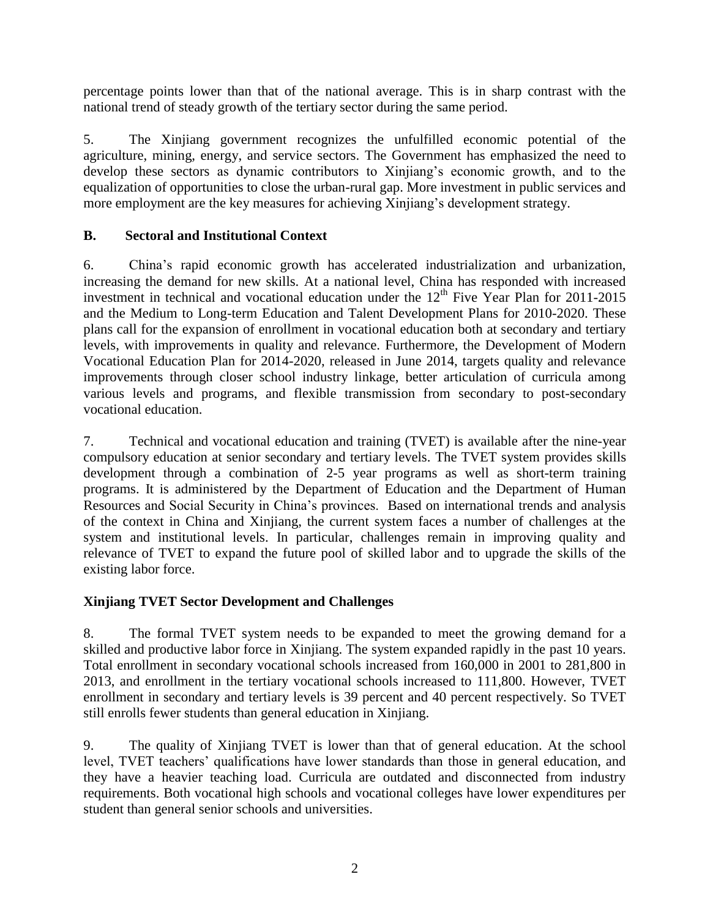percentage points lower than that of the national average. This is in sharp contrast with the national trend of steady growth of the tertiary sector during the same period.

5. The Xinjiang government recognizes the unfulfilled economic potential of the agriculture, mining, energy, and service sectors. The Government has emphasized the need to develop these sectors as dynamic contributors to Xinjiang's economic growth, and to the equalization of opportunities to close the urban-rural gap. More investment in public services and more employment are the key measures for achieving Xinjiang's development strategy.

## B. Sectoral and Institutional Context

6. China's rapid economic growth has accelerated industrialization and urbanization, increasing the demand for new skills. At a national level, China has responded with increased investment in technical and vocational education under the 12th Five Year Plan for 2011-2015 and the Medium to Long-term Education and Talent Development Plans for 2010-2020. These plans call for the expansion of enrollment in vocational education both at secondary and tertiary levels, with improvements in quality and relevance. Furthermore, the Development of Modern Vocational Education Plan for 2014-2020, released in June 2014, targets quality and relevance improvements through closer school industry linkage, better articulation of curricula among various levels and programs, and flexible transmission from secondary to post-secondary vocational education.

7. Technical and vocational education and training (TVET) is available after the nine-year compulsory education at senior secondary and tertiary levels. The TVET system provides skills development through a combination of 2-5 year programs as well as short-term training programs. It is administered by the Department of Education and the Department of Human Resources and Social Security in China's provinces. Based on international trends and analysis of the context in China and Xinjiang, the current system faces a number of challenges at the system and institutional levels. In particular, challenges remain in improving quality and relevance of TVET to expand the future pool of skilled labor and to upgrade the skills of the existing labor force.

### Xinjiang TVET Sector Development and Challenges

8. The formal TVET system needs to be expanded to meet the growing demand for a skilled and productive labor force in Xinjiang. The system expanded rapidly in the past 10 years. Total enrollment in secondary vocational schools increased from 160,000 in 2001 to 281,800 in 2013, and enrollment in the tertiary vocational schools increased to 111,800. However, TVET enrollment in secondary and tertiary levels is 39 percent and 40 percent respectively. So TVET still enrolls fewer students than general education in Xinjiang.

9. The quality of Xinjiang TVET is lower than that of general education. At the school level, TVET teachers' qualifications have lower standards than those in general education, and they have a heavier teaching load. Curricula are outdated and disconnected from industry requirements. Both vocational high schools and vocational colleges have lower expenditures per student than general senior schools and universities.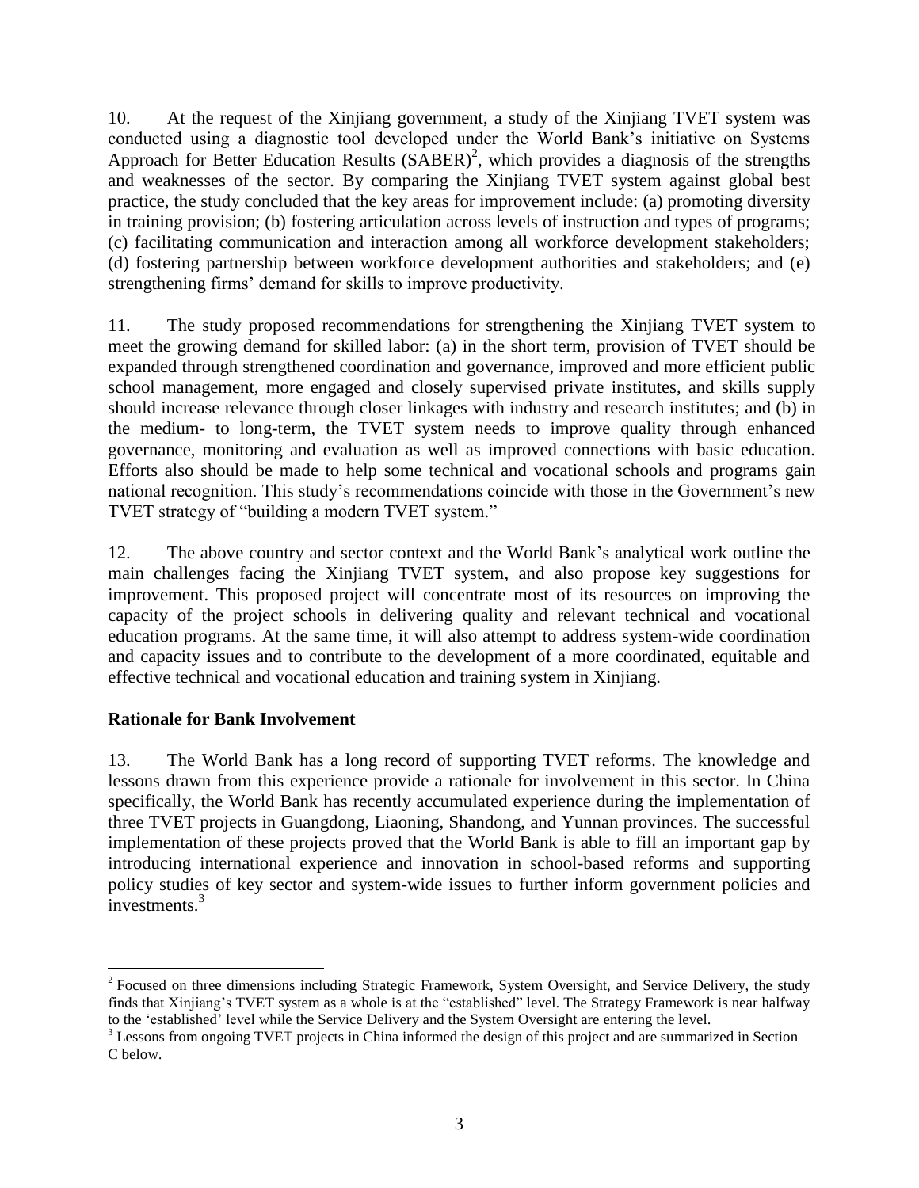10. At the request of the Xinjiang government, a study of the Xinjiang TVET system was conducted using a diagnostic tool developed under the World Bank's initiative on Systems Approach for Better Education Results (SABER)[2], which provides a diagnosis of the strengths and weaknesses of the sector. By comparing the Xinjiang TVET system against global best practice, the study concluded that the key areas for improvement include: (a) promoting diversity in training provision; (b) fostering articulation across levels of instruction and types of programs; (c) facilitating communication and interaction among all workforce development stakeholders; (d) fostering partnership between workforce development authorities and stakeholders; and (e) strengthening firms' demand for skills to improve productivity.

11. The study proposed recommendations for strengthening the Xinjiang TVET system to meet the growing demand for skilled labor: (a) in the short term, provision of TVET should be expanded through strengthened coordination and governance, improved and more efficient public school management, more engaged and closely supervised private institutes, and skills supply should increase relevance through closer linkages with industry and research institutes; and (b) in the medium- to long-term, the TVET system needs to improve quality through enhanced governance, monitoring and evaluation as well as improved connections with basic education. Efforts also should be made to help some technical and vocational schools and programs gain national recognition. This study's recommendations coincide with those in the Government's new TVET strategy of "building a modern TVET system."

12. The above country and sector context and the World Bank's analytical work outline the main challenges facing the Xinjiang TVET system, and also propose key suggestions for improvement. This proposed project will concentrate most of its resources on improving the capacity of the project schools in delivering quality and relevant technical and vocational education programs. At the same time, it will also attempt to address system-wide coordination and capacity issues and to contribute to the development of a more coordinated, equitable and effective technical and vocational education and training system in Xinjiang.

**Rationale for Bank Involvement**

13. The World Bank has a long record of supporting TVET reforms. The knowledge and lessons drawn from this experience provide a rationale for involvement in this sector. In China specifically, the World Bank has recently accumulated experience during the implementation of three TVET projects in Guangdong, Liaoning, Shandong, and Yunnan provinces. The successful implementation of these projects proved that the World Bank is able to fill an important gap by introducing international experience and innovation in school-based reforms and supporting policy studies of key sector and system-wide issues to further inform government policies and investments.[3]

---

[2] Focused on three dimensions including Strategic Framework, System Oversight, and Service Delivery, the study finds that Xinjiang's TVET system as a whole is at the "established" level. The Strategy Framework is near halfway to the 'established' level while the Service Delivery and the System Oversight are entering the level.

[3] Lessons from ongoing TVET projects in China informed the design of this project and are summarized in Section C below.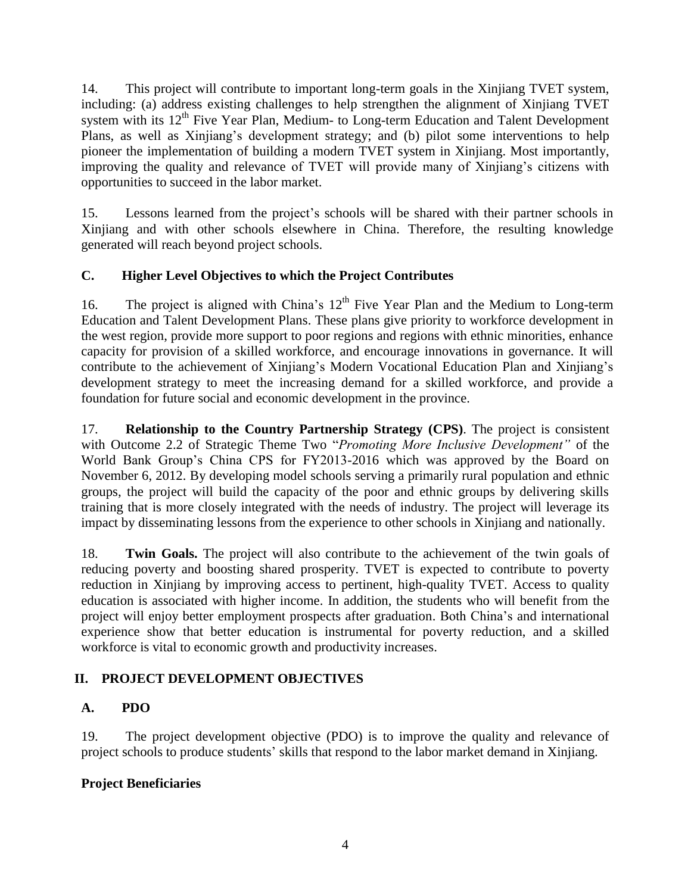14. This project will contribute to important long-term goals in the Xinjiang TVET system, including: (a) address existing challenges to help strengthen the alignment of Xinjiang TVET system with its 12th Five Year Plan, Medium- to Long-term Education and Talent Development Plans, as well as Xinjiang's development strategy; and (b) pilot some interventions to help pioneer the implementation of building a modern TVET system in Xinjiang. Most importantly, improving the quality and relevance of TVET will provide many of Xinjiang's citizens with opportunities to succeed in the labor market.

15. Lessons learned from the project's schools will be shared with their partner schools in Xinjiang and with other schools elsewhere in China. Therefore, the resulting knowledge generated will reach beyond project schools.

### C. Higher Level Objectives to which the Project Contributes

16. The project is aligned with China's 12th Five Year Plan and the Medium to Long-term Education and Talent Development Plans. These plans give priority to workforce development in the west region, provide more support to poor regions and regions with ethnic minorities, enhance capacity for provision of a skilled workforce, and encourage innovations in governance. It will contribute to the achievement of Xinjiang's Modern Vocational Education Plan and Xinjiang's development strategy to meet the increasing demand for a skilled workforce, and provide a foundation for future social and economic development in the province.

17. **Relationship to the Country Partnership Strategy (CPS)**. The project is consistent with Outcome 2.2 of Strategic Theme Two "*Promoting More Inclusive Development"* of the World Bank Group's China CPS for FY2013-2016 which was approved by the Board on November 6, 2012. By developing model schools serving a primarily rural population and ethnic groups, the project will build the capacity of the poor and ethnic groups by delivering skills training that is more closely integrated with the needs of industry. The project will leverage its impact by disseminating lessons from the experience to other schools in Xinjiang and nationally.

18. **Twin Goals.** The project will also contribute to the achievement of the twin goals of reducing poverty and boosting shared prosperity. TVET is expected to contribute to poverty reduction in Xinjiang by improving access to pertinent, high-quality TVET. Access to quality education is associated with higher income. In addition, the students who will benefit from the project will enjoy better employment prospects after graduation. Both China's and international experience show that better education is instrumental for poverty reduction, and a skilled workforce is vital to economic growth and productivity increases.

## II. PROJECT DEVELOPMENT OBJECTIVES

### A. PDO

19. The project development objective (PDO) is to improve the quality and relevance of project schools to produce students' skills that respond to the labor market demand in Xinjiang.

**Project Beneficiaries**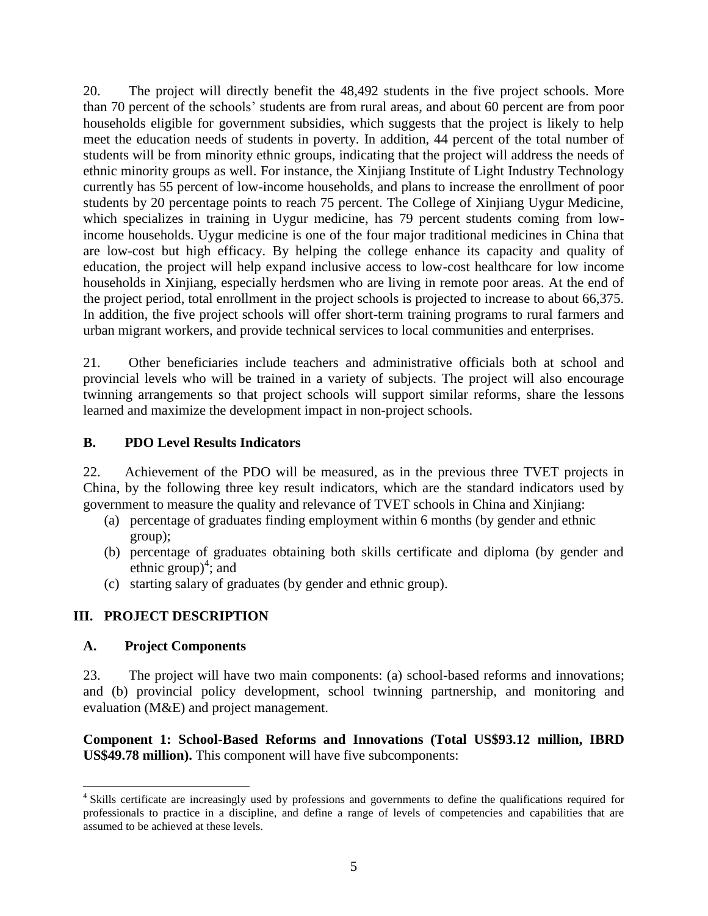20. The project will directly benefit the 48,492 students in the five project schools. More than 70 percent of the schools' students are from rural areas, and about 60 percent are from poor households eligible for government subsidies, which suggests that the project is likely to help meet the education needs of students in poverty. In addition, 44 percent of the total number of students will be from minority ethnic groups, indicating that the project will address the needs of ethnic minority groups as well. For instance, the Xinjiang Institute of Light Industry Technology currently has 55 percent of low-income households, and plans to increase the enrollment of poor students by 20 percentage points to reach 75 percent. The College of Xinjiang Uygur Medicine, which specializes in training in Uygur medicine, has 79 percent students coming from low-income households. Uygur medicine is one of the four major traditional medicines in China that are low-cost but high efficacy. By helping the college enhance its capacity and quality of education, the project will help expand inclusive access to low-cost healthcare for low income households in Xinjiang, especially herdsmen who are living in remote poor areas. At the end of the project period, total enrollment in the project schools is projected to increase to about 66,375. In addition, the five project schools will offer short-term training programs to rural farmers and urban migrant workers, and provide technical services to local communities and enterprises.

21. Other beneficiaries include teachers and administrative officials both at school and provincial levels who will be trained in a variety of subjects. The project will also encourage twinning arrangements so that project schools will support similar reforms, share the lessons learned and maximize the development impact in non-project schools.

### B. PDO Level Results Indicators

22. Achievement of the PDO will be measured, as in the previous three TVET projects in China, by the following three key result indicators, which are the standard indicators used by government to measure the quality and relevance of TVET schools in China and Xinjiang:

(a) percentage of graduates finding employment within 6 months (by gender and ethnic group);
(b) percentage of graduates obtaining both skills certificate and diploma (by gender and ethnic group)[4]; and
(c) starting salary of graduates (by gender and ethnic group).

## III. PROJECT DESCRIPTION

### A. Project Components

23. The project will have two main components: (a) school-based reforms and innovations; and (b) provincial policy development, school twinning partnership, and monitoring and evaluation (M&E) and project management.

**Component 1: School-Based Reforms and Innovations (Total US$93.12 million, IBRD US$49.78 million).** This component will have five subcomponents:

[4] Skills certificate are increasingly used by professions and governments to define the qualifications required for professionals to practice in a discipline, and define a range of levels of competencies and capabilities that are assumed to be achieved at these levels.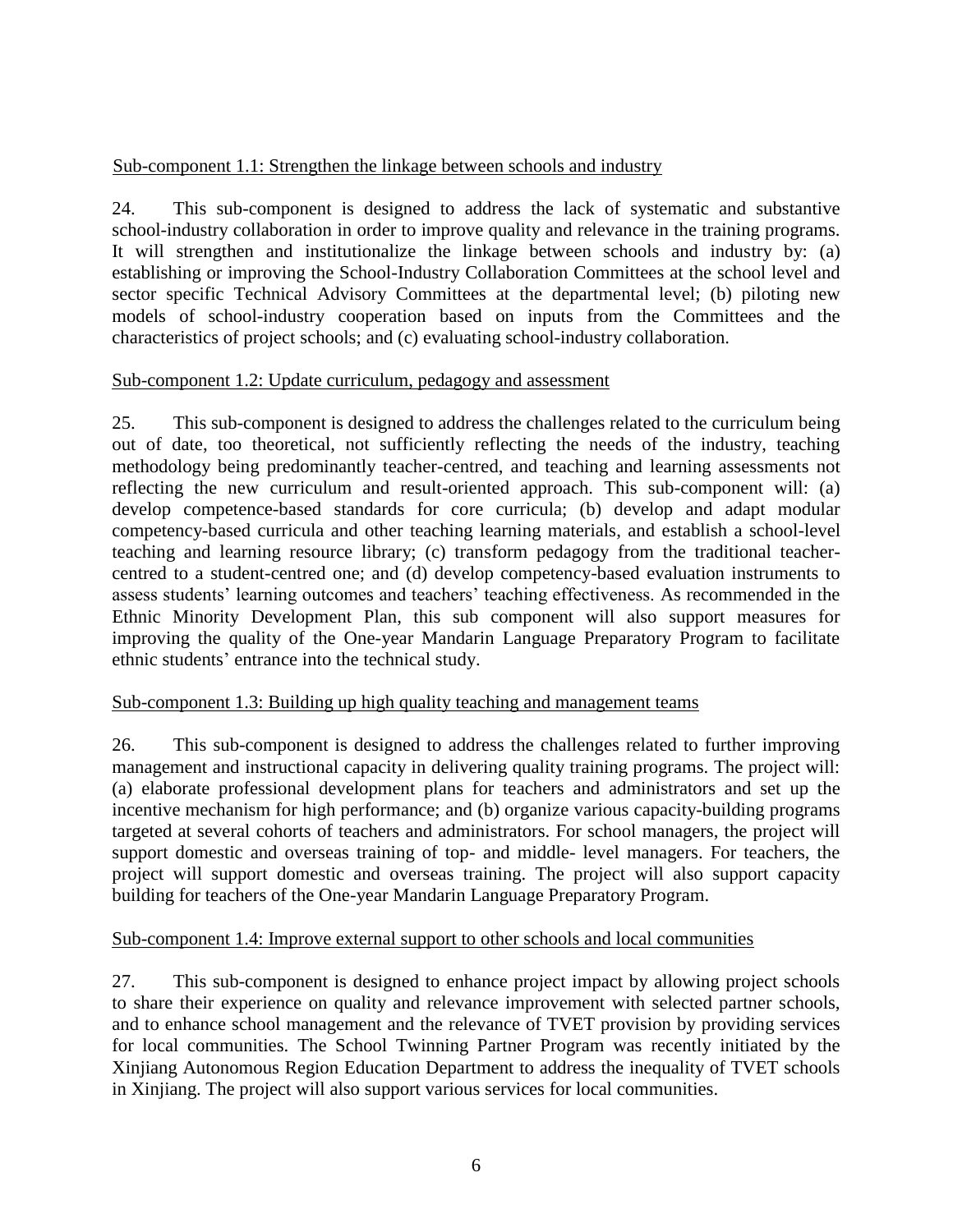Sub-component 1.1: Strengthen the linkage between schools and industry

24. This sub-component is designed to address the lack of systematic and substantive school-industry collaboration in order to improve quality and relevance in the training programs. It will strengthen and institutionalize the linkage between schools and industry by: (a) establishing or improving the School-Industry Collaboration Committees at the school level and sector specific Technical Advisory Committees at the departmental level; (b) piloting new models of school-industry cooperation based on inputs from the Committees and the characteristics of project schools; and (c) evaluating school-industry collaboration.

Sub-component 1.2: Update curriculum, pedagogy and assessment

25. This sub-component is designed to address the challenges related to the curriculum being out of date, too theoretical, not sufficiently reflecting the needs of the industry, teaching methodology being predominantly teacher-centred, and teaching and learning assessments not reflecting the new curriculum and result-oriented approach. This sub-component will: (a) develop competence-based standards for core curricula; (b) develop and adapt modular competency-based curricula and other teaching learning materials, and establish a school-level teaching and learning resource library; (c) transform pedagogy from the traditional teacher-centred to a student-centred one; and (d) develop competency-based evaluation instruments to assess students' learning outcomes and teachers' teaching effectiveness. As recommended in the Ethnic Minority Development Plan, this sub component will also support measures for improving the quality of the One-year Mandarin Language Preparatory Program to facilitate ethnic students' entrance into the technical study.

Sub-component 1.3: Building up high quality teaching and management teams

26. This sub-component is designed to address the challenges related to further improving management and instructional capacity in delivering quality training programs. The project will: (a) elaborate professional development plans for teachers and administrators and set up the incentive mechanism for high performance; and (b) organize various capacity-building programs targeted at several cohorts of teachers and administrators. For school managers, the project will support domestic and overseas training of top- and middle- level managers. For teachers, the project will support domestic and overseas training. The project will also support capacity building for teachers of the One-year Mandarin Language Preparatory Program.

Sub-component 1.4: Improve external support to other schools and local communities

27. This sub-component is designed to enhance project impact by allowing project schools to share their experience on quality and relevance improvement with selected partner schools, and to enhance school management and the relevance of TVET provision by providing services for local communities. The School Twinning Partner Program was recently initiated by the Xinjiang Autonomous Region Education Department to address the inequality of TVET schools in Xinjiang. The project will also support various services for local communities.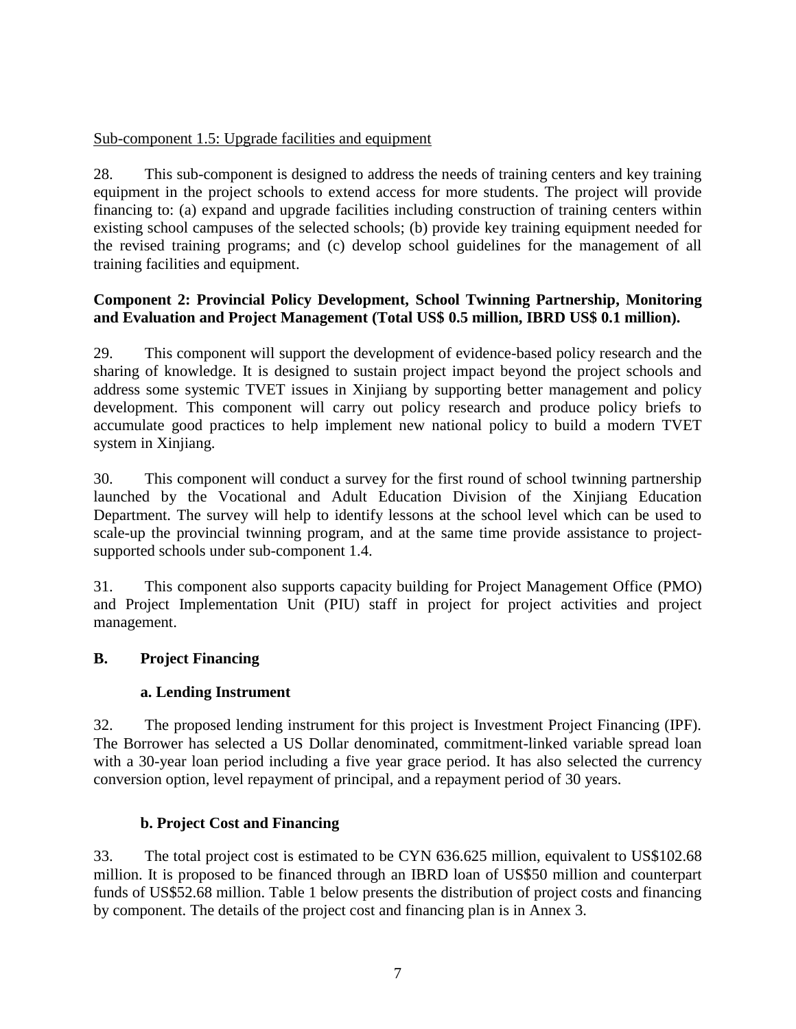<u>Sub-component 1.5: Upgrade facilities and equipment</u>

28. This sub-component is designed to address the needs of training centers and key training equipment in the project schools to extend access for more students. The project will provide financing to: (a) expand and upgrade facilities including construction of training centers within existing school campuses of the selected schools; (b) provide key training equipment needed for the revised training programs; and (c) develop school guidelines for the management of all training facilities and equipment.

**Component 2: Provincial Policy Development, School Twinning Partnership, Monitoring and Evaluation and Project Management (Total US$ 0.5 million, IBRD US$ 0.1 million).**

29. This component will support the development of evidence-based policy research and the sharing of knowledge. It is designed to sustain project impact beyond the project schools and address some systemic TVET issues in Xinjiang by supporting better management and policy development. This component will carry out policy research and produce policy briefs to accumulate good practices to help implement new national policy to build a modern TVET system in Xinjiang.

30. This component will conduct a survey for the first round of school twinning partnership launched by the Vocational and Adult Education Division of the Xinjiang Education Department. The survey will help to identify lessons at the school level which can be used to scale-up the provincial twinning program, and at the same time provide assistance to project-supported schools under sub-component 1.4.

31. This component also supports capacity building for Project Management Office (PMO) and Project Implementation Unit (PIU) staff in project for project activities and project management.

## B. Project Financing

### a. Lending Instrument

32. The proposed lending instrument for this project is Investment Project Financing (IPF). The Borrower has selected a US Dollar denominated, commitment-linked variable spread loan with a 30-year loan period including a five year grace period. It has also selected the currency conversion option, level repayment of principal, and a repayment period of 30 years.

### b. Project Cost and Financing

33. The total project cost is estimated to be CYN 636.625 million, equivalent to US$102.68 million. It is proposed to be financed through an IBRD loan of US$50 million and counterpart funds of US$52.68 million. Table 1 below presents the distribution of project costs and financing by component. The details of the project cost and financing plan is in Annex 3.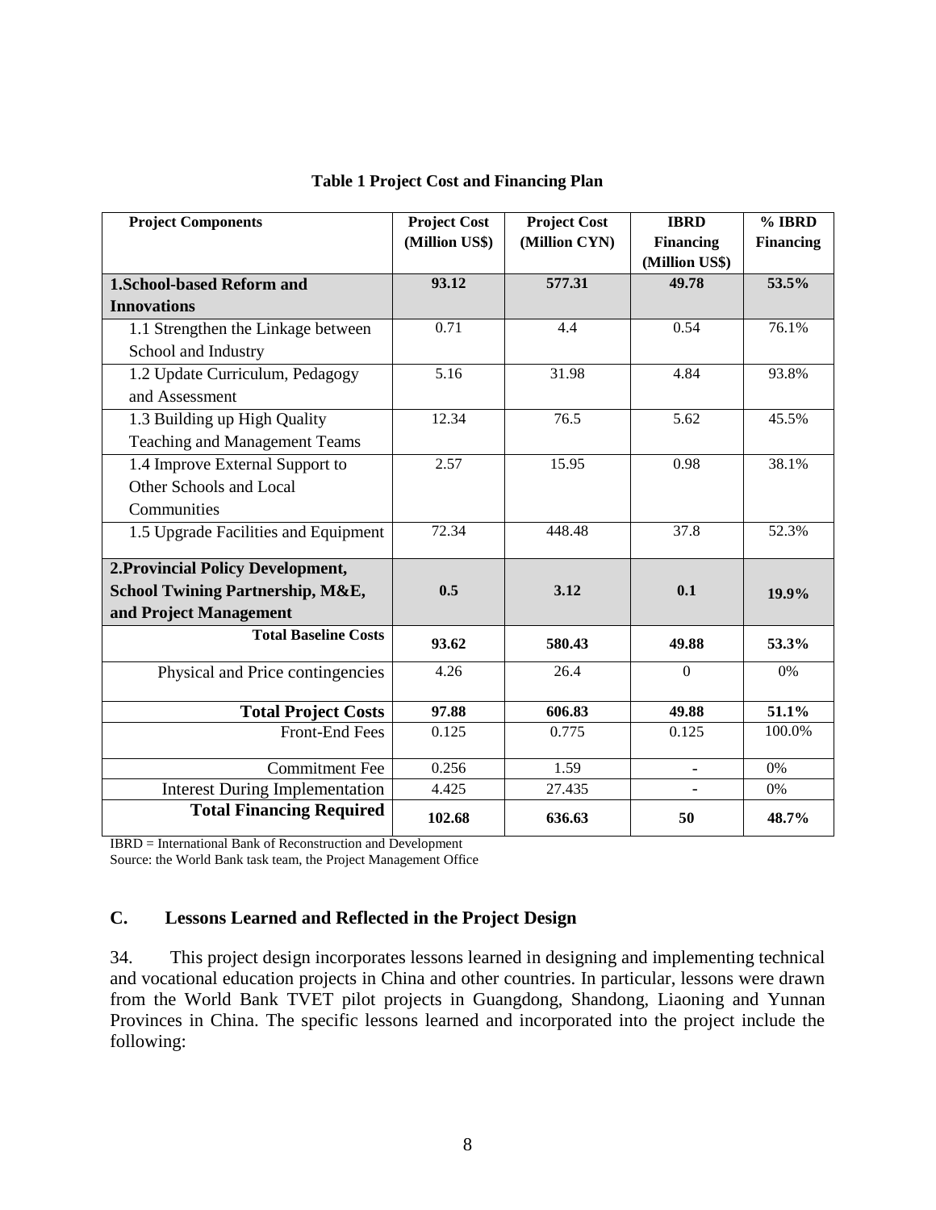**Table 1 Project Cost and Financing Plan**

| Project Components | Project Cost (Million US$) | Project Cost (Million CYN) | IBRD Financing (Million US$) | % IBRD Financing |
|---|---|---|---|---|
| **1.School-based Reform and Innovations** | **93.12** | **577.31** | **49.78** | **53.5%** |
| 1.1 Strengthen the Linkage between School and Industry | 0.71 | 4.4 | 0.54 | 76.1% |
| 1.2 Update Curriculum, Pedagogy and Assessment | 5.16 | 31.98 | 4.84 | 93.8% |
| 1.3 Building up High Quality Teaching and Management Teams | 12.34 | 76.5 | 5.62 | 45.5% |
| 1.4 Improve External Support to Other Schools and Local Communities | 2.57 | 15.95 | 0.98 | 38.1% |
| 1.5 Upgrade Facilities and Equipment | 72.34 | 448.48 | 37.8 | 52.3% |
| **2.Provincial Policy Development, School Twining Partnership, M&E, and Project Management** | **0.5** | **3.12** | **0.1** | **19.9%** |
| **Total Baseline Costs** | **93.62** | **580.43** | **49.88** | **53.3%** |
| Physical and Price contingencies | 4.26 | 26.4 | 0 | 0% |
| **Total Project Costs** | **97.88** | **606.83** | **49.88** | **51.1%** |
| Front-End Fees | 0.125 | 0.775 | 0.125 | 100.0% |
| Commitment Fee | 0.256 | 1.59 | - | 0% |
| Interest During Implementation | 4.425 | 27.435 | - | 0% |
| **Total Financing Required** | **102.68** | **636.63** | **50** | **48.7%** |

IBRD = International Bank of Reconstruction and Development
Source: the World Bank task team, the Project Management Office

## C. Lessons Learned and Reflected in the Project Design

34. This project design incorporates lessons learned in designing and implementing technical and vocational education projects in China and other countries. In particular, lessons were drawn from the World Bank TVET pilot projects in Guangdong, Shandong, Liaoning and Yunnan Provinces in China. The specific lessons learned and incorporated into the project include the following: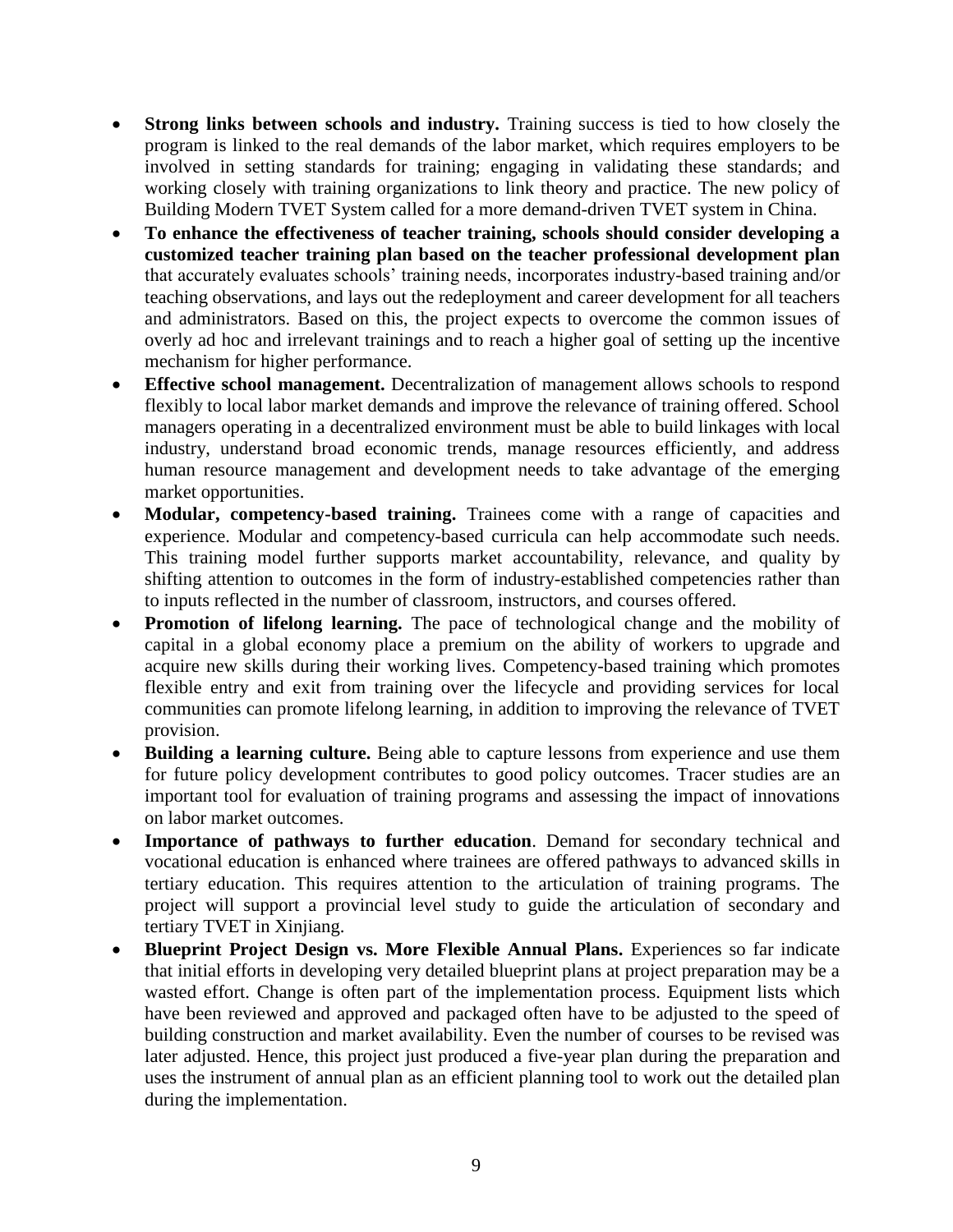- **Strong links between schools and industry.** Training success is tied to how closely the program is linked to the real demands of the labor market, which requires employers to be involved in setting standards for training; engaging in validating these standards; and working closely with training organizations to link theory and practice. The new policy of Building Modern TVET System called for a more demand-driven TVET system in China.
- **To enhance the effectiveness of teacher training, schools should consider developing a customized teacher training plan based on the teacher professional development plan** that accurately evaluates schools' training needs, incorporates industry-based training and/or teaching observations, and lays out the redeployment and career development for all teachers and administrators. Based on this, the project expects to overcome the common issues of overly ad hoc and irrelevant trainings and to reach a higher goal of setting up the incentive mechanism for higher performance.
- **Effective school management.** Decentralization of management allows schools to respond flexibly to local labor market demands and improve the relevance of training offered. School managers operating in a decentralized environment must be able to build linkages with local industry, understand broad economic trends, manage resources efficiently, and address human resource management and development needs to take advantage of the emerging market opportunities.
- **Modular, competency-based training.** Trainees come with a range of capacities and experience. Modular and competency-based curricula can help accommodate such needs. This training model further supports market accountability, relevance, and quality by shifting attention to outcomes in the form of industry-established competencies rather than to inputs reflected in the number of classroom, instructors, and courses offered.
- **Promotion of lifelong learning.** The pace of technological change and the mobility of capital in a global economy place a premium on the ability of workers to upgrade and acquire new skills during their working lives. Competency-based training which promotes flexible entry and exit from training over the lifecycle and providing services for local communities can promote lifelong learning, in addition to improving the relevance of TVET provision.
- **Building a learning culture.** Being able to capture lessons from experience and use them for future policy development contributes to good policy outcomes. Tracer studies are an important tool for evaluation of training programs and assessing the impact of innovations on labor market outcomes.
- **Importance of pathways to further education**. Demand for secondary technical and vocational education is enhanced where trainees are offered pathways to advanced skills in tertiary education. This requires attention to the articulation of training programs. The project will support a provincial level study to guide the articulation of secondary and tertiary TVET in Xinjiang.
- **Blueprint Project Design vs. More Flexible Annual Plans.** Experiences so far indicate that initial efforts in developing very detailed blueprint plans at project preparation may be a wasted effort. Change is often part of the implementation process. Equipment lists which have been reviewed and approved and packaged often have to be adjusted to the speed of building construction and market availability. Even the number of courses to be revised was later adjusted. Hence, this project just produced a five-year plan during the preparation and uses the instrument of annual plan as an efficient planning tool to work out the detailed plan during the implementation.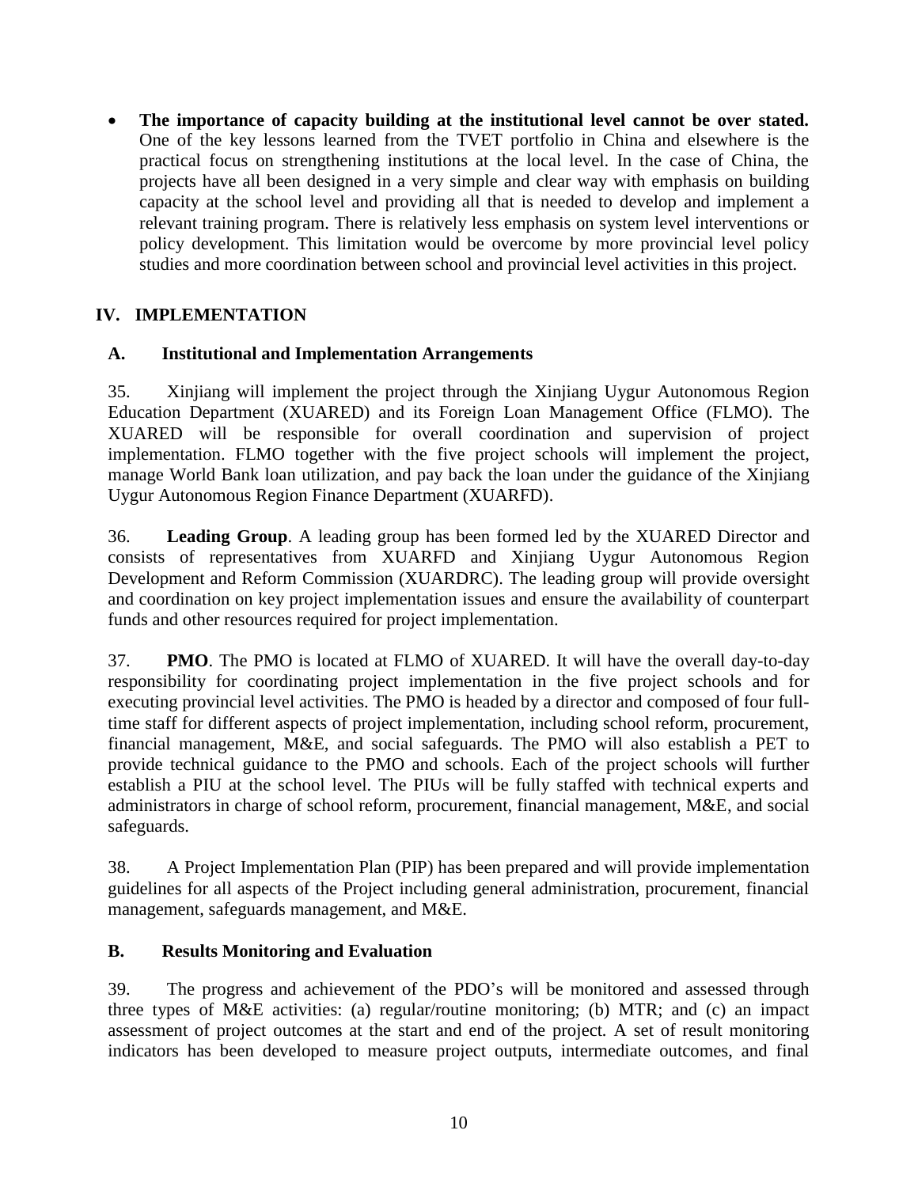- **The importance of capacity building at the institutional level cannot be over stated.** One of the key lessons learned from the TVET portfolio in China and elsewhere is the practical focus on strengthening institutions at the local level. In the case of China, the projects have all been designed in a very simple and clear way with emphasis on building capacity at the school level and providing all that is needed to develop and implement a relevant training program. There is relatively less emphasis on system level interventions or policy development. This limitation would be overcome by more provincial level policy studies and more coordination between school and provincial level activities in this project.

## IV. IMPLEMENTATION

### A. Institutional and Implementation Arrangements

35. Xinjiang will implement the project through the Xinjiang Uygur Autonomous Region Education Department (XUARED) and its Foreign Loan Management Office (FLMO). The XUARED will be responsible for overall coordination and supervision of project implementation. FLMO together with the five project schools will implement the project, manage World Bank loan utilization, and pay back the loan under the guidance of the Xinjiang Uygur Autonomous Region Finance Department (XUARFD).

36. **Leading Group**. A leading group has been formed led by the XUARED Director and consists of representatives from XUARFD and Xinjiang Uygur Autonomous Region Development and Reform Commission (XUARDRC). The leading group will provide oversight and coordination on key project implementation issues and ensure the availability of counterpart funds and other resources required for project implementation.

37. **PMO**. The PMO is located at FLMO of XUARED. It will have the overall day-to-day responsibility for coordinating project implementation in the five project schools and for executing provincial level activities. The PMO is headed by a director and composed of four full-time staff for different aspects of project implementation, including school reform, procurement, financial management, M&E, and social safeguards. The PMO will also establish a PET to provide technical guidance to the PMO and schools. Each of the project schools will further establish a PIU at the school level. The PIUs will be fully staffed with technical experts and administrators in charge of school reform, procurement, financial management, M&E, and social safeguards.

38. A Project Implementation Plan (PIP) has been prepared and will provide implementation guidelines for all aspects of the Project including general administration, procurement, financial management, safeguards management, and M&E.

### B. Results Monitoring and Evaluation

39. The progress and achievement of the PDO's will be monitored and assessed through three types of M&E activities: (a) regular/routine monitoring; (b) MTR; and (c) an impact assessment of project outcomes at the start and end of the project. A set of result monitoring indicators has been developed to measure project outputs, intermediate outcomes, and final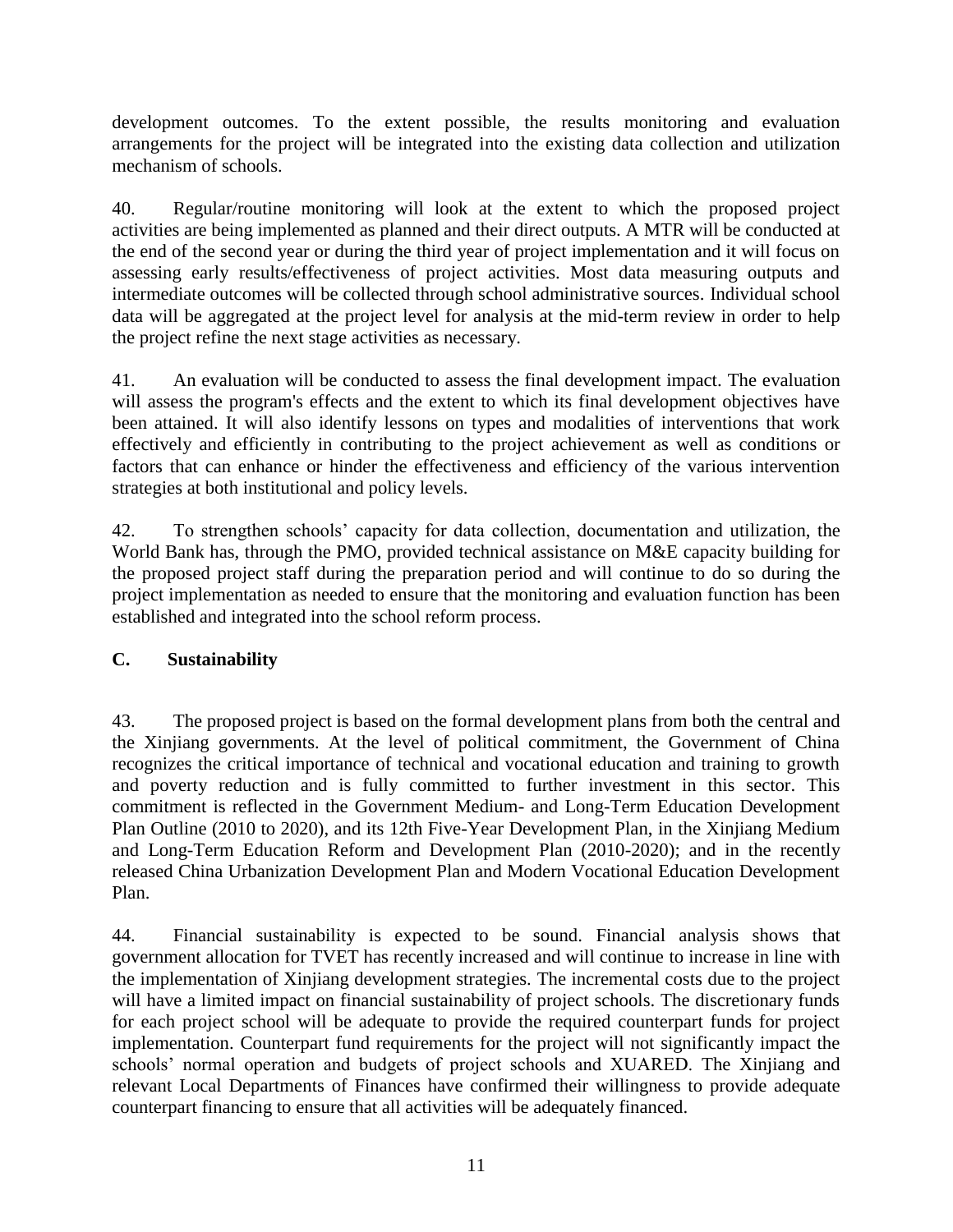development outcomes. To the extent possible, the results monitoring and evaluation arrangements for the project will be integrated into the existing data collection and utilization mechanism of schools.

40. Regular/routine monitoring will look at the extent to which the proposed project activities are being implemented as planned and their direct outputs. A MTR will be conducted at the end of the second year or during the third year of project implementation and it will focus on assessing early results/effectiveness of project activities. Most data measuring outputs and intermediate outcomes will be collected through school administrative sources. Individual school data will be aggregated at the project level for analysis at the mid-term review in order to help the project refine the next stage activities as necessary.

41. An evaluation will be conducted to assess the final development impact. The evaluation will assess the program's effects and the extent to which its final development objectives have been attained. It will also identify lessons on types and modalities of interventions that work effectively and efficiently in contributing to the project achievement as well as conditions or factors that can enhance or hinder the effectiveness and efficiency of the various intervention strategies at both institutional and policy levels.

42. To strengthen schools' capacity for data collection, documentation and utilization, the World Bank has, through the PMO, provided technical assistance on M&E capacity building for the proposed project staff during the preparation period and will continue to do so during the project implementation as needed to ensure that the monitoring and evaluation function has been established and integrated into the school reform process.

## C. Sustainability

43. The proposed project is based on the formal development plans from both the central and the Xinjiang governments. At the level of political commitment, the Government of China recognizes the critical importance of technical and vocational education and training to growth and poverty reduction and is fully committed to further investment in this sector. This commitment is reflected in the Government Medium- and Long-Term Education Development Plan Outline (2010 to 2020), and its 12th Five-Year Development Plan, in the Xinjiang Medium and Long-Term Education Reform and Development Plan (2010-2020); and in the recently released China Urbanization Development Plan and Modern Vocational Education Development Plan.

44. Financial sustainability is expected to be sound. Financial analysis shows that government allocation for TVET has recently increased and will continue to increase in line with the implementation of Xinjiang development strategies. The incremental costs due to the project will have a limited impact on financial sustainability of project schools. The discretionary funds for each project school will be adequate to provide the required counterpart funds for project implementation. Counterpart fund requirements for the project will not significantly impact the schools' normal operation and budgets of project schools and XUARED. The Xinjiang and relevant Local Departments of Finances have confirmed their willingness to provide adequate counterpart financing to ensure that all activities will be adequately financed.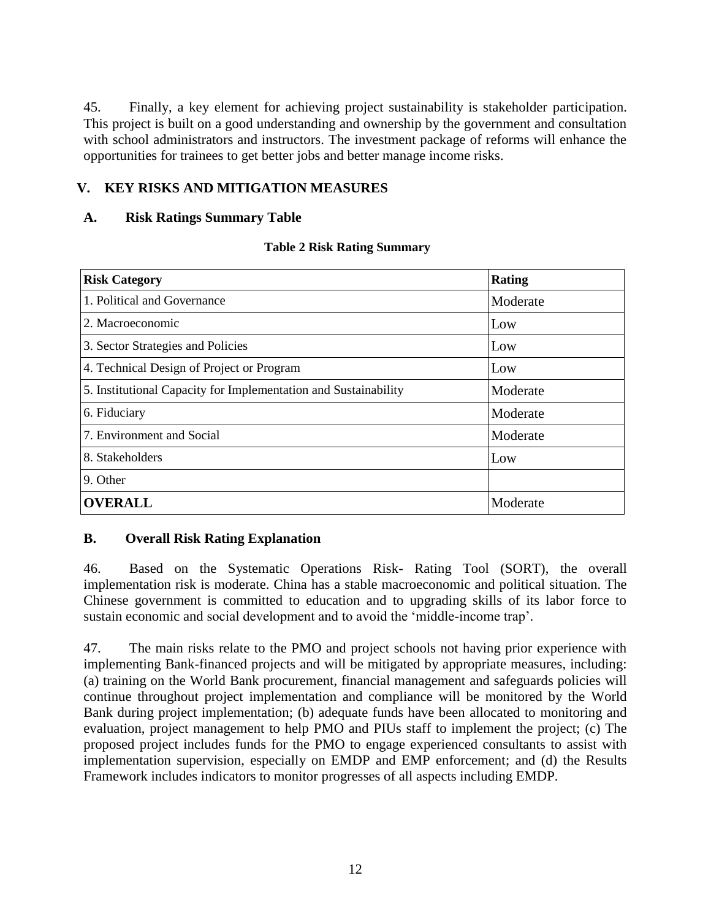45. Finally, a key element for achieving project sustainability is stakeholder participation. This project is built on a good understanding and ownership by the government and consultation with school administrators and instructors. The investment package of reforms will enhance the opportunities for trainees to get better jobs and better manage income risks.

## V. KEY RISKS AND MITIGATION MEASURES

### A. Risk Ratings Summary Table

**Table 2 Risk Rating Summary**

| Risk Category | Rating |
|---|---|
| 1. Political and Governance | Moderate |
| 2. Macroeconomic | Low |
| 3. Sector Strategies and Policies | Low |
| 4. Technical Design of Project or Program | Low |
| 5. Institutional Capacity for Implementation and Sustainability | Moderate |
| 6. Fiduciary | Moderate |
| 7. Environment and Social | Moderate |
| 8. Stakeholders | Low |
| 9. Other | |
| **OVERALL** | Moderate |

### B. Overall Risk Rating Explanation

46. Based on the Systematic Operations Risk- Rating Tool (SORT), the overall implementation risk is moderate. China has a stable macroeconomic and political situation. The Chinese government is committed to education and to upgrading skills of its labor force to sustain economic and social development and to avoid the 'middle-income trap'.

47. The main risks relate to the PMO and project schools not having prior experience with implementing Bank-financed projects and will be mitigated by appropriate measures, including: (a) training on the World Bank procurement, financial management and safeguards policies will continue throughout project implementation and compliance will be monitored by the World Bank during project implementation; (b) adequate funds have been allocated to monitoring and evaluation, project management to help PMO and PIUs staff to implement the project; (c) The proposed project includes funds for the PMO to engage experienced consultants to assist with implementation supervision, especially on EMDP and EMP enforcement; and (d) the Results Framework includes indicators to monitor progresses of all aspects including EMDP.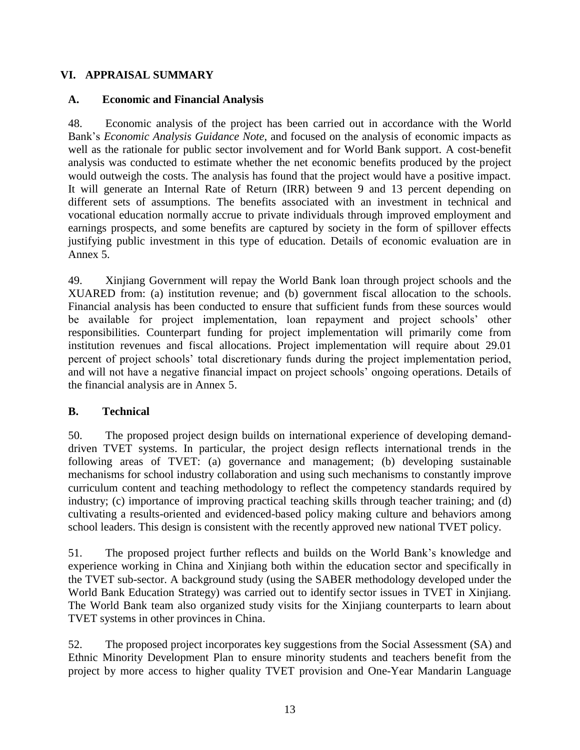## VI. APPRAISAL SUMMARY

### A. Economic and Financial Analysis

48. Economic analysis of the project has been carried out in accordance with the World Bank's *Economic Analysis Guidance Note*, and focused on the analysis of economic impacts as well as the rationale for public sector involvement and for World Bank support. A cost-benefit analysis was conducted to estimate whether the net economic benefits produced by the project would outweigh the costs. The analysis has found that the project would have a positive impact. It will generate an Internal Rate of Return (IRR) between 9 and 13 percent depending on different sets of assumptions. The benefits associated with an investment in technical and vocational education normally accrue to private individuals through improved employment and earnings prospects, and some benefits are captured by society in the form of spillover effects justifying public investment in this type of education. Details of economic evaluation are in Annex 5.

49. Xinjiang Government will repay the World Bank loan through project schools and the XUARED from: (a) institution revenue; and (b) government fiscal allocation to the schools. Financial analysis has been conducted to ensure that sufficient funds from these sources would be available for project implementation, loan repayment and project schools' other responsibilities. Counterpart funding for project implementation will primarily come from institution revenues and fiscal allocations. Project implementation will require about 29.01 percent of project schools' total discretionary funds during the project implementation period, and will not have a negative financial impact on project schools' ongoing operations. Details of the financial analysis are in Annex 5.

### B. Technical

50. The proposed project design builds on international experience of developing demand-driven TVET systems. In particular, the project design reflects international trends in the following areas of TVET: (a) governance and management; (b) developing sustainable mechanisms for school industry collaboration and using such mechanisms to constantly improve curriculum content and teaching methodology to reflect the competency standards required by industry; (c) importance of improving practical teaching skills through teacher training; and (d) cultivating a results-oriented and evidenced-based policy making culture and behaviors among school leaders. This design is consistent with the recently approved new national TVET policy.

51. The proposed project further reflects and builds on the World Bank's knowledge and experience working in China and Xinjiang both within the education sector and specifically in the TVET sub-sector. A background study (using the SABER methodology developed under the World Bank Education Strategy) was carried out to identify sector issues in TVET in Xinjiang. The World Bank team also organized study visits for the Xinjiang counterparts to learn about TVET systems in other provinces in China.

52. The proposed project incorporates key suggestions from the Social Assessment (SA) and Ethnic Minority Development Plan to ensure minority students and teachers benefit from the project by more access to higher quality TVET provision and One-Year Mandarin Language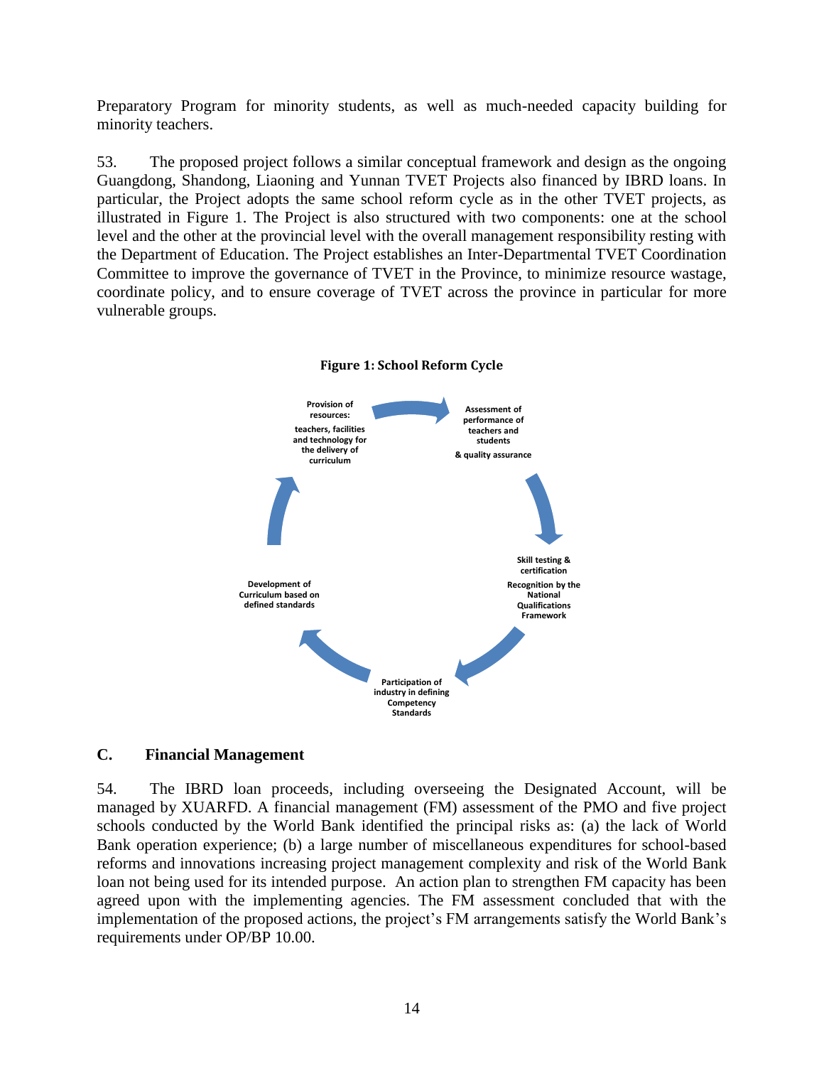Preparatory Program for minority students, as well as much-needed capacity building for minority teachers.

53. The proposed project follows a similar conceptual framework and design as the ongoing Guangdong, Shandong, Liaoning and Yunnan TVET Projects also financed by IBRD loans. In particular, the Project adopts the same school reform cycle as in the other TVET projects, as illustrated in Figure 1. The Project is also structured with two components: one at the school level and the other at the provincial level with the overall management responsibility resting with the Department of Education. The Project establishes an Inter-Departmental TVET Coordination Committee to improve the governance of TVET in the Province, to minimize resource wastage, coordinate policy, and to ensure coverage of TVET across the province in particular for more vulnerable groups.

**Figure 1: School Reform Cycle**

Provision of resources: teachers, facilities and technology for the delivery of curriculum

Assessment of performance of teachers and students & quality assurance

Skill testing & certification Recognition by the National Qualifications Framework

Participation of industry in defining Competency Standards

Development of Curriculum based on defined standards

## C. Financial Management

54. The IBRD loan proceeds, including overseeing the Designated Account, will be managed by XUARFD. A financial management (FM) assessment of the PMO and five project schools conducted by the World Bank identified the principal risks as: (a) the lack of World Bank operation experience; (b) a large number of miscellaneous expenditures for school-based reforms and innovations increasing project management complexity and risk of the World Bank loan not being used for its intended purpose. An action plan to strengthen FM capacity has been agreed upon with the implementing agencies. The FM assessment concluded that with the implementation of the proposed actions, the project's FM arrangements satisfy the World Bank's requirements under OP/BP 10.00.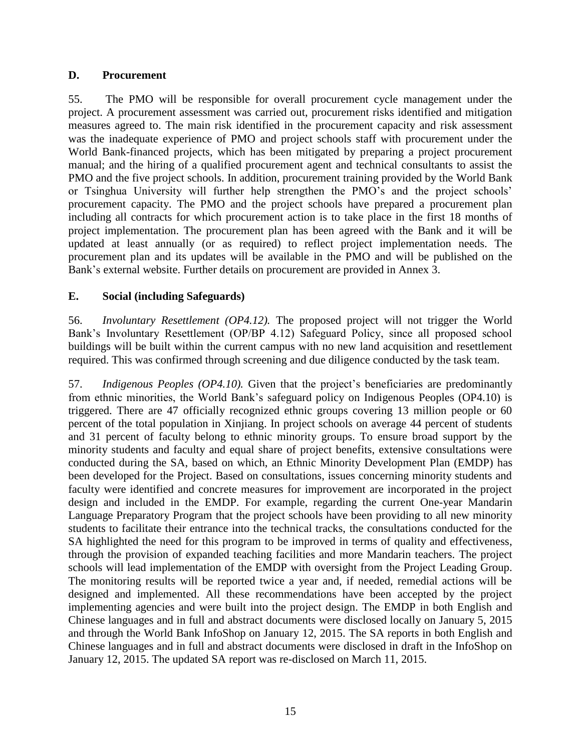## D. Procurement

55. The PMO will be responsible for overall procurement cycle management under the project. A procurement assessment was carried out, procurement risks identified and mitigation measures agreed to. The main risk identified in the procurement capacity and risk assessment was the inadequate experience of PMO and project schools staff with procurement under the World Bank-financed projects, which has been mitigated by preparing a project procurement manual; and the hiring of a qualified procurement agent and technical consultants to assist the PMO and the five project schools. In addition, procurement training provided by the World Bank or Tsinghua University will further help strengthen the PMO's and the project schools' procurement capacity. The PMO and the project schools have prepared a procurement plan including all contracts for which procurement action is to take place in the first 18 months of project implementation. The procurement plan has been agreed with the Bank and it will be updated at least annually (or as required) to reflect project implementation needs. The procurement plan and its updates will be available in the PMO and will be published on the Bank's external website. Further details on procurement are provided in Annex 3.

## E. Social (including Safeguards)

56. *Involuntary Resettlement (OP4.12).* The proposed project will not trigger the World Bank's Involuntary Resettlement (OP/BP 4.12) Safeguard Policy, since all proposed school buildings will be built within the current campus with no new land acquisition and resettlement required. This was confirmed through screening and due diligence conducted by the task team.

57. *Indigenous Peoples (OP4.10).* Given that the project's beneficiaries are predominantly from ethnic minorities, the World Bank's safeguard policy on Indigenous Peoples (OP4.10) is triggered. There are 47 officially recognized ethnic groups covering 13 million people or 60 percent of the total population in Xinjiang. In project schools on average 44 percent of students and 31 percent of faculty belong to ethnic minority groups. To ensure broad support by the minority students and faculty and equal share of project benefits, extensive consultations were conducted during the SA, based on which, an Ethnic Minority Development Plan (EMDP) has been developed for the Project. Based on consultations, issues concerning minority students and faculty were identified and concrete measures for improvement are incorporated in the project design and included in the EMDP. For example, regarding the current One-year Mandarin Language Preparatory Program that the project schools have been providing to all new minority students to facilitate their entrance into the technical tracks, the consultations conducted for the SA highlighted the need for this program to be improved in terms of quality and effectiveness, through the provision of expanded teaching facilities and more Mandarin teachers. The project schools will lead implementation of the EMDP with oversight from the Project Leading Group. The monitoring results will be reported twice a year and, if needed, remedial actions will be designed and implemented. All these recommendations have been accepted by the project implementing agencies and were built into the project design. The EMDP in both English and Chinese languages and in full and abstract documents were disclosed locally on January 5, 2015 and through the World Bank InfoShop on January 12, 2015. The SA reports in both English and Chinese languages and in full and abstract documents were disclosed in draft in the InfoShop on January 12, 2015. The updated SA report was re-disclosed on March 11, 2015.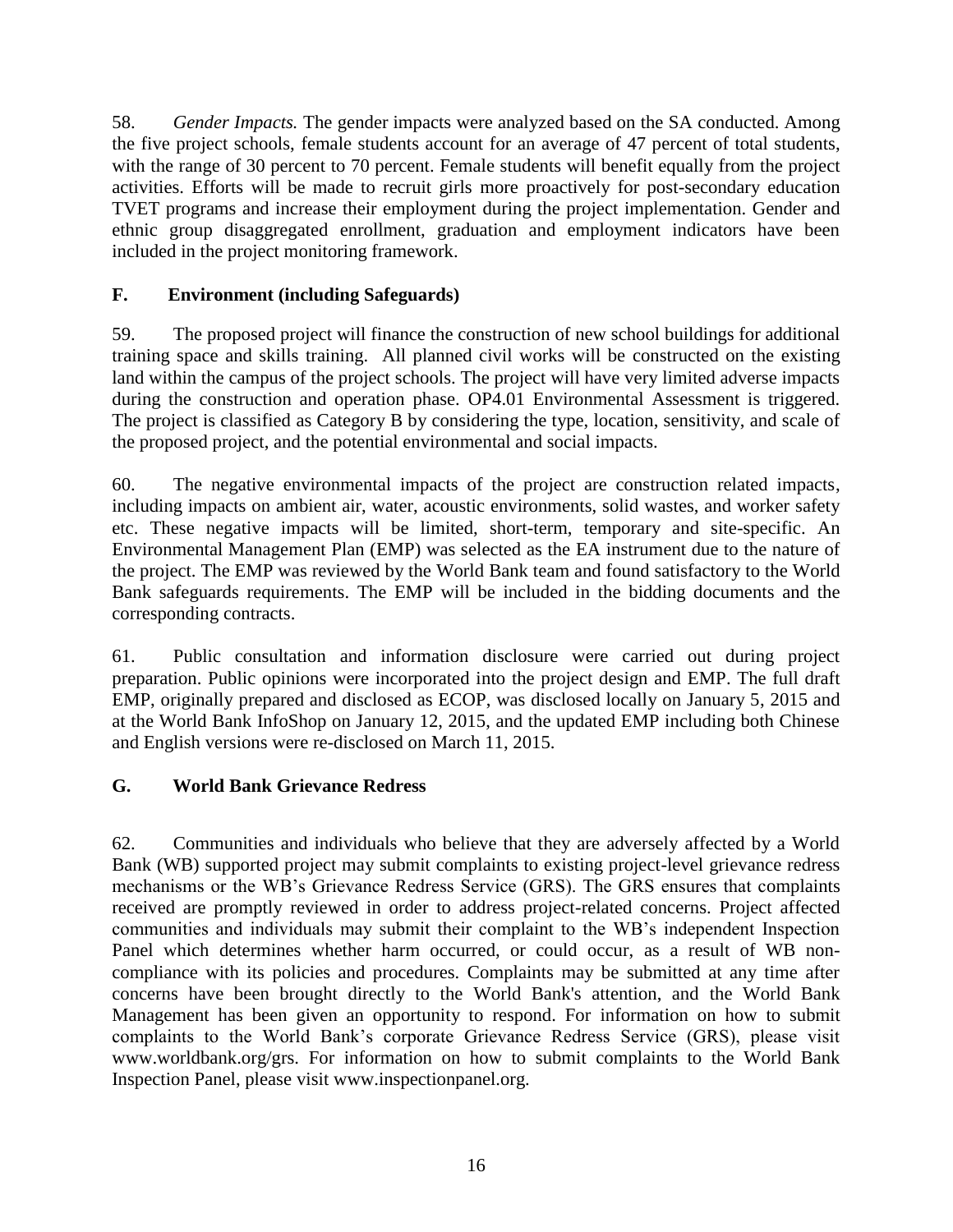58. *Gender Impacts.* The gender impacts were analyzed based on the SA conducted. Among the five project schools, female students account for an average of 47 percent of total students, with the range of 30 percent to 70 percent. Female students will benefit equally from the project activities. Efforts will be made to recruit girls more proactively for post-secondary education TVET programs and increase their employment during the project implementation. Gender and ethnic group disaggregated enrollment, graduation and employment indicators have been included in the project monitoring framework.

### F. Environment (including Safeguards)

59. The proposed project will finance the construction of new school buildings for additional training space and skills training. All planned civil works will be constructed on the existing land within the campus of the project schools. The project will have very limited adverse impacts during the construction and operation phase. OP4.01 Environmental Assessment is triggered. The project is classified as Category B by considering the type, location, sensitivity, and scale of the proposed project, and the potential environmental and social impacts.

60. The negative environmental impacts of the project are construction related impacts, including impacts on ambient air, water, acoustic environments, solid wastes, and worker safety etc. These negative impacts will be limited, short-term, temporary and site-specific. An Environmental Management Plan (EMP) was selected as the EA instrument due to the nature of the project. The EMP was reviewed by the World Bank team and found satisfactory to the World Bank safeguards requirements. The EMP will be included in the bidding documents and the corresponding contracts.

61. Public consultation and information disclosure were carried out during project preparation. Public opinions were incorporated into the project design and EMP. The full draft EMP, originally prepared and disclosed as ECOP, was disclosed locally on January 5, 2015 and at the World Bank InfoShop on January 12, 2015, and the updated EMP including both Chinese and English versions were re-disclosed on March 11, 2015.

### G. World Bank Grievance Redress

62. Communities and individuals who believe that they are adversely affected by a World Bank (WB) supported project may submit complaints to existing project-level grievance redress mechanisms or the WB's Grievance Redress Service (GRS). The GRS ensures that complaints received are promptly reviewed in order to address project-related concerns. Project affected communities and individuals may submit their complaint to the WB's independent Inspection Panel which determines whether harm occurred, or could occur, as a result of WB non-compliance with its policies and procedures. Complaints may be submitted at any time after concerns have been brought directly to the World Bank's attention, and the World Bank Management has been given an opportunity to respond. For information on how to submit complaints to the World Bank's corporate Grievance Redress Service (GRS), please visit www.worldbank.org/grs. For information on how to submit complaints to the World Bank Inspection Panel, please visit www.inspectionpanel.org.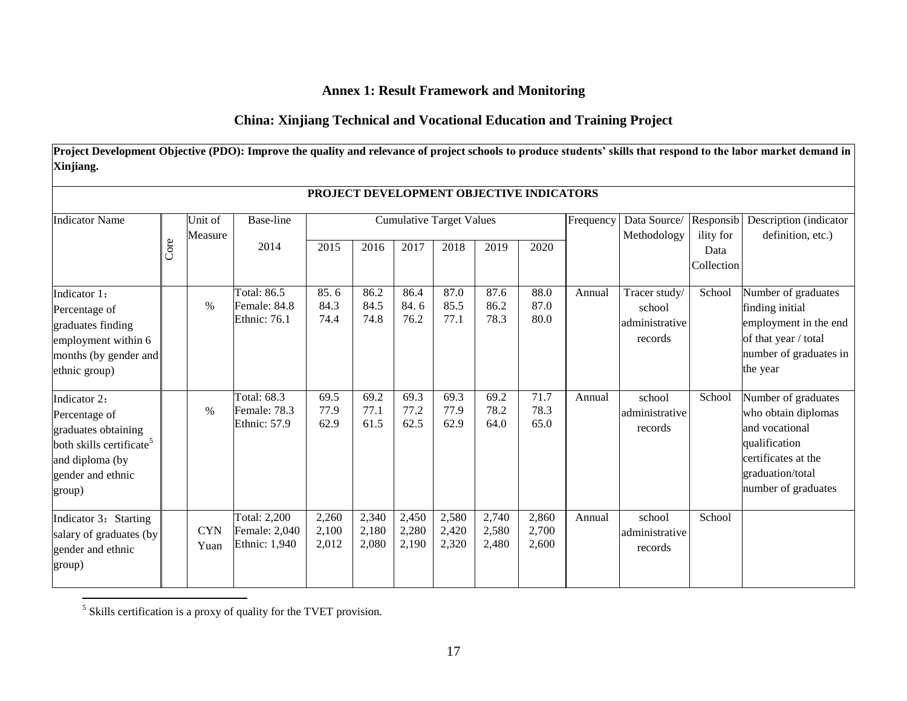# Annex 1: Result Framework and Monitoring

## China: Xinjiang Technical and Vocational Education and Training Project

**Project Development Objective (PDO): Improve the quality and relevance of project schools to produce students' skills that respond to the labor market demand in Xinjiang.**

**PROJECT DEVELOPMENT OBJECTIVE INDICATORS**

| Indicator Name | Core | Unit of Measure | Base-line | Cumulative Target Values | | | | | | Frequency | Data Source/ Methodology | Responsibility for Data Collection | Description (indicator definition, etc.) |
|---|---|---|---|---|---|---|---|---|---|---|---|---|---|
| | | | 2014 | 2015 | 2016 | 2017 | 2018 | 2019 | 2020 | | | | |
| Indicator 1：Percentage of graduates finding employment within 6 months (by gender and ethnic group) | | % | Total: 86.5<br>Female: 84.8<br>Ethnic: 76.1 | 85. 6<br>84.3<br>74.4 | 86.2<br>84.5<br>74.8 | 86.4<br>84. 6<br>76.2 | 87.0<br>85.5<br>77.1 | 87.6<br>86.2<br>78.3 | 88.0<br>87.0<br>80.0 | Annual | Tracer study/ school administrative records | School | Number of graduates finding initial employment in the end of that year / total number of graduates in the year |
| Indicator 2：Percentage of graduates obtaining both skills certificate[5] and diploma (by gender and ethnic group) | | % | Total: 68.3<br>Female: 78.3<br>Ethnic: 57.9 | 69.5<br>77.9<br>62.9 | 69.2<br>77.1<br>61.5 | 69.3<br>77.2<br>62.5 | 69.3<br>77.9<br>62.9 | 69.2<br>78.2<br>64.0 | 71.7<br>78.3<br>65.0 | Annual | school administrative records | School | Number of graduates who obtain diplomas and vocational qualification certificates at the graduation/total number of graduates |
| Indicator 3：Starting salary of graduates (by gender and ethnic group) | | CYN Yuan | Total: 2,200<br>Female: 2,040<br>Ethnic: 1,940 | 2,260<br>2,100<br>2,012 | 2,340<br>2,180<br>2,080 | 2,450<br>2,280<br>2,190 | 2,580<br>2,420<br>2,320 | 2,740<br>2,580<br>2,480 | 2,860<br>2,700<br>2,600 | Annual | school administrative records | School | |

[5] Skills certification is a proxy of quality for the TVET provision.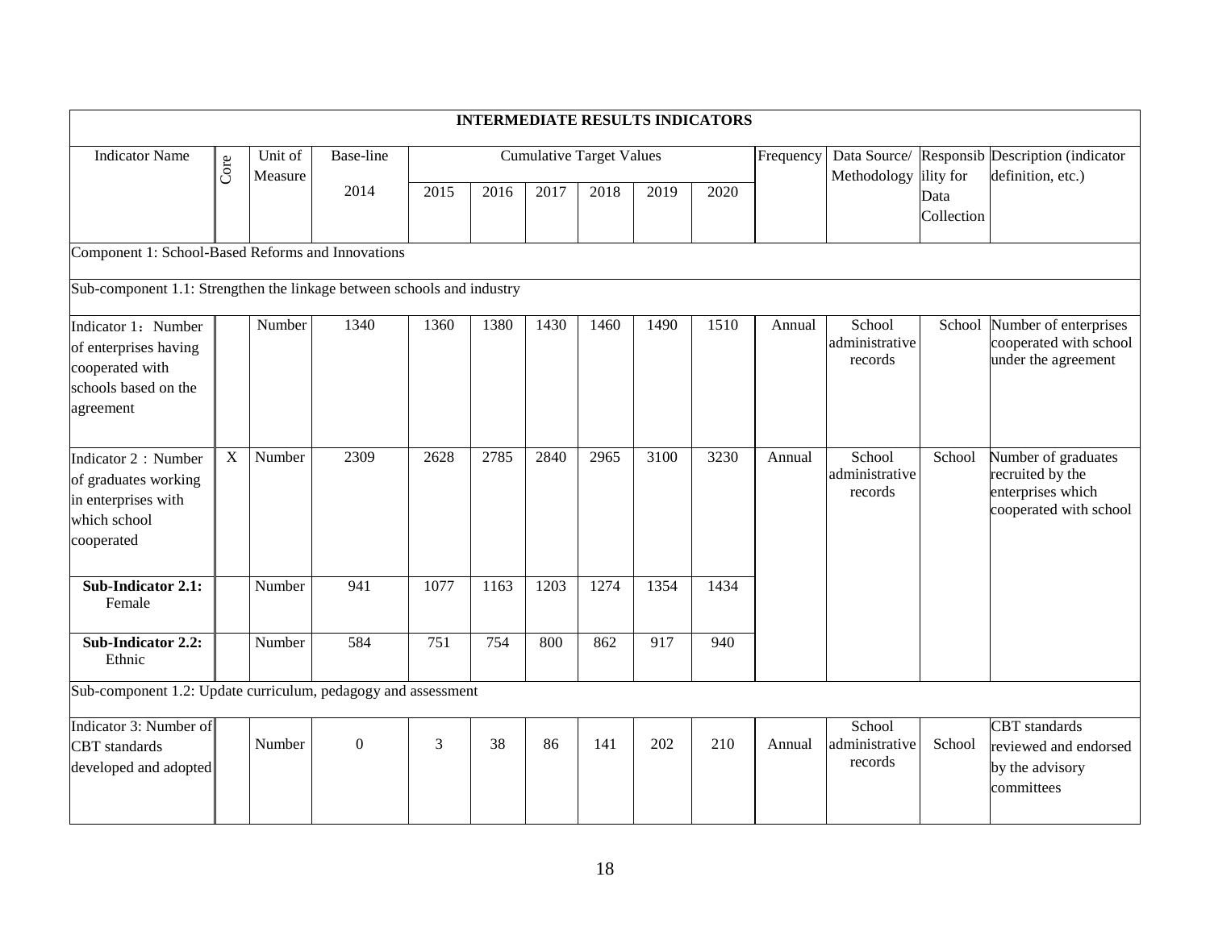| INTERMEDIATE RESULTS INDICATORS | | | | | | | | | | | | | | |
|---|---|---|---|---|---|---|---|---|---|---|---|---|---|---|
| Indicator Name | Core | Unit of Measure | Base-line 2014 | Cumulative Target Values | | | | | | Frequency | Data Source/ Methodology | Responsibility for Data Collection | Description (indicator definition, etc.) |
| | | | | 2015 | 2016 | 2017 | 2018 | 2019 | 2020 | | | | |
| Component 1: School-Based Reforms and Innovations | | | | | | | | | | | | | |
| Sub-component 1.1: Strengthen the linkage between schools and industry | | | | | | | | | | | | | |
| Indicator 1：Number of enterprises having cooperated with schools based on the agreement | | Number | 1340 | 1360 | 1380 | 1430 | 1460 | 1490 | 1510 | Annual | School administrative records | School | Number of enterprises cooperated with school under the agreement |
| Indicator 2：Number of graduates working in enterprises with which school cooperated | X | Number | 2309 | 2628 | 2785 | 2840 | 2965 | 3100 | 3230 | Annual | School administrative records | School | Number of graduates recruited by the enterprises which cooperated with school |
| **Sub-Indicator 2.1:** Female | | Number | 941 | 1077 | 1163 | 1203 | 1274 | 1354 | 1434 | | | | |
| **Sub-Indicator 2.2:** Ethnic | | Number | 584 | 751 | 754 | 800 | 862 | 917 | 940 | | | | |
| Sub-component 1.2: Update curriculum, pedagogy and assessment | | | | | | | | | | | | | |
| Indicator 3: Number of CBT standards developed and adopted | | Number | 0 | 3 | 38 | 86 | 141 | 202 | 210 | Annual | School administrative records | School | CBT standards reviewed and endorsed by the advisory committees |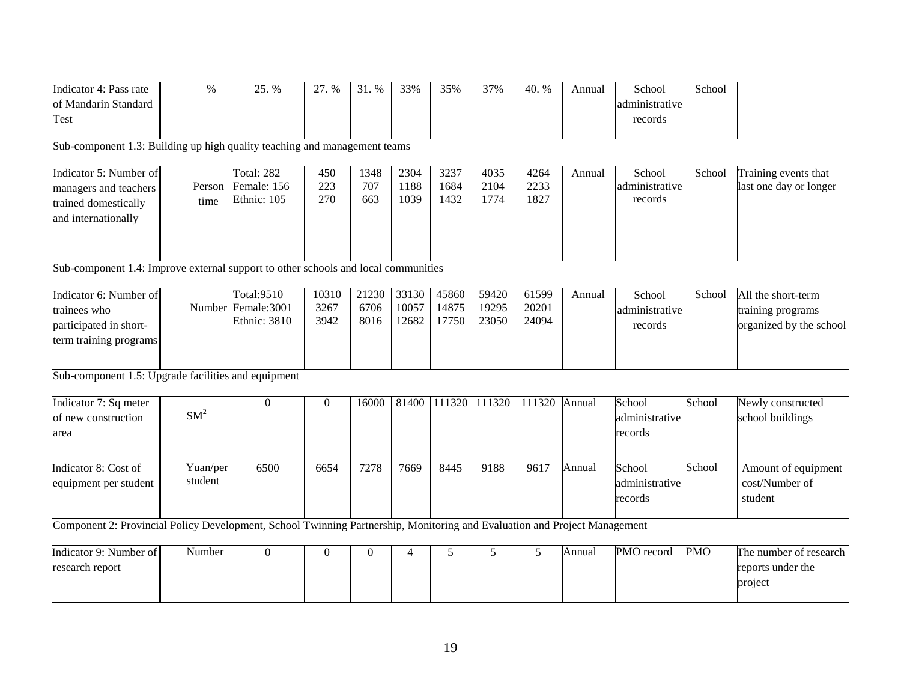| | | | | | | | | | | | | | |
|---|---|---|---|---|---|---|---|---|---|---|---|---|---|
| Indicator 4: Pass rate of Mandarin Standard Test | | % | 25. % | 27. % | 31. % | 33% | 35% | 37% | 40. % | Annual | School administrative records | School | |
| Sub-component 1.3: Building up high quality teaching and management teams | | | | | | | | | | | | | |
| Indicator 5: Number of managers and teachers trained domestically and internationally | | Person time | Total: 282<br>Female: 156<br>Ethnic: 105 | 450<br>223<br>270 | 1348<br>707<br>663 | 2304<br>1188<br>1039 | 3237<br>1684<br>1432 | 4035<br>2104<br>1774 | 4264<br>2233<br>1827 | Annual | School administrative records | School | Training events that last one day or longer |
| Sub-component 1.4: Improve external support to other schools and local communities | | | | | | | | | | | | | |
| Indicator 6: Number of trainees who participated in short-term training programs | | Number | Total:9510<br>Female:3001<br>Ethnic: 3810 | 10310<br>3267<br>3942 | 21230<br>6706<br>8016 | 33130<br>10057<br>12682 | 45860<br>14875<br>17750 | 59420<br>19295<br>23050 | 61599<br>20201<br>24094 | Annual | School administrative records | School | All the short-term training programs organized by the school |
| Sub-component 1.5: Upgrade facilities and equipment | | | | | | | | | | | | | |
| Indicator 7: Sq meter of new construction area | | $SM^2$ | 0 | 0 | 16000 | 81400 | 111320 | 111320 | 111320 | Annual | School administrative records | School | Newly constructed school buildings |
| Indicator 8: Cost of equipment per student | | Yuan/per student | 6500 | 6654 | 7278 | 7669 | 8445 | 9188 | 9617 | Annual | School administrative records | School | Amount of equipment cost/Number of student |
| Component 2: Provincial Policy Development, School Twinning Partnership, Monitoring and Evaluation and Project Management | | | | | | | | | | | | | |
| Indicator 9: Number of research report | | Number | 0 | 0 | 0 | 4 | 5 | 5 | 5 | Annual | PMO record | PMO | The number of research reports under the project |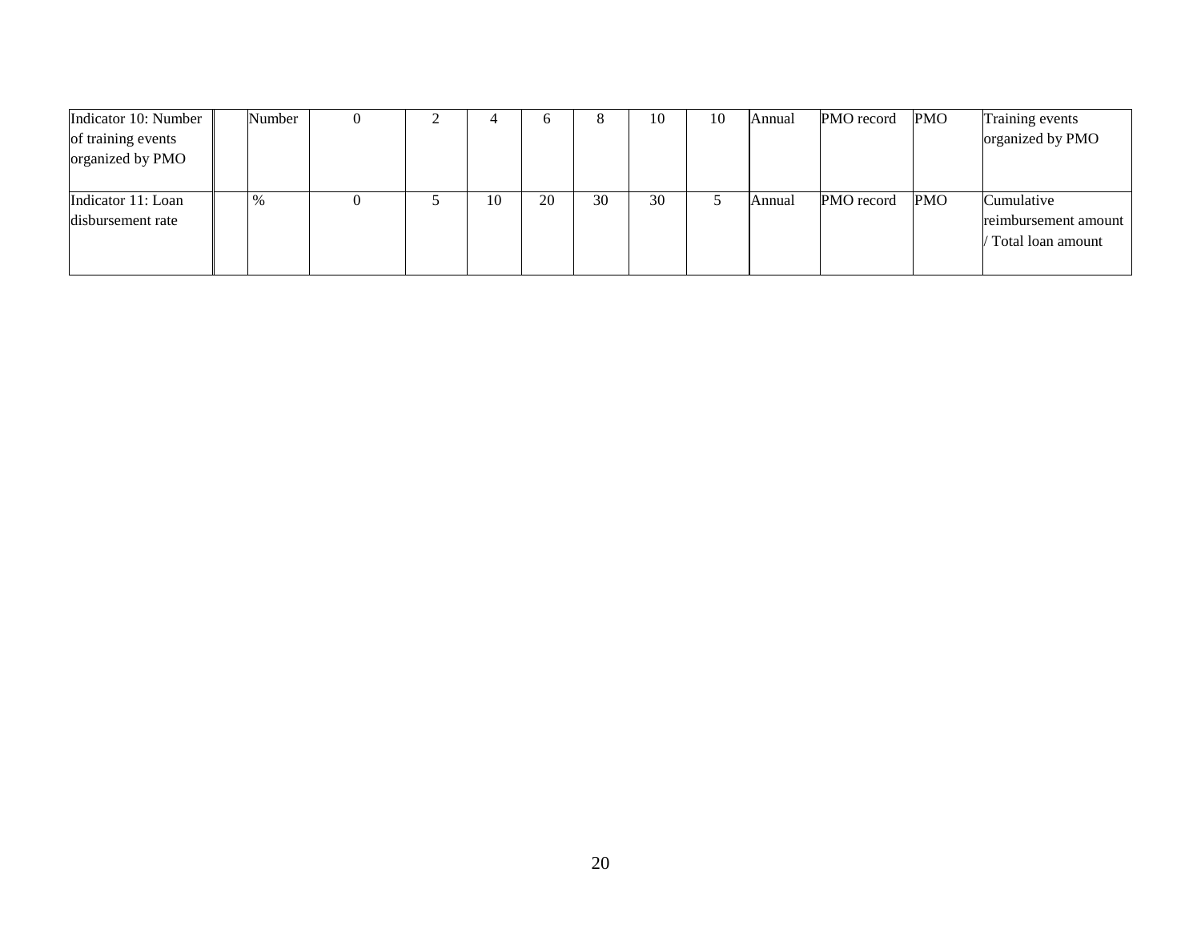| | | | | | | | | | | | | | |
|---|---|---|---|---|---|---|---|---|---|---|---|---|---|
| Indicator 10: Number of training events organized by PMO | | Number | 0 | 2 | 4 | 6 | 8 | 10 | 10 | Annual | PMO record | PMO | Training events organized by PMO |
| Indicator 11: Loan disbursement rate | | % | 0 | 5 | 10 | 20 | 30 | 30 | 5 | Annual | PMO record | PMO | Cumulative reimbursement amount / Total loan amount |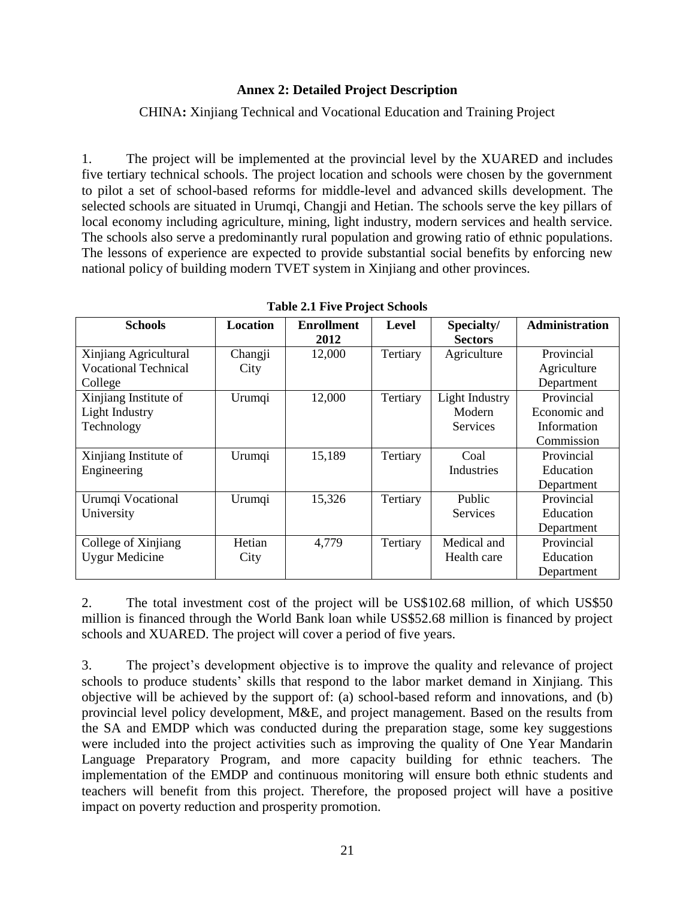# Annex 2: Detailed Project Description

CHINA**:** Xinjiang Technical and Vocational Education and Training Project

1. The project will be implemented at the provincial level by the XUARED and includes five tertiary technical schools. The project location and schools were chosen by the government to pilot a set of school-based reforms for middle-level and advanced skills development. The selected schools are situated in Urumqi, Changji and Hetian. The schools serve the key pillars of local economy including agriculture, mining, light industry, modern services and health service. The schools also serve a predominantly rural population and growing ratio of ethnic populations. The lessons of experience are expected to provide substantial social benefits by enforcing new national policy of building modern TVET system in Xinjiang and other provinces.

**Table 2.1 Five Project Schools**

| Schools | Location | Enrollment 2012 | Level | Specialty/ Sectors | Administration |
|---|---|---|---|---|---|
| Xinjiang Agricultural Vocational Technical College | Changji City | 12,000 | Tertiary | Agriculture | Provincial Agriculture Department |
| Xinjiang Institute of Light Industry Technology | Urumqi | 12,000 | Tertiary | Light Industry Modern Services | Provincial Economic and Information Commission |
| Xinjiang Institute of Engineering | Urumqi | 15,189 | Tertiary | Coal Industries | Provincial Education Department |
| Urumqi Vocational University | Urumqi | 15,326 | Tertiary | Public Services | Provincial Education Department |
| College of Xinjiang Uygur Medicine | Hetian City | 4,779 | Tertiary | Medical and Health care | Provincial Education Department |

2. The total investment cost of the project will be US$102.68 million, of which US$50 million is financed through the World Bank loan while US$52.68 million is financed by project schools and XUARED. The project will cover a period of five years.

3. The project's development objective is to improve the quality and relevance of project schools to produce students' skills that respond to the labor market demand in Xinjiang. This objective will be achieved by the support of: (a) school-based reform and innovations, and (b) provincial level policy development, M&E, and project management. Based on the results from the SA and EMDP which was conducted during the preparation stage, some key suggestions were included into the project activities such as improving the quality of One Year Mandarin Language Preparatory Program, and more capacity building for ethnic teachers. The implementation of the EMDP and continuous monitoring will ensure both ethnic students and teachers will benefit from this project. Therefore, the proposed project will have a positive impact on poverty reduction and prosperity promotion.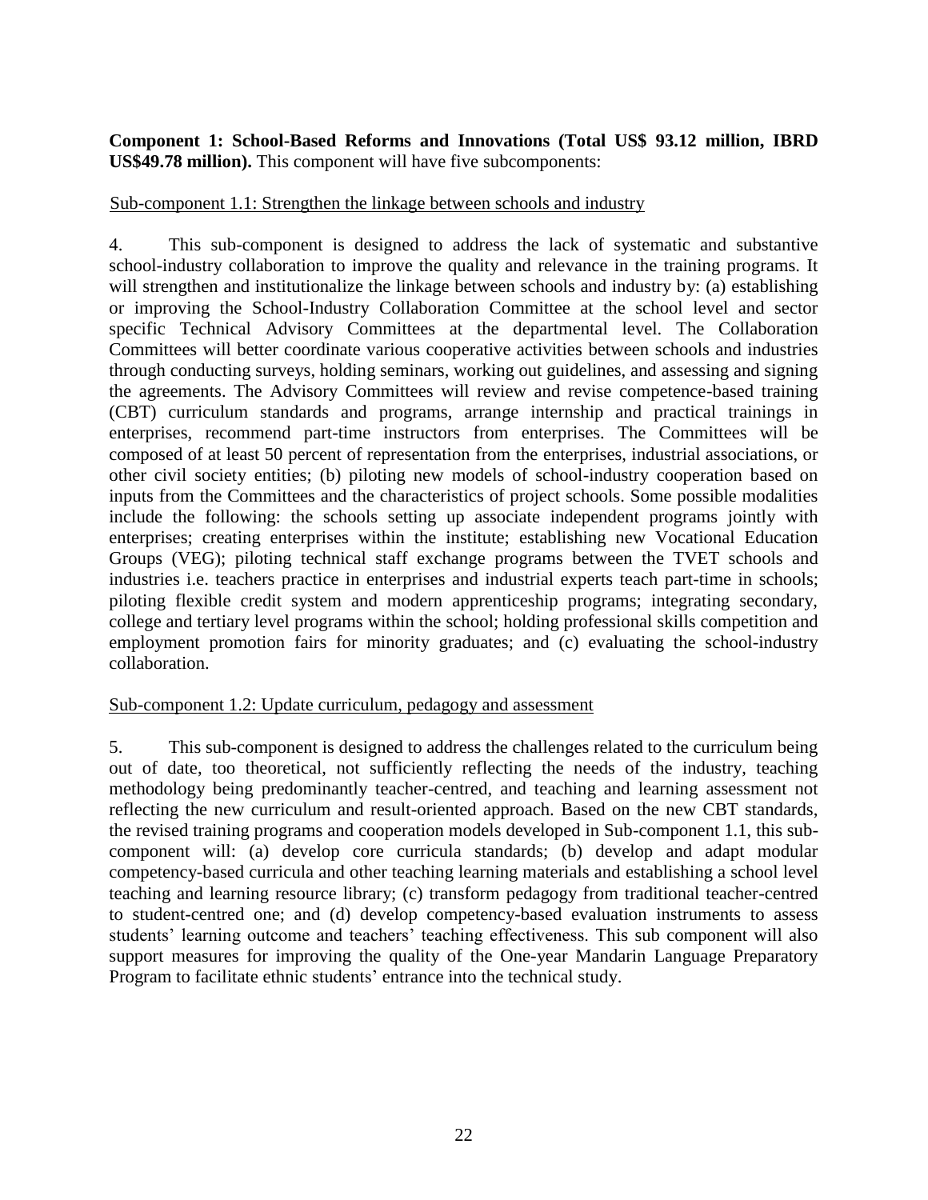**Component 1: School-Based Reforms and Innovations (Total US$ 93.12 million, IBRD US$49.78 million).** This component will have five subcomponents:

Sub-component 1.1: Strengthen the linkage between schools and industry

4. This sub-component is designed to address the lack of systematic and substantive school-industry collaboration to improve the quality and relevance in the training programs. It will strengthen and institutionalize the linkage between schools and industry by: (a) establishing or improving the School-Industry Collaboration Committee at the school level and sector specific Technical Advisory Committees at the departmental level. The Collaboration Committees will better coordinate various cooperative activities between schools and industries through conducting surveys, holding seminars, working out guidelines, and assessing and signing the agreements. The Advisory Committees will review and revise competence-based training (CBT) curriculum standards and programs, arrange internship and practical trainings in enterprises, recommend part-time instructors from enterprises. The Committees will be composed of at least 50 percent of representation from the enterprises, industrial associations, or other civil society entities; (b) piloting new models of school-industry cooperation based on inputs from the Committees and the characteristics of project schools. Some possible modalities include the following: the schools setting up associate independent programs jointly with enterprises; creating enterprises within the institute; establishing new Vocational Education Groups (VEG); piloting technical staff exchange programs between the TVET schools and industries i.e. teachers practice in enterprises and industrial experts teach part-time in schools; piloting flexible credit system and modern apprenticeship programs; integrating secondary, college and tertiary level programs within the school; holding professional skills competition and employment promotion fairs for minority graduates; and (c) evaluating the school-industry collaboration.

Sub-component 1.2: Update curriculum, pedagogy and assessment

5. This sub-component is designed to address the challenges related to the curriculum being out of date, too theoretical, not sufficiently reflecting the needs of the industry, teaching methodology being predominantly teacher-centred, and teaching and learning assessment not reflecting the new curriculum and result-oriented approach. Based on the new CBT standards, the revised training programs and cooperation models developed in Sub-component 1.1, this sub-component will: (a) develop core curricula standards; (b) develop and adapt modular competency-based curricula and other teaching learning materials and establishing a school level teaching and learning resource library; (c) transform pedagogy from traditional teacher-centred to student-centred one; and (d) develop competency-based evaluation instruments to assess students' learning outcome and teachers' teaching effectiveness. This sub component will also support measures for improving the quality of the One-year Mandarin Language Preparatory Program to facilitate ethnic students' entrance into the technical study.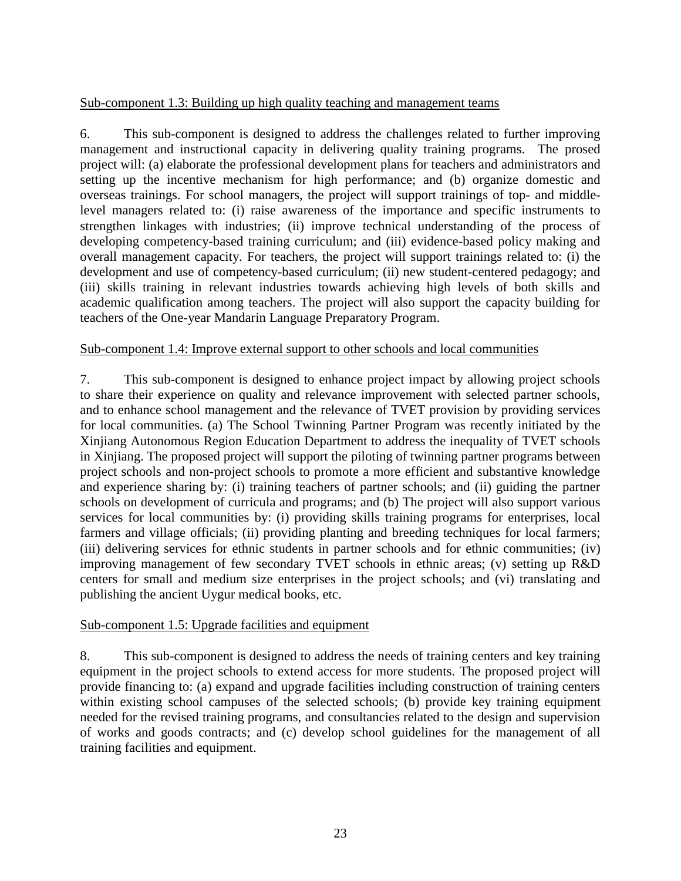Sub-component 1.3: Building up high quality teaching and management teams

6. This sub-component is designed to address the challenges related to further improving management and instructional capacity in delivering quality training programs. The prosed project will: (a) elaborate the professional development plans for teachers and administrators and setting up the incentive mechanism for high performance; and (b) organize domestic and overseas trainings. For school managers, the project will support trainings of top- and middle-level managers related to: (i) raise awareness of the importance and specific instruments to strengthen linkages with industries; (ii) improve technical understanding of the process of developing competency-based training curriculum; and (iii) evidence-based policy making and overall management capacity. For teachers, the project will support trainings related to: (i) the development and use of competency-based curriculum; (ii) new student-centered pedagogy; and (iii) skills training in relevant industries towards achieving high levels of both skills and academic qualification among teachers. The project will also support the capacity building for teachers of the One-year Mandarin Language Preparatory Program.

Sub-component 1.4: Improve external support to other schools and local communities

7. This sub-component is designed to enhance project impact by allowing project schools to share their experience on quality and relevance improvement with selected partner schools, and to enhance school management and the relevance of TVET provision by providing services for local communities. (a) The School Twinning Partner Program was recently initiated by the Xinjiang Autonomous Region Education Department to address the inequality of TVET schools in Xinjiang. The proposed project will support the piloting of twinning partner programs between project schools and non-project schools to promote a more efficient and substantive knowledge and experience sharing by: (i) training teachers of partner schools; and (ii) guiding the partner schools on development of curricula and programs; and (b) The project will also support various services for local communities by: (i) providing skills training programs for enterprises, local farmers and village officials; (ii) providing planting and breeding techniques for local farmers; (iii) delivering services for ethnic students in partner schools and for ethnic communities; (iv) improving management of few secondary TVET schools in ethnic areas; (v) setting up R&D centers for small and medium size enterprises in the project schools; and (vi) translating and publishing the ancient Uygur medical books, etc.

Sub-component 1.5: Upgrade facilities and equipment

8. This sub-component is designed to address the needs of training centers and key training equipment in the project schools to extend access for more students. The proposed project will provide financing to: (a) expand and upgrade facilities including construction of training centers within existing school campuses of the selected schools; (b) provide key training equipment needed for the revised training programs, and consultancies related to the design and supervision of works and goods contracts; and (c) develop school guidelines for the management of all training facilities and equipment.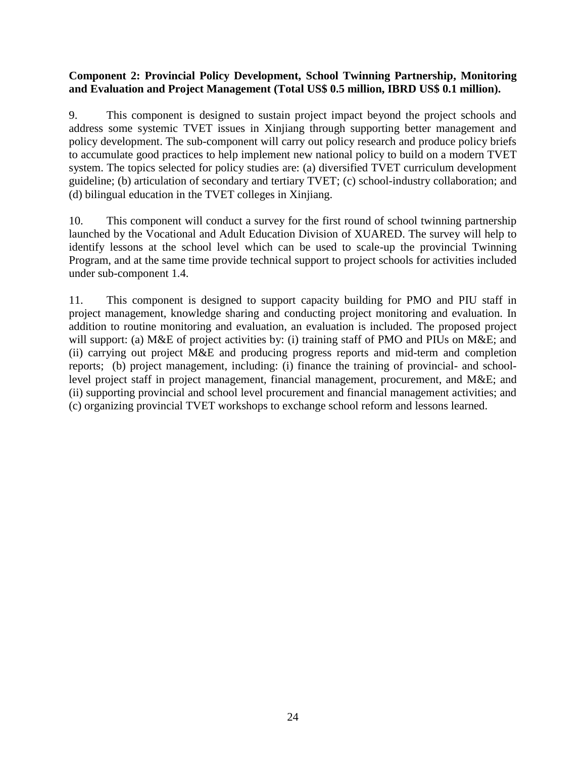**Component 2: Provincial Policy Development, School Twinning Partnership, Monitoring and Evaluation and Project Management (Total US$ 0.5 million, IBRD US$ 0.1 million).**

9. This component is designed to sustain project impact beyond the project schools and address some systemic TVET issues in Xinjiang through supporting better management and policy development. The sub-component will carry out policy research and produce policy briefs to accumulate good practices to help implement new national policy to build on a modern TVET system. The topics selected for policy studies are: (a) diversified TVET curriculum development guideline; (b) articulation of secondary and tertiary TVET; (c) school-industry collaboration; and (d) bilingual education in the TVET colleges in Xinjiang.

10. This component will conduct a survey for the first round of school twinning partnership launched by the Vocational and Adult Education Division of XUARED. The survey will help to identify lessons at the school level which can be used to scale-up the provincial Twinning Program, and at the same time provide technical support to project schools for activities included under sub-component 1.4.

11. This component is designed to support capacity building for PMO and PIU staff in project management, knowledge sharing and conducting project monitoring and evaluation. In addition to routine monitoring and evaluation, an evaluation is included. The proposed project will support: (a) M&E of project activities by: (i) training staff of PMO and PIUs on M&E; and (ii) carrying out project M&E and producing progress reports and mid-term and completion reports; (b) project management, including: (i) finance the training of provincial- and school-level project staff in project management, financial management, procurement, and M&E; and (ii) supporting provincial and school level procurement and financial management activities; and (c) organizing provincial TVET workshops to exchange school reform and lessons learned.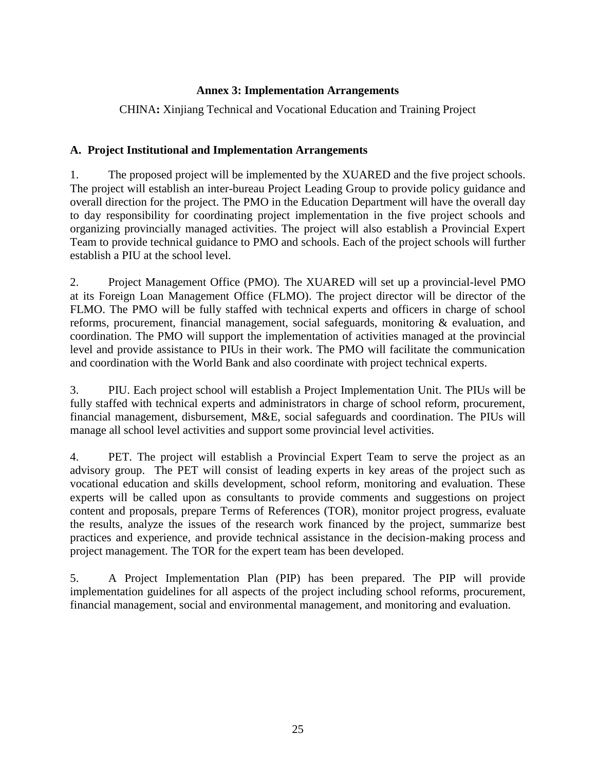# Annex 3: Implementation Arrangements

CHINA**:** Xinjiang Technical and Vocational Education and Training Project

## A. Project Institutional and Implementation Arrangements

1. The proposed project will be implemented by the XUARED and the five project schools. The project will establish an inter-bureau Project Leading Group to provide policy guidance and overall direction for the project. The PMO in the Education Department will have the overall day to day responsibility for coordinating project implementation in the five project schools and organizing provincially managed activities. The project will also establish a Provincial Expert Team to provide technical guidance to PMO and schools. Each of the project schools will further establish a PIU at the school level.

2. Project Management Office (PMO). The XUARED will set up a provincial-level PMO at its Foreign Loan Management Office (FLMO). The project director will be director of the FLMO. The PMO will be fully staffed with technical experts and officers in charge of school reforms, procurement, financial management, social safeguards, monitoring & evaluation, and coordination. The PMO will support the implementation of activities managed at the provincial level and provide assistance to PIUs in their work. The PMO will facilitate the communication and coordination with the World Bank and also coordinate with project technical experts.

3. PIU. Each project school will establish a Project Implementation Unit. The PIUs will be fully staffed with technical experts and administrators in charge of school reform, procurement, financial management, disbursement, M&E, social safeguards and coordination. The PIUs will manage all school level activities and support some provincial level activities.

4. PET. The project will establish a Provincial Expert Team to serve the project as an advisory group. The PET will consist of leading experts in key areas of the project such as vocational education and skills development, school reform, monitoring and evaluation. These experts will be called upon as consultants to provide comments and suggestions on project content and proposals, prepare Terms of References (TOR), monitor project progress, evaluate the results, analyze the issues of the research work financed by the project, summarize best practices and experience, and provide technical assistance in the decision-making process and project management. The TOR for the expert team has been developed.

5. A Project Implementation Plan (PIP) has been prepared. The PIP will provide implementation guidelines for all aspects of the project including school reforms, procurement, financial management, social and environmental management, and monitoring and evaluation.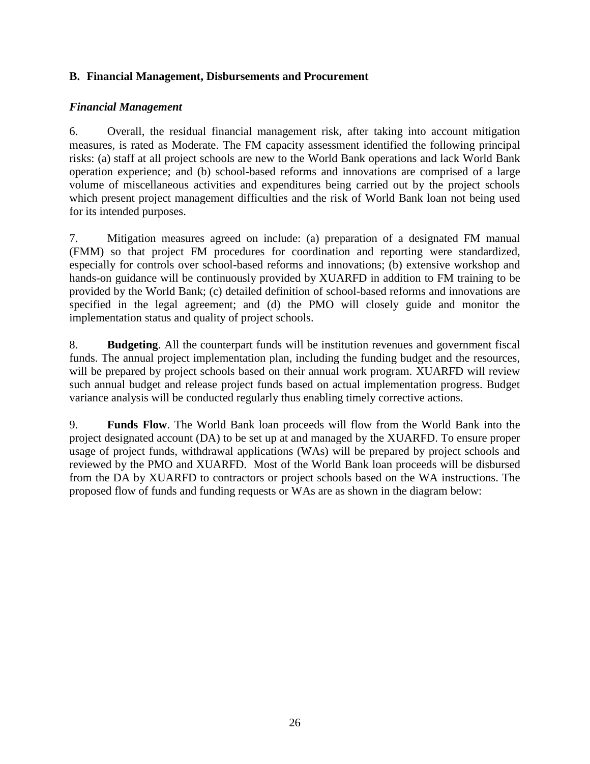### B. Financial Management, Disbursements and Procurement

#### *Financial Management*

6. Overall, the residual financial management risk, after taking into account mitigation measures, is rated as Moderate. The FM capacity assessment identified the following principal risks: (a) staff at all project schools are new to the World Bank operations and lack World Bank operation experience; and (b) school-based reforms and innovations are comprised of a large volume of miscellaneous activities and expenditures being carried out by the project schools which present project management difficulties and the risk of World Bank loan not being used for its intended purposes.

7. Mitigation measures agreed on include: (a) preparation of a designated FM manual (FMM) so that project FM procedures for coordination and reporting were standardized, especially for controls over school-based reforms and innovations; (b) extensive workshop and hands-on guidance will be continuously provided by XUARFD in addition to FM training to be provided by the World Bank; (c) detailed definition of school-based reforms and innovations are specified in the legal agreement; and (d) the PMO will closely guide and monitor the implementation status and quality of project schools.

8. **Budgeting**. All the counterpart funds will be institution revenues and government fiscal funds. The annual project implementation plan, including the funding budget and the resources, will be prepared by project schools based on their annual work program. XUARFD will review such annual budget and release project funds based on actual implementation progress. Budget variance analysis will be conducted regularly thus enabling timely corrective actions.

9. **Funds Flow**. The World Bank loan proceeds will flow from the World Bank into the project designated account (DA) to be set up at and managed by the XUARFD. To ensure proper usage of project funds, withdrawal applications (WAs) will be prepared by project schools and reviewed by the PMO and XUARFD. Most of the World Bank loan proceeds will be disbursed from the DA by XUARFD to contractors or project schools based on the WA instructions. The proposed flow of funds and funding requests or WAs are as shown in the diagram below: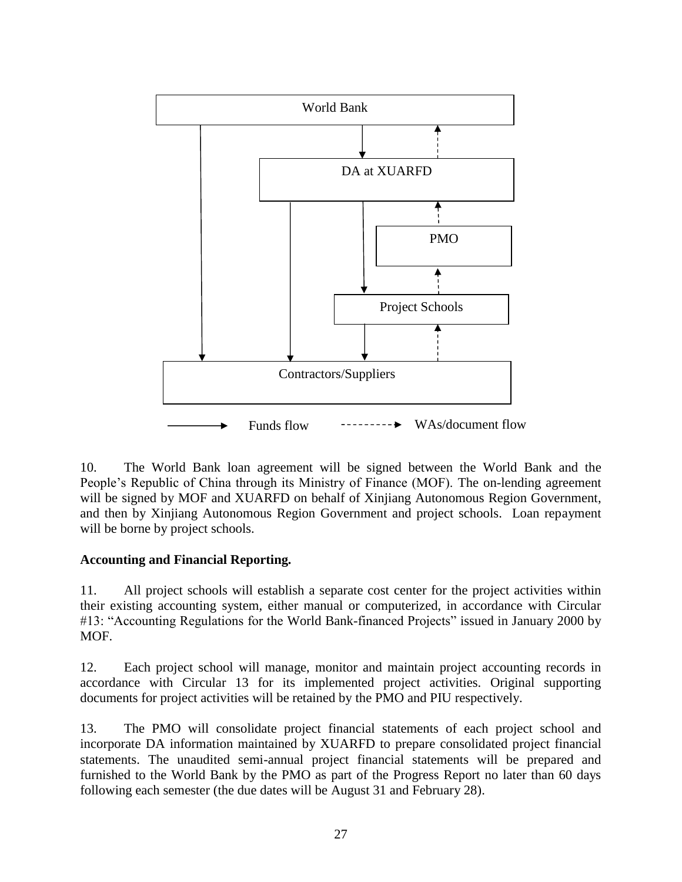World Bank

DA at XUARFD

PMO

Project Schools

Contractors/Suppliers

Funds flow

WAs/document flow

10. The World Bank loan agreement will be signed between the World Bank and the People's Republic of China through its Ministry of Finance (MOF). The on-lending agreement will be signed by MOF and XUARFD on behalf of Xinjiang Autonomous Region Government, and then by Xinjiang Autonomous Region Government and project schools. Loan repayment will be borne by project schools.

**Accounting and Financial Reporting.**

11. All project schools will establish a separate cost center for the project activities within their existing accounting system, either manual or computerized, in accordance with Circular #13: "Accounting Regulations for the World Bank-financed Projects" issued in January 2000 by MOF.

12. Each project school will manage, monitor and maintain project accounting records in accordance with Circular 13 for its implemented project activities. Original supporting documents for project activities will be retained by the PMO and PIU respectively.

13. The PMO will consolidate project financial statements of each project school and incorporate DA information maintained by XUARFD to prepare consolidated project financial statements. The unaudited semi-annual project financial statements will be prepared and furnished to the World Bank by the PMO as part of the Progress Report no later than 60 days following each semester (the due dates will be August 31 and February 28).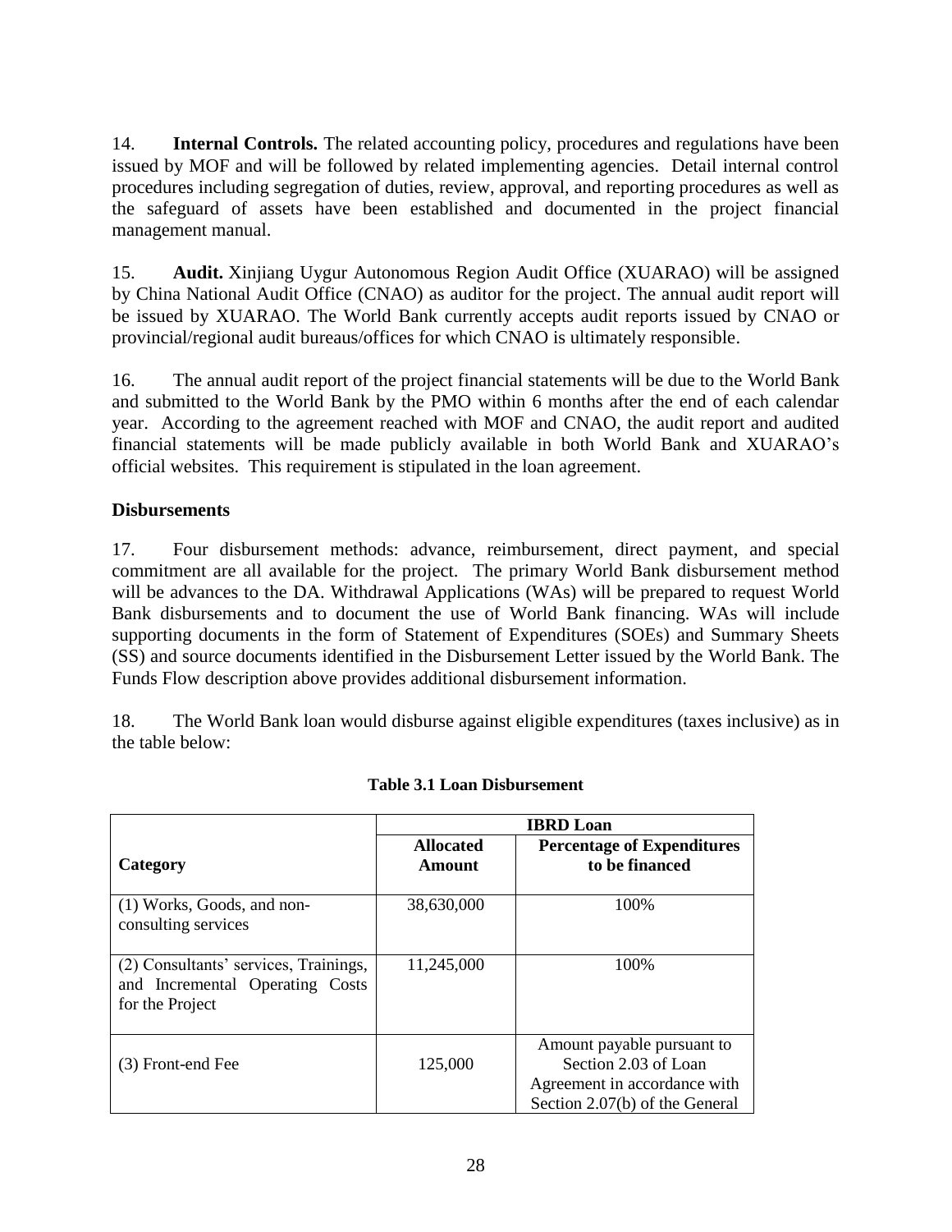14. **Internal Controls.** The related accounting policy, procedures and regulations have been issued by MOF and will be followed by related implementing agencies. Detail internal control procedures including segregation of duties, review, approval, and reporting procedures as well as the safeguard of assets have been established and documented in the project financial management manual.

15. **Audit.** Xinjiang Uygur Autonomous Region Audit Office (XUARAO) will be assigned by China National Audit Office (CNAO) as auditor for the project. The annual audit report will be issued by XUARAO. The World Bank currently accepts audit reports issued by CNAO or provincial/regional audit bureaus/offices for which CNAO is ultimately responsible.

16. The annual audit report of the project financial statements will be due to the World Bank and submitted to the World Bank by the PMO within 6 months after the end of each calendar year. According to the agreement reached with MOF and CNAO, the audit report and audited financial statements will be made publicly available in both World Bank and XUARAO's official websites. This requirement is stipulated in the loan agreement.

### Disbursements

17. Four disbursement methods: advance, reimbursement, direct payment, and special commitment are all available for the project. The primary World Bank disbursement method will be advances to the DA. Withdrawal Applications (WAs) will be prepared to request World Bank disbursements and to document the use of World Bank financing. WAs will include supporting documents in the form of Statement of Expenditures (SOEs) and Summary Sheets (SS) and source documents identified in the Disbursement Letter issued by the World Bank. The Funds Flow description above provides additional disbursement information.

18. The World Bank loan would disburse against eligible expenditures (taxes inclusive) as in the table below:

**Table 3.1 Loan Disbursement**

| | IBRD Loan | |
|---|---|---|
| **Category** | **Allocated Amount** | **Percentage of Expenditures to be financed** |
| (1) Works, Goods, and non-consulting services | 38,630,000 | 100% |
| (2) Consultants' services, Trainings, and Incremental Operating Costs for the Project | 11,245,000 | 100% |
| (3) Front-end Fee | 125,000 | Amount payable pursuant to Section 2.03 of Loan Agreement in accordance with Section 2.07(b) of the General |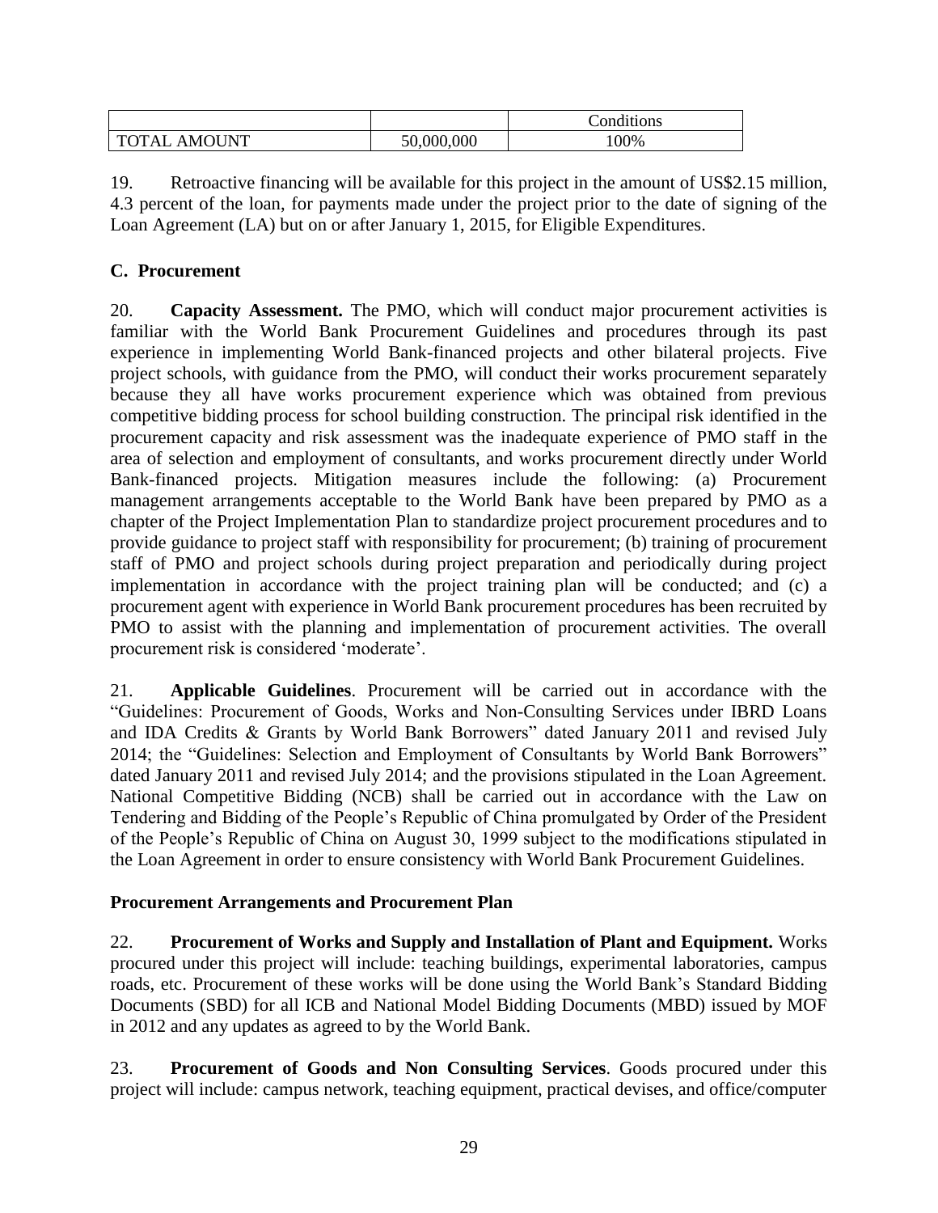| | | Conditions |
|---|---|---|
| TOTAL AMOUNT | 50,000,000 | 100% |

19. Retroactive financing will be available for this project in the amount of US$2.15 million, 4.3 percent of the loan, for payments made under the project prior to the date of signing of the Loan Agreement (LA) but on or after January 1, 2015, for Eligible Expenditures.

### C. Procurement

20. **Capacity Assessment.** The PMO, which will conduct major procurement activities is familiar with the World Bank Procurement Guidelines and procedures through its past experience in implementing World Bank-financed projects and other bilateral projects. Five project schools, with guidance from the PMO, will conduct their works procurement separately because they all have works procurement experience which was obtained from previous competitive bidding process for school building construction. The principal risk identified in the procurement capacity and risk assessment was the inadequate experience of PMO staff in the area of selection and employment of consultants, and works procurement directly under World Bank-financed projects. Mitigation measures include the following: (a) Procurement management arrangements acceptable to the World Bank have been prepared by PMO as a chapter of the Project Implementation Plan to standardize project procurement procedures and to provide guidance to project staff with responsibility for procurement; (b) training of procurement staff of PMO and project schools during project preparation and periodically during project implementation in accordance with the project training plan will be conducted; and (c) a procurement agent with experience in World Bank procurement procedures has been recruited by PMO to assist with the planning and implementation of procurement activities. The overall procurement risk is considered 'moderate'.

21. **Applicable Guidelines**. Procurement will be carried out in accordance with the "Guidelines: Procurement of Goods, Works and Non-Consulting Services under IBRD Loans and IDA Credits & Grants by World Bank Borrowers" dated January 2011 and revised July 2014; the "Guidelines: Selection and Employment of Consultants by World Bank Borrowers" dated January 2011 and revised July 2014; and the provisions stipulated in the Loan Agreement. National Competitive Bidding (NCB) shall be carried out in accordance with the Law on Tendering and Bidding of the People's Republic of China promulgated by Order of the President of the People's Republic of China on August 30, 1999 subject to the modifications stipulated in the Loan Agreement in order to ensure consistency with World Bank Procurement Guidelines.

**Procurement Arrangements and Procurement Plan**

22. **Procurement of Works and Supply and Installation of Plant and Equipment.** Works procured under this project will include: teaching buildings, experimental laboratories, campus roads, etc. Procurement of these works will be done using the World Bank's Standard Bidding Documents (SBD) for all ICB and National Model Bidding Documents (MBD) issued by MOF in 2012 and any updates as agreed to by the World Bank.

23. **Procurement of Goods and Non Consulting Services**. Goods procured under this project will include: campus network, teaching equipment, practical devises, and office/computer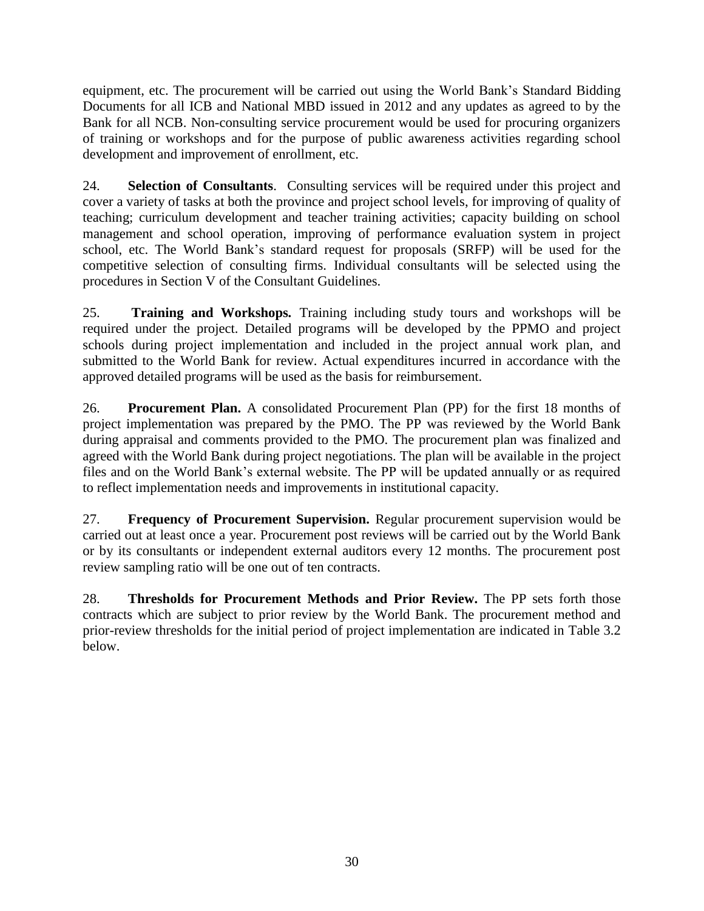equipment, etc. The procurement will be carried out using the World Bank's Standard Bidding Documents for all ICB and National MBD issued in 2012 and any updates as agreed to by the Bank for all NCB. Non-consulting service procurement would be used for procuring organizers of training or workshops and for the purpose of public awareness activities regarding school development and improvement of enrollment, etc.

24. **Selection of Consultants**. Consulting services will be required under this project and cover a variety of tasks at both the province and project school levels, for improving of quality of teaching; curriculum development and teacher training activities; capacity building on school management and school operation, improving of performance evaluation system in project school, etc. The World Bank's standard request for proposals (SRFP) will be used for the competitive selection of consulting firms. Individual consultants will be selected using the procedures in Section V of the Consultant Guidelines.

25. **Training and Workshops.** Training including study tours and workshops will be required under the project. Detailed programs will be developed by the PPMO and project schools during project implementation and included in the project annual work plan, and submitted to the World Bank for review. Actual expenditures incurred in accordance with the approved detailed programs will be used as the basis for reimbursement.

26. **Procurement Plan.** A consolidated Procurement Plan (PP) for the first 18 months of project implementation was prepared by the PMO. The PP was reviewed by the World Bank during appraisal and comments provided to the PMO. The procurement plan was finalized and agreed with the World Bank during project negotiations. The plan will be available in the project files and on the World Bank's external website. The PP will be updated annually or as required to reflect implementation needs and improvements in institutional capacity.

27. **Frequency of Procurement Supervision.** Regular procurement supervision would be carried out at least once a year. Procurement post reviews will be carried out by the World Bank or by its consultants or independent external auditors every 12 months. The procurement post review sampling ratio will be one out of ten contracts.

28. **Thresholds for Procurement Methods and Prior Review.** The PP sets forth those contracts which are subject to prior review by the World Bank. The procurement method and prior-review thresholds for the initial period of project implementation are indicated in Table 3.2 below.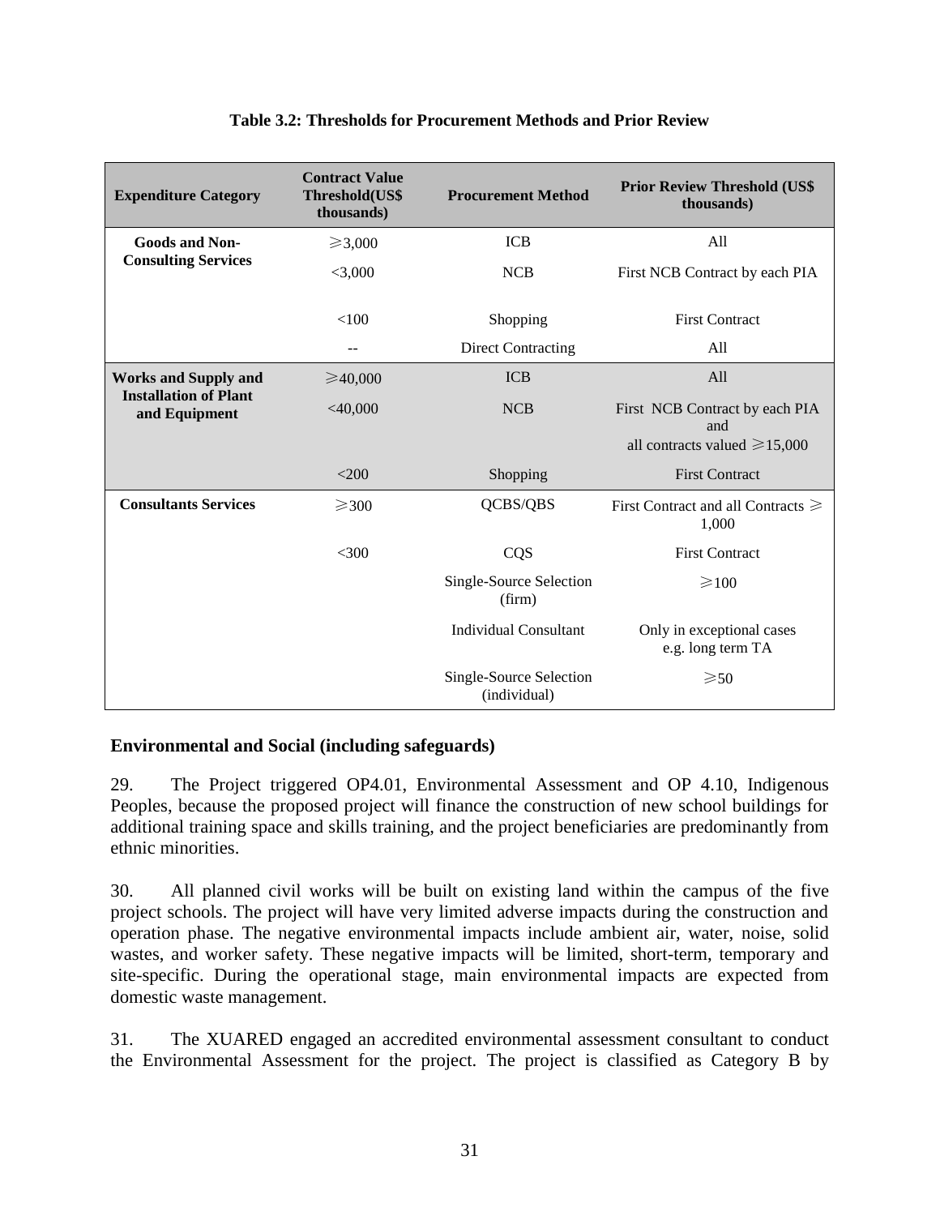**Table 3.2: Thresholds for Procurement Methods and Prior Review**

| Expenditure Category | Contract Value Threshold(US$ thousands) | Procurement Method | Prior Review Threshold (US$ thousands) |
|---|---|---|---|
| **Goods and Non-Consulting Services** | ≥3,000 | ICB | All |
| | <3,000 | NCB | First NCB Contract by each PIA |
| | <100 | Shopping | First Contract |
| | -- | Direct Contracting | All |
| **Works and Supply and Installation of Plant and Equipment** | ≥40,000 | ICB | All |
| | <40,000 | NCB | First NCB Contract by each PIA and all contracts valued ≥15,000 |
| | <200 | Shopping | First Contract |
| **Consultants Services** | ≥300 | QCBS/QBS | First Contract and all Contracts ≥ 1,000 |
| | <300 | CQS | First Contract |
| | | Single-Source Selection (firm) | ≥100 |
| | | Individual Consultant | Only in exceptional cases e.g. long term TA |
| | | Single-Source Selection (individual) | ≥50 |

### Environmental and Social (including safeguards)

29. The Project triggered OP4.01, Environmental Assessment and OP 4.10, Indigenous Peoples, because the proposed project will finance the construction of new school buildings for additional training space and skills training, and the project beneficiaries are predominantly from ethnic minorities.

30. All planned civil works will be built on existing land within the campus of the five project schools. The project will have very limited adverse impacts during the construction and operation phase. The negative environmental impacts include ambient air, water, noise, solid wastes, and worker safety. These negative impacts will be limited, short-term, temporary and site-specific. During the operational stage, main environmental impacts are expected from domestic waste management.

31. The XUARED engaged an accredited environmental assessment consultant to conduct the Environmental Assessment for the project. The project is classified as Category B by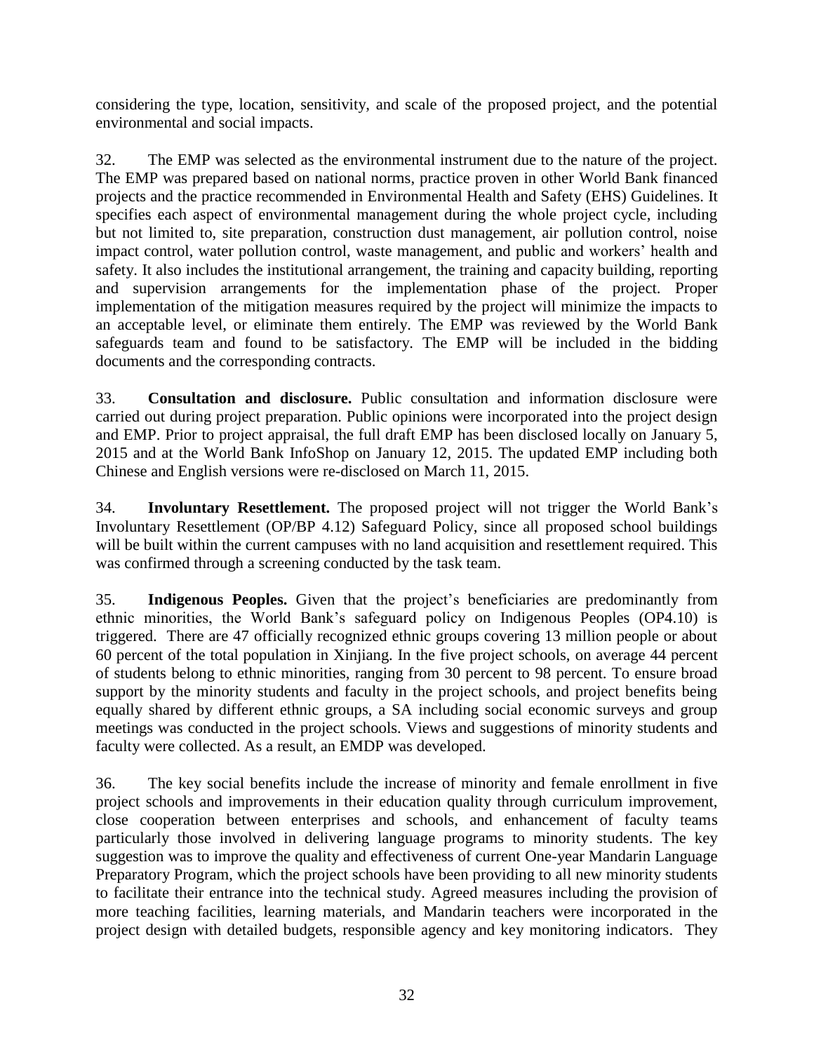considering the type, location, sensitivity, and scale of the proposed project, and the potential environmental and social impacts.

32. The EMP was selected as the environmental instrument due to the nature of the project. The EMP was prepared based on national norms, practice proven in other World Bank financed projects and the practice recommended in Environmental Health and Safety (EHS) Guidelines. It specifies each aspect of environmental management during the whole project cycle, including but not limited to, site preparation, construction dust management, air pollution control, noise impact control, water pollution control, waste management, and public and workers' health and safety. It also includes the institutional arrangement, the training and capacity building, reporting and supervision arrangements for the implementation phase of the project. Proper implementation of the mitigation measures required by the project will minimize the impacts to an acceptable level, or eliminate them entirely. The EMP was reviewed by the World Bank safeguards team and found to be satisfactory. The EMP will be included in the bidding documents and the corresponding contracts.

33. **Consultation and disclosure.** Public consultation and information disclosure were carried out during project preparation. Public opinions were incorporated into the project design and EMP. Prior to project appraisal, the full draft EMP has been disclosed locally on January 5, 2015 and at the World Bank InfoShop on January 12, 2015. The updated EMP including both Chinese and English versions were re-disclosed on March 11, 2015.

34. **Involuntary Resettlement.** The proposed project will not trigger the World Bank's Involuntary Resettlement (OP/BP 4.12) Safeguard Policy, since all proposed school buildings will be built within the current campuses with no land acquisition and resettlement required. This was confirmed through a screening conducted by the task team.

35. **Indigenous Peoples.** Given that the project's beneficiaries are predominantly from ethnic minorities, the World Bank's safeguard policy on Indigenous Peoples (OP4.10) is triggered. There are 47 officially recognized ethnic groups covering 13 million people or about 60 percent of the total population in Xinjiang. In the five project schools, on average 44 percent of students belong to ethnic minorities, ranging from 30 percent to 98 percent. To ensure broad support by the minority students and faculty in the project schools, and project benefits being equally shared by different ethnic groups, a SA including social economic surveys and group meetings was conducted in the project schools. Views and suggestions of minority students and faculty were collected. As a result, an EMDP was developed.

36. The key social benefits include the increase of minority and female enrollment in five project schools and improvements in their education quality through curriculum improvement, close cooperation between enterprises and schools, and enhancement of faculty teams particularly those involved in delivering language programs to minority students. The key suggestion was to improve the quality and effectiveness of current One-year Mandarin Language Preparatory Program, which the project schools have been providing to all new minority students to facilitate their entrance into the technical study. Agreed measures including the provision of more teaching facilities, learning materials, and Mandarin teachers were incorporated in the project design with detailed budgets, responsible agency and key monitoring indicators. They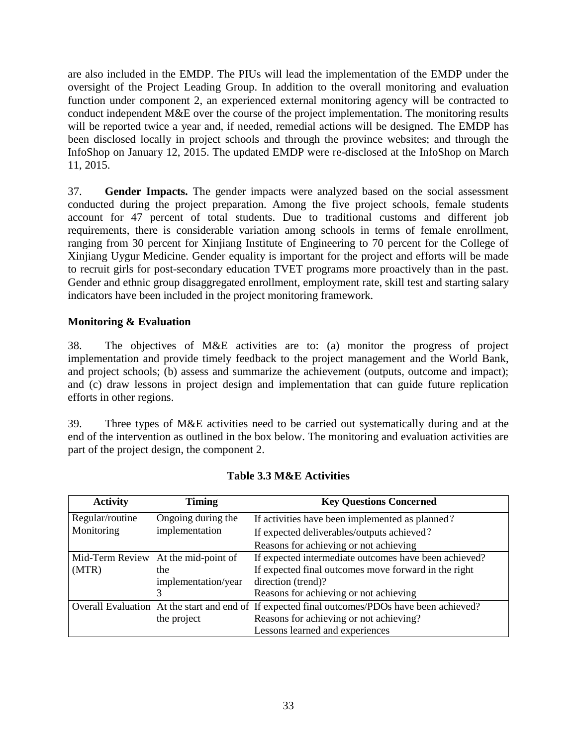are also included in the EMDP. The PIUs will lead the implementation of the EMDP under the oversight of the Project Leading Group. In addition to the overall monitoring and evaluation function under component 2, an experienced external monitoring agency will be contracted to conduct independent M&E over the course of the project implementation. The monitoring results will be reported twice a year and, if needed, remedial actions will be designed. The EMDP has been disclosed locally in project schools and through the province websites; and through the InfoShop on January 12, 2015. The updated EMDP were re-disclosed at the InfoShop on March 11, 2015.

37. **Gender Impacts.** The gender impacts were analyzed based on the social assessment conducted during the project preparation. Among the five project schools, female students account for 47 percent of total students. Due to traditional customs and different job requirements, there is considerable variation among schools in terms of female enrollment, ranging from 30 percent for Xinjiang Institute of Engineering to 70 percent for the College of Xinjiang Uygur Medicine. Gender equality is important for the project and efforts will be made to recruit girls for post-secondary education TVET programs more proactively than in the past. Gender and ethnic group disaggregated enrollment, employment rate, skill test and starting salary indicators have been included in the project monitoring framework.

### Monitoring & Evaluation

38. The objectives of M&E activities are to: (a) monitor the progress of project implementation and provide timely feedback to the project management and the World Bank, and project schools; (b) assess and summarize the achievement (outputs, outcome and impact); and (c) draw lessons in project design and implementation that can guide future replication efforts in other regions.

39. Three types of M&E activities need to be carried out systematically during and at the end of the intervention as outlined in the box below. The monitoring and evaluation activities are part of the project design, the component 2.

**Table 3.3 M&E Activities**

| Activity | Timing | Key Questions Concerned |
|---|---|---|
| Regular/routine Monitoring | Ongoing during the implementation | If activities have been implemented as planned?<br>If expected deliverables/outputs achieved?<br>Reasons for achieving or not achieving |
| Mid-Term Review (MTR) | At the mid-point of the implementation/year 3 | If expected intermediate outcomes have been achieved?<br>If expected final outcomes move forward in the right direction (trend)?<br>Reasons for achieving or not achieving |
| Overall Evaluation | At the start and end of the project | If expected final outcomes/PDOs have been achieved?<br>Reasons for achieving or not achieving?<br>Lessons learned and experiences |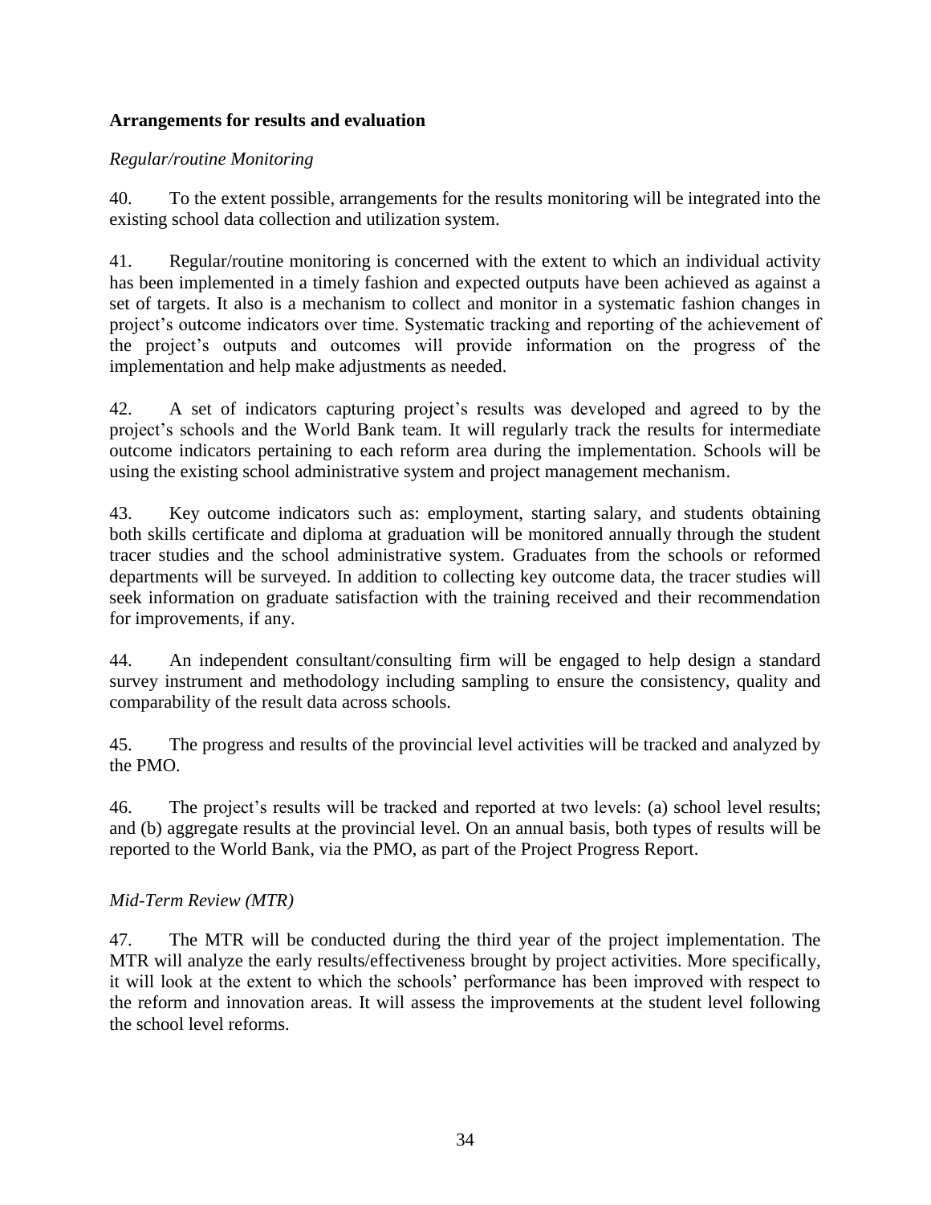**Arrangements for results and evaluation**

*Regular/routine Monitoring*

40. To the extent possible, arrangements for the results monitoring will be integrated into the existing school data collection and utilization system.

41. Regular/routine monitoring is concerned with the extent to which an individual activity has been implemented in a timely fashion and expected outputs have been achieved as against a set of targets. It also is a mechanism to collect and monitor in a systematic fashion changes in project's outcome indicators over time. Systematic tracking and reporting of the achievement of the project's outputs and outcomes will provide information on the progress of the implementation and help make adjustments as needed.

42. A set of indicators capturing project's results was developed and agreed to by the project's schools and the World Bank team. It will regularly track the results for intermediate outcome indicators pertaining to each reform area during the implementation. Schools will be using the existing school administrative system and project management mechanism.

43. Key outcome indicators such as: employment, starting salary, and students obtaining both skills certificate and diploma at graduation will be monitored annually through the student tracer studies and the school administrative system. Graduates from the schools or reformed departments will be surveyed. In addition to collecting key outcome data, the tracer studies will seek information on graduate satisfaction with the training received and their recommendation for improvements, if any.

44. An independent consultant/consulting firm will be engaged to help design a standard survey instrument and methodology including sampling to ensure the consistency, quality and comparability of the result data across schools.

45. The progress and results of the provincial level activities will be tracked and analyzed by the PMO.

46. The project's results will be tracked and reported at two levels: (a) school level results; and (b) aggregate results at the provincial level. On an annual basis, both types of results will be reported to the World Bank, via the PMO, as part of the Project Progress Report.

*Mid-Term Review (MTR)*

47. The MTR will be conducted during the third year of the project implementation. The MTR will analyze the early results/effectiveness brought by project activities. More specifically, it will look at the extent to which the schools' performance has been improved with respect to the reform and innovation areas. It will assess the improvements at the student level following the school level reforms.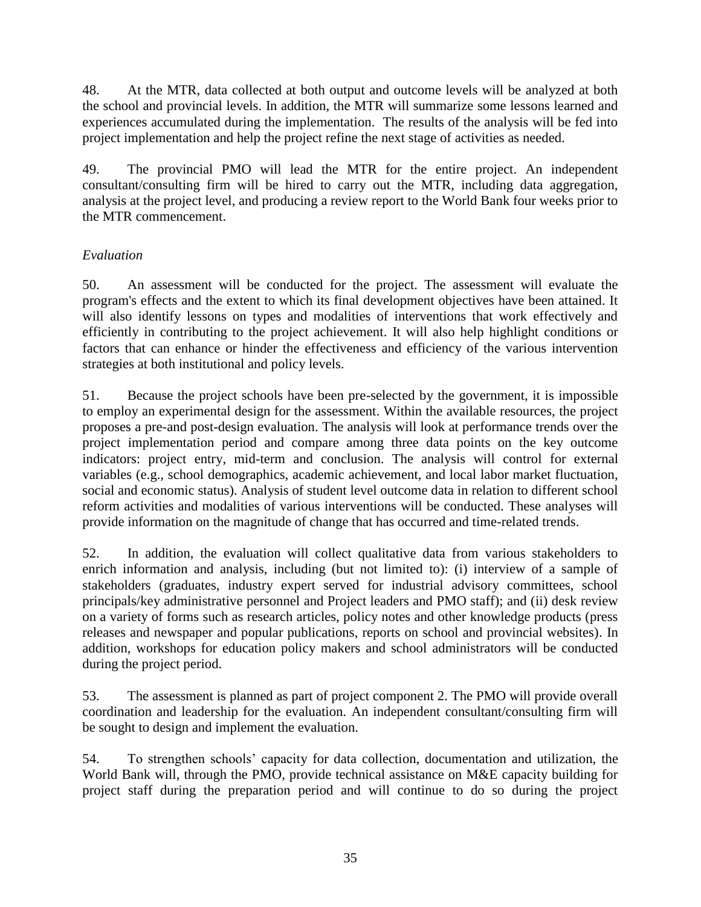48. At the MTR, data collected at both output and outcome levels will be analyzed at both the school and provincial levels. In addition, the MTR will summarize some lessons learned and experiences accumulated during the implementation. The results of the analysis will be fed into project implementation and help the project refine the next stage of activities as needed.

49. The provincial PMO will lead the MTR for the entire project. An independent consultant/consulting firm will be hired to carry out the MTR, including data aggregation, analysis at the project level, and producing a review report to the World Bank four weeks prior to the MTR commencement.

*Evaluation*

50. An assessment will be conducted for the project. The assessment will evaluate the program's effects and the extent to which its final development objectives have been attained. It will also identify lessons on types and modalities of interventions that work effectively and efficiently in contributing to the project achievement. It will also help highlight conditions or factors that can enhance or hinder the effectiveness and efficiency of the various intervention strategies at both institutional and policy levels.

51. Because the project schools have been pre-selected by the government, it is impossible to employ an experimental design for the assessment. Within the available resources, the project proposes a pre-and post-design evaluation. The analysis will look at performance trends over the project implementation period and compare among three data points on the key outcome indicators: project entry, mid-term and conclusion. The analysis will control for external variables (e.g., school demographics, academic achievement, and local labor market fluctuation, social and economic status). Analysis of student level outcome data in relation to different school reform activities and modalities of various interventions will be conducted. These analyses will provide information on the magnitude of change that has occurred and time-related trends.

52. In addition, the evaluation will collect qualitative data from various stakeholders to enrich information and analysis, including (but not limited to): (i) interview of a sample of stakeholders (graduates, industry expert served for industrial advisory committees, school principals/key administrative personnel and Project leaders and PMO staff); and (ii) desk review on a variety of forms such as research articles, policy notes and other knowledge products (press releases and newspaper and popular publications, reports on school and provincial websites). In addition, workshops for education policy makers and school administrators will be conducted during the project period.

53. The assessment is planned as part of project component 2. The PMO will provide overall coordination and leadership for the evaluation. An independent consultant/consulting firm will be sought to design and implement the evaluation.

54. To strengthen schools' capacity for data collection, documentation and utilization, the World Bank will, through the PMO, provide technical assistance on M&E capacity building for project staff during the preparation period and will continue to do so during the project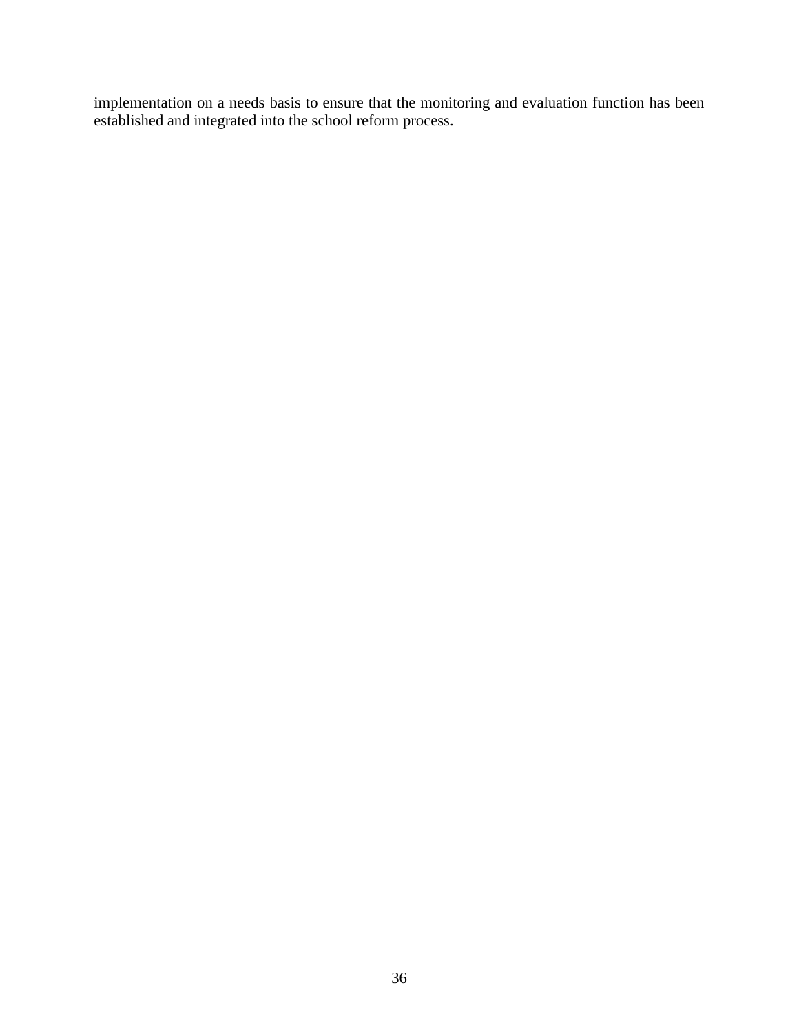implementation on a needs basis to ensure that the monitoring and evaluation function has been established and integrated into the school reform process.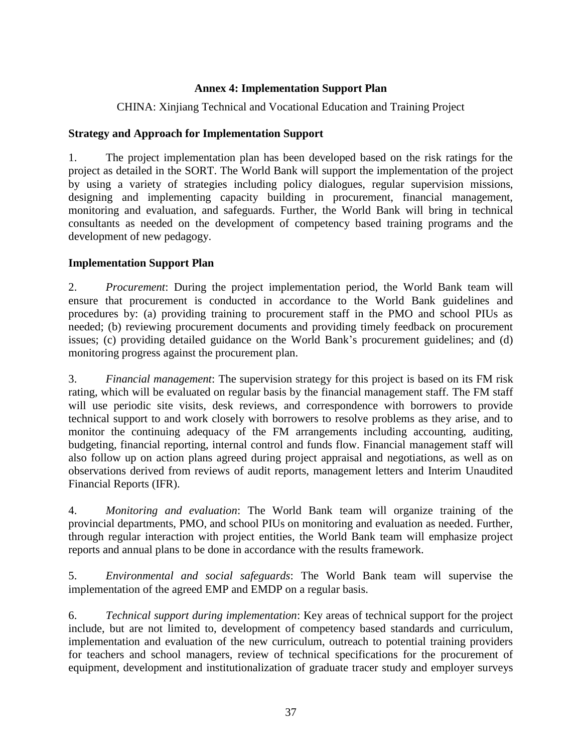## Annex 4: Implementation Support Plan

CHINA: Xinjiang Technical and Vocational Education and Training Project

### Strategy and Approach for Implementation Support

1. The project implementation plan has been developed based on the risk ratings for the project as detailed in the SORT. The World Bank will support the implementation of the project by using a variety of strategies including policy dialogues, regular supervision missions, designing and implementing capacity building in procurement, financial management, monitoring and evaluation, and safeguards. Further, the World Bank will bring in technical consultants as needed on the development of competency based training programs and the development of new pedagogy.

### Implementation Support Plan

2. *Procurement*: During the project implementation period, the World Bank team will ensure that procurement is conducted in accordance to the World Bank guidelines and procedures by: (a) providing training to procurement staff in the PMO and school PIUs as needed; (b) reviewing procurement documents and providing timely feedback on procurement issues; (c) providing detailed guidance on the World Bank's procurement guidelines; and (d) monitoring progress against the procurement plan.

3. *Financial management*: The supervision strategy for this project is based on its FM risk rating, which will be evaluated on regular basis by the financial management staff. The FM staff will use periodic site visits, desk reviews, and correspondence with borrowers to provide technical support to and work closely with borrowers to resolve problems as they arise, and to monitor the continuing adequacy of the FM arrangements including accounting, auditing, budgeting, financial reporting, internal control and funds flow. Financial management staff will also follow up on action plans agreed during project appraisal and negotiations, as well as on observations derived from reviews of audit reports, management letters and Interim Unaudited Financial Reports (IFR).

4. *Monitoring and evaluation*: The World Bank team will organize training of the provincial departments, PMO, and school PIUs on monitoring and evaluation as needed. Further, through regular interaction with project entities, the World Bank team will emphasize project reports and annual plans to be done in accordance with the results framework.

5. *Environmental and social safeguards*: The World Bank team will supervise the implementation of the agreed EMP and EMDP on a regular basis.

6. *Technical support during implementation*: Key areas of technical support for the project include, but are not limited to, development of competency based standards and curriculum, implementation and evaluation of the new curriculum, outreach to potential training providers for teachers and school managers, review of technical specifications for the procurement of equipment, development and institutionalization of graduate tracer study and employer surveys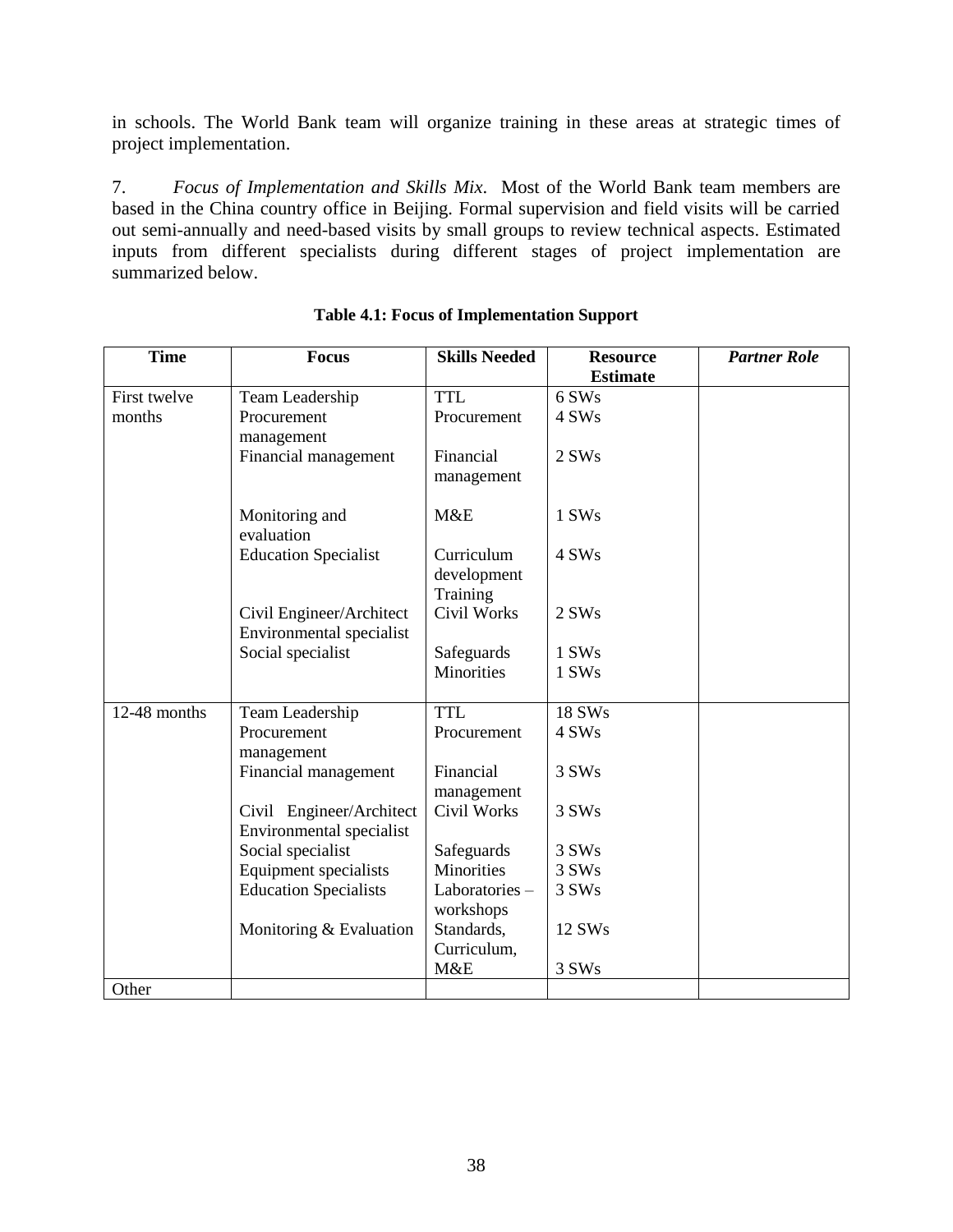in schools. The World Bank team will organize training in these areas at strategic times of project implementation.

7. *Focus of Implementation and Skills Mix*. Most of the World Bank team members are based in the China country office in Beijing. Formal supervision and field visits will be carried out semi-annually and need-based visits by small groups to review technical aspects. Estimated inputs from different specialists during different stages of project implementation are summarized below.

**Table 4.1: Focus of Implementation Support**

| Time | Focus | Skills Needed | Resource Estimate | *Partner Role* |
|---|---|---|---|---|
| First twelve months | Team Leadership | TTL | 6 SWs | |
| | Procurement management | Procurement | 4 SWs | |
| | Financial management | Financial management | 2 SWs | |
| | Monitoring and evaluation | M&E | 1 SWs | |
| | Education Specialist | Curriculum development Training | 4 SWs | |
| | Civil Engineer/Architect Environmental specialist | Civil Works | 2 SWs | |
| | Social specialist | Safeguards | 1 SWs | |
| | | Minorities | 1 SWs | |
| 12-48 months | Team Leadership | TTL | 18 SWs | |
| | Procurement management | Procurement | 4 SWs | |
| | Financial management | Financial management | 3 SWs | |
| | Civil Engineer/Architect Environmental specialist | Civil Works | 3 SWs | |
| | Social specialist | Safeguards | 3 SWs | |
| | Equipment specialists | Minorities | 3 SWs | |
| | Education Specialists | Laboratories – workshops | 3 SWs | |
| | Monitoring & Evaluation | Standards, Curriculum, | 12 SWs | |
| | | M&E | 3 SWs | |
| Other | | | | |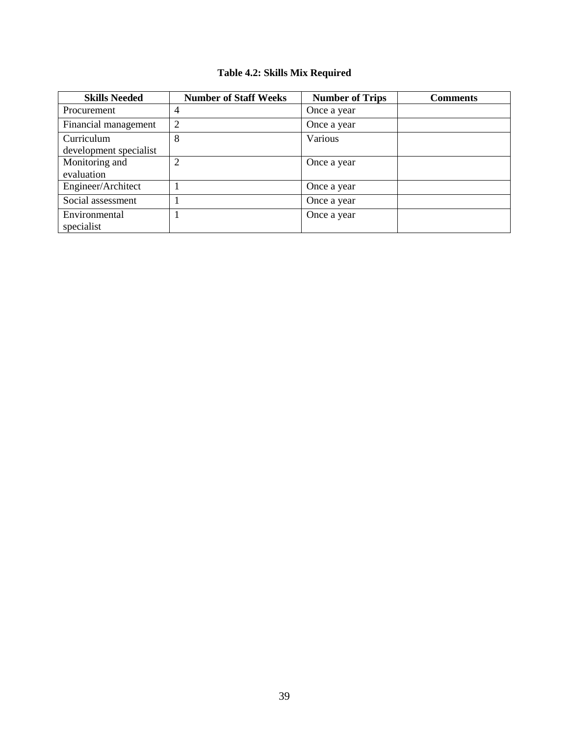**Table 4.2: Skills Mix Required**

| Skills Needed | Number of Staff Weeks | Number of Trips | Comments |
|---|---|---|---|
| Procurement | 4 | Once a year | |
| Financial management | 2 | Once a year | |
| Curriculum development specialist | 8 | Various | |
| Monitoring and evaluation | 2 | Once a year | |
| Engineer/Architect | 1 | Once a year | |
| Social assessment | 1 | Once a year | |
| Environmental specialist | 1 | Once a year | |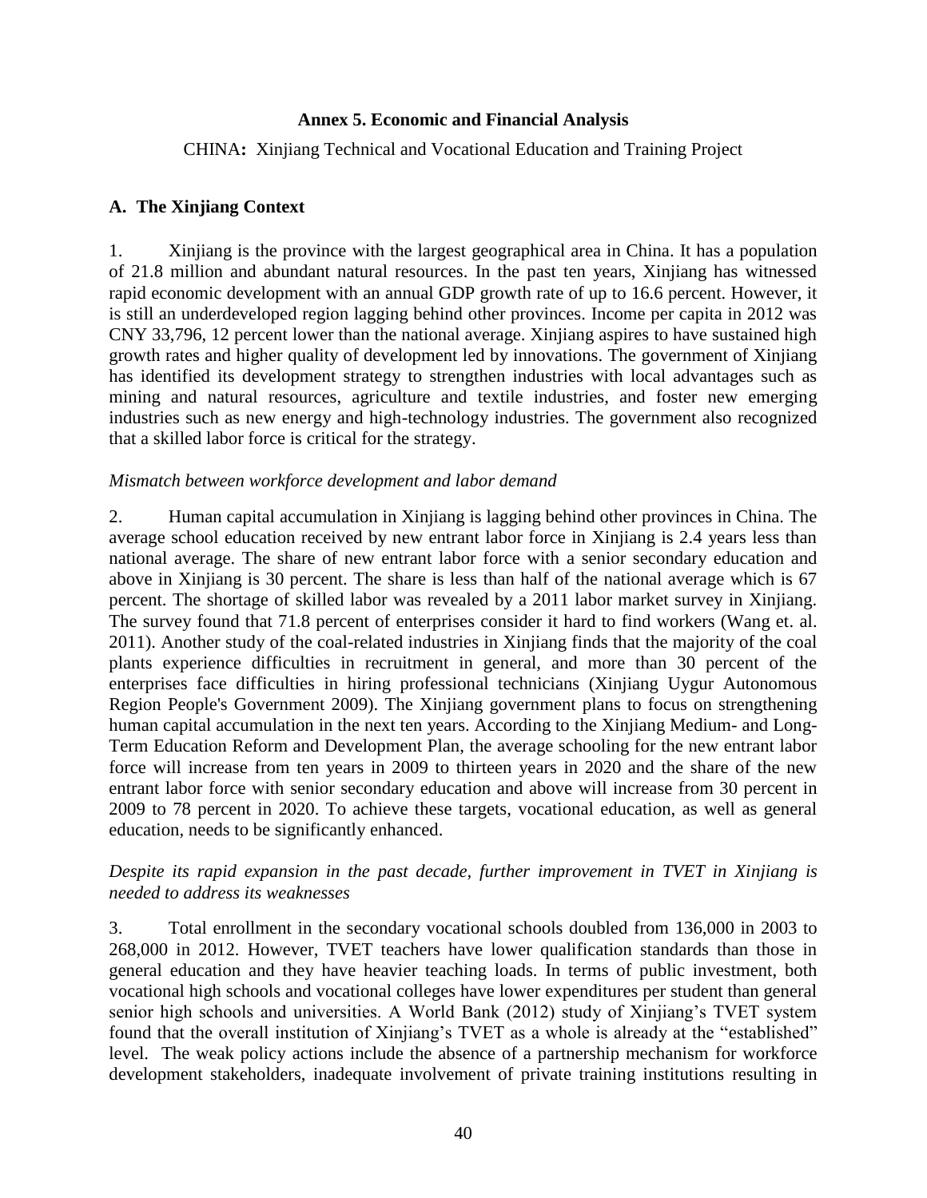# Annex 5. Economic and Financial Analysis

CHINA**:** Xinjiang Technical and Vocational Education and Training Project

## A. The Xinjiang Context

1. Xinjiang is the province with the largest geographical area in China. It has a population of 21.8 million and abundant natural resources. In the past ten years, Xinjiang has witnessed rapid economic development with an annual GDP growth rate of up to 16.6 percent. However, it is still an underdeveloped region lagging behind other provinces. Income per capita in 2012 was CNY 33,796, 12 percent lower than the national average. Xinjiang aspires to have sustained high growth rates and higher quality of development led by innovations. The government of Xinjiang has identified its development strategy to strengthen industries with local advantages such as mining and natural resources, agriculture and textile industries, and foster new emerging industries such as new energy and high-technology industries. The government also recognized that a skilled labor force is critical for the strategy.

*Mismatch between workforce development and labor demand*

2. Human capital accumulation in Xinjiang is lagging behind other provinces in China. The average school education received by new entrant labor force in Xinjiang is 2.4 years less than national average. The share of new entrant labor force with a senior secondary education and above in Xinjiang is 30 percent. The share is less than half of the national average which is 67 percent. The shortage of skilled labor was revealed by a 2011 labor market survey in Xinjiang. The survey found that 71.8 percent of enterprises consider it hard to find workers (Wang et. al. 2011). Another study of the coal-related industries in Xinjiang finds that the majority of the coal plants experience difficulties in recruitment in general, and more than 30 percent of the enterprises face difficulties in hiring professional technicians (Xinjiang Uygur Autonomous Region People's Government 2009). The Xinjiang government plans to focus on strengthening human capital accumulation in the next ten years. According to the Xinjiang Medium- and Long-Term Education Reform and Development Plan, the average schooling for the new entrant labor force will increase from ten years in 2009 to thirteen years in 2020 and the share of the new entrant labor force with senior secondary education and above will increase from 30 percent in 2009 to 78 percent in 2020. To achieve these targets, vocational education, as well as general education, needs to be significantly enhanced.

*Despite its rapid expansion in the past decade, further improvement in TVET in Xinjiang is needed to address its weaknesses*

3. Total enrollment in the secondary vocational schools doubled from 136,000 in 2003 to 268,000 in 2012. However, TVET teachers have lower qualification standards than those in general education and they have heavier teaching loads. In terms of public investment, both vocational high schools and vocational colleges have lower expenditures per student than general senior high schools and universities. A World Bank (2012) study of Xinjiang's TVET system found that the overall institution of Xinjiang's TVET as a whole is already at the "established" level. The weak policy actions include the absence of a partnership mechanism for workforce development stakeholders, inadequate involvement of private training institutions resulting in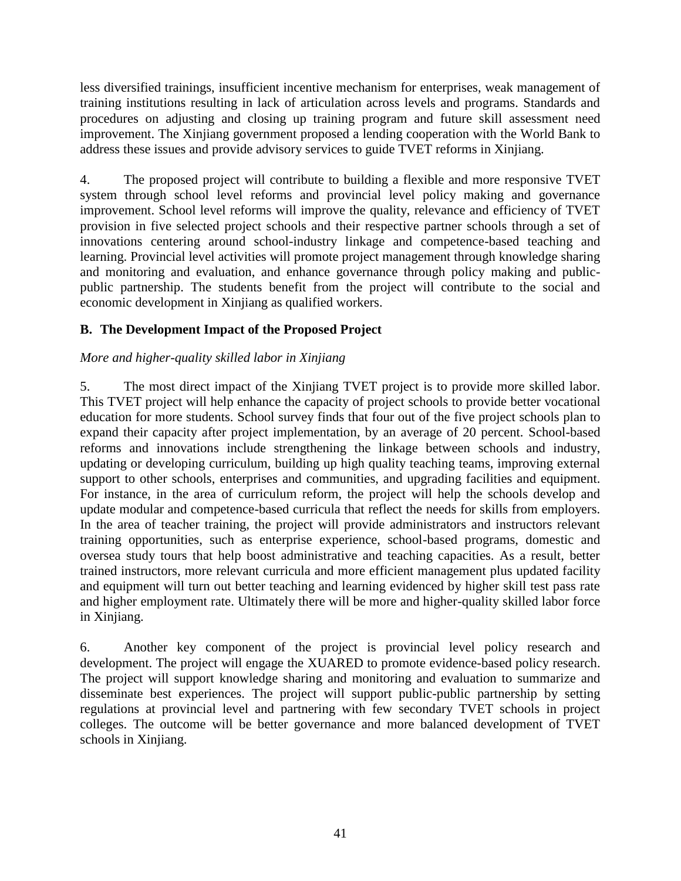less diversified trainings, insufficient incentive mechanism for enterprises, weak management of training institutions resulting in lack of articulation across levels and programs. Standards and procedures on adjusting and closing up training program and future skill assessment need improvement. The Xinjiang government proposed a lending cooperation with the World Bank to address these issues and provide advisory services to guide TVET reforms in Xinjiang.

4. The proposed project will contribute to building a flexible and more responsive TVET system through school level reforms and provincial level policy making and governance improvement. School level reforms will improve the quality, relevance and efficiency of TVET provision in five selected project schools and their respective partner schools through a set of innovations centering around school-industry linkage and competence-based teaching and learning. Provincial level activities will promote project management through knowledge sharing and monitoring and evaluation, and enhance governance through policy making and public-public partnership. The students benefit from the project will contribute to the social and economic development in Xinjiang as qualified workers.

### B. The Development Impact of the Proposed Project

*More and higher-quality skilled labor in Xinjiang*

5. The most direct impact of the Xinjiang TVET project is to provide more skilled labor. This TVET project will help enhance the capacity of project schools to provide better vocational education for more students. School survey finds that four out of the five project schools plan to expand their capacity after project implementation, by an average of 20 percent. School-based reforms and innovations include strengthening the linkage between schools and industry, updating or developing curriculum, building up high quality teaching teams, improving external support to other schools, enterprises and communities, and upgrading facilities and equipment. For instance, in the area of curriculum reform, the project will help the schools develop and update modular and competence-based curricula that reflect the needs for skills from employers. In the area of teacher training, the project will provide administrators and instructors relevant training opportunities, such as enterprise experience, school-based programs, domestic and oversea study tours that help boost administrative and teaching capacities. As a result, better trained instructors, more relevant curricula and more efficient management plus updated facility and equipment will turn out better teaching and learning evidenced by higher skill test pass rate and higher employment rate. Ultimately there will be more and higher-quality skilled labor force in Xinjiang.

6. Another key component of the project is provincial level policy research and development. The project will engage the XUARED to promote evidence-based policy research. The project will support knowledge sharing and monitoring and evaluation to summarize and disseminate best experiences. The project will support public-public partnership by setting regulations at provincial level and partnering with few secondary TVET schools in project colleges. The outcome will be better governance and more balanced development of TVET schools in Xinjiang.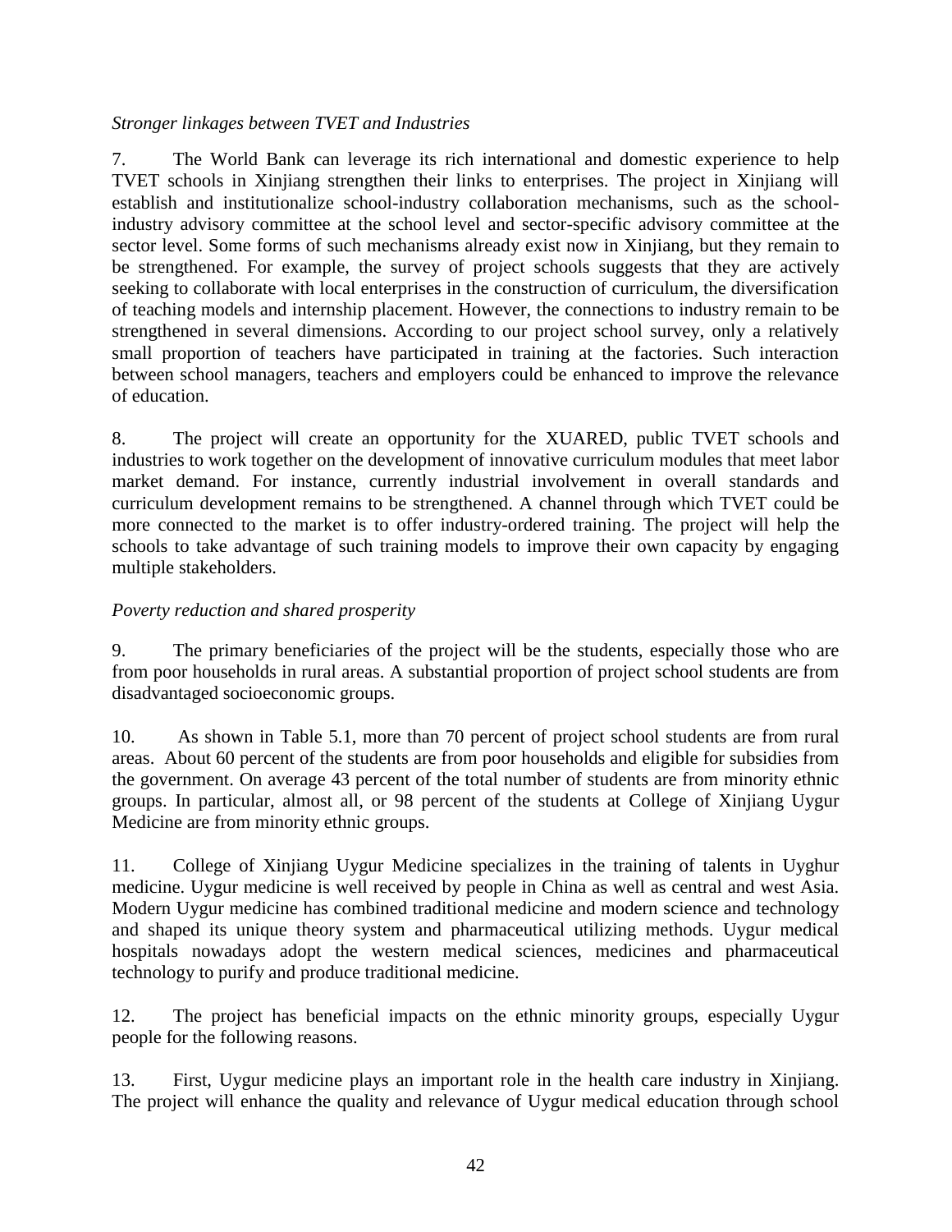*Stronger linkages between TVET and Industries*

7. The World Bank can leverage its rich international and domestic experience to help TVET schools in Xinjiang strengthen their links to enterprises. The project in Xinjiang will establish and institutionalize school-industry collaboration mechanisms, such as the school-industry advisory committee at the school level and sector-specific advisory committee at the sector level. Some forms of such mechanisms already exist now in Xinjiang, but they remain to be strengthened. For example, the survey of project schools suggests that they are actively seeking to collaborate with local enterprises in the construction of curriculum, the diversification of teaching models and internship placement. However, the connections to industry remain to be strengthened in several dimensions. According to our project school survey, only a relatively small proportion of teachers have participated in training at the factories. Such interaction between school managers, teachers and employers could be enhanced to improve the relevance of education.

8. The project will create an opportunity for the XUARED, public TVET schools and industries to work together on the development of innovative curriculum modules that meet labor market demand. For instance, currently industrial involvement in overall standards and curriculum development remains to be strengthened. A channel through which TVET could be more connected to the market is to offer industry-ordered training. The project will help the schools to take advantage of such training models to improve their own capacity by engaging multiple stakeholders.

*Poverty reduction and shared prosperity*

9. The primary beneficiaries of the project will be the students, especially those who are from poor households in rural areas. A substantial proportion of project school students are from disadvantaged socioeconomic groups.

10. As shown in Table 5.1, more than 70 percent of project school students are from rural areas. About 60 percent of the students are from poor households and eligible for subsidies from the government. On average 43 percent of the total number of students are from minority ethnic groups. In particular, almost all, or 98 percent of the students at College of Xinjiang Uygur Medicine are from minority ethnic groups.

11. College of Xinjiang Uygur Medicine specializes in the training of talents in Uyghur medicine. Uygur medicine is well received by people in China as well as central and west Asia. Modern Uygur medicine has combined traditional medicine and modern science and technology and shaped its unique theory system and pharmaceutical utilizing methods. Uygur medical hospitals nowadays adopt the western medical sciences, medicines and pharmaceutical technology to purify and produce traditional medicine.

12. The project has beneficial impacts on the ethnic minority groups, especially Uygur people for the following reasons.

13. First, Uygur medicine plays an important role in the health care industry in Xinjiang. The project will enhance the quality and relevance of Uygur medical education through school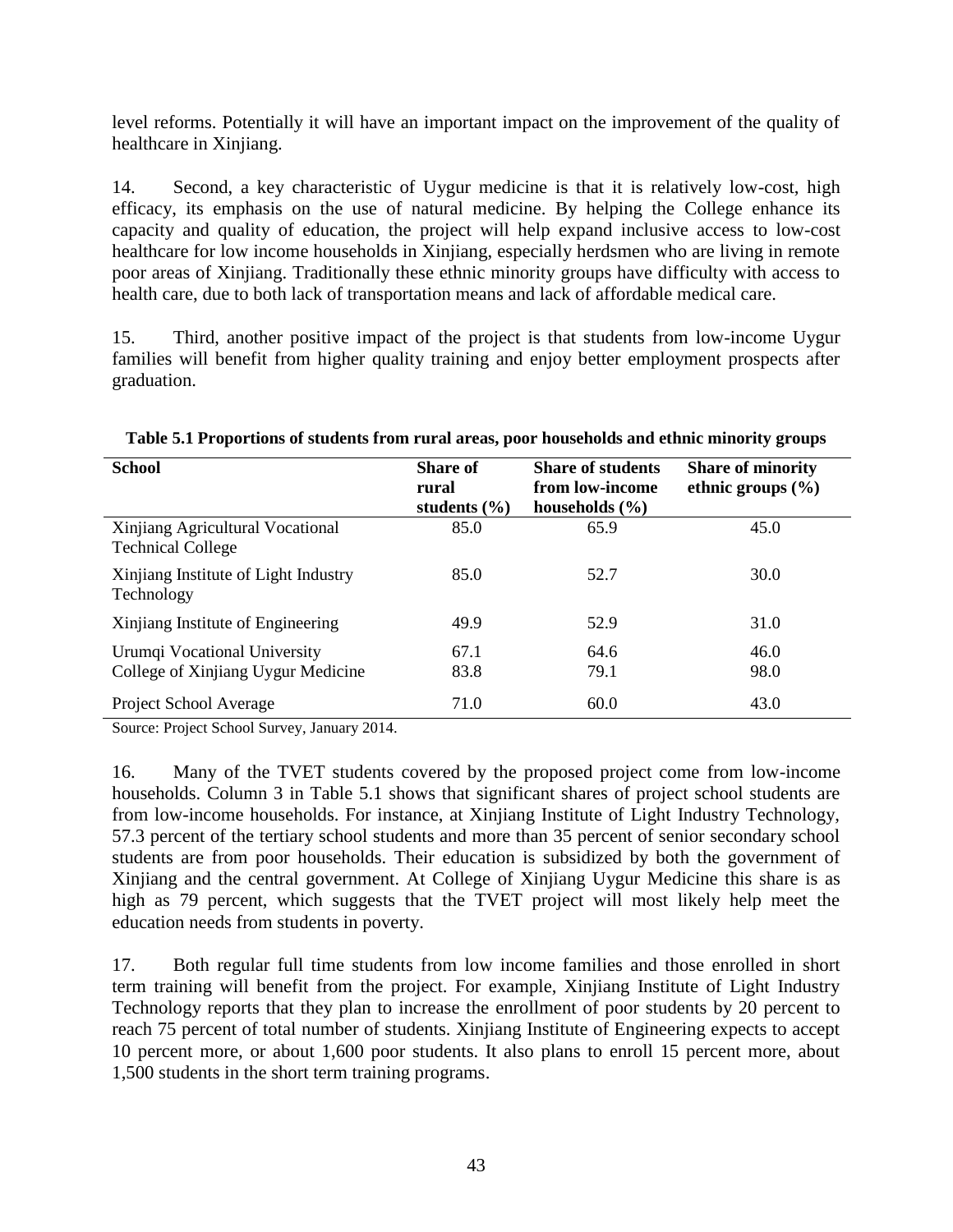level reforms. Potentially it will have an important impact on the improvement of the quality of healthcare in Xinjiang.

14. Second, a key characteristic of Uygur medicine is that it is relatively low-cost, high efficacy, its emphasis on the use of natural medicine. By helping the College enhance its capacity and quality of education, the project will help expand inclusive access to low-cost healthcare for low income households in Xinjiang, especially herdsmen who are living in remote poor areas of Xinjiang. Traditionally these ethnic minority groups have difficulty with access to health care, due to both lack of transportation means and lack of affordable medical care.

15. Third, another positive impact of the project is that students from low-income Uygur families will benefit from higher quality training and enjoy better employment prospects after graduation.

**Table 5.1 Proportions of students from rural areas, poor households and ethnic minority groups**

| School | Share of rural students (%) | Share of students from low-income households (%) | Share of minority ethnic groups (%) |
|---|---|---|---|
| Xinjiang Agricultural Vocational Technical College | 85.0 | 65.9 | 45.0 |
| Xinjiang Institute of Light Industry Technology | 85.0 | 52.7 | 30.0 |
| Xinjiang Institute of Engineering | 49.9 | 52.9 | 31.0 |
| Urumqi Vocational University | 67.1 | 64.6 | 46.0 |
| College of Xinjiang Uygur Medicine | 83.8 | 79.1 | 98.0 |
| Project School Average | 71.0 | 60.0 | 43.0 |

Source: Project School Survey, January 2014.

16. Many of the TVET students covered by the proposed project come from low-income households. Column 3 in Table 5.1 shows that significant shares of project school students are from low-income households. For instance, at Xinjiang Institute of Light Industry Technology, 57.3 percent of the tertiary school students and more than 35 percent of senior secondary school students are from poor households. Their education is subsidized by both the government of Xinjiang and the central government. At College of Xinjiang Uygur Medicine this share is as high as 79 percent, which suggests that the TVET project will most likely help meet the education needs from students in poverty.

17. Both regular full time students from low income families and those enrolled in short term training will benefit from the project. For example, Xinjiang Institute of Light Industry Technology reports that they plan to increase the enrollment of poor students by 20 percent to reach 75 percent of total number of students. Xinjiang Institute of Engineering expects to accept 10 percent more, or about 1,600 poor students. It also plans to enroll 15 percent more, about 1,500 students in the short term training programs.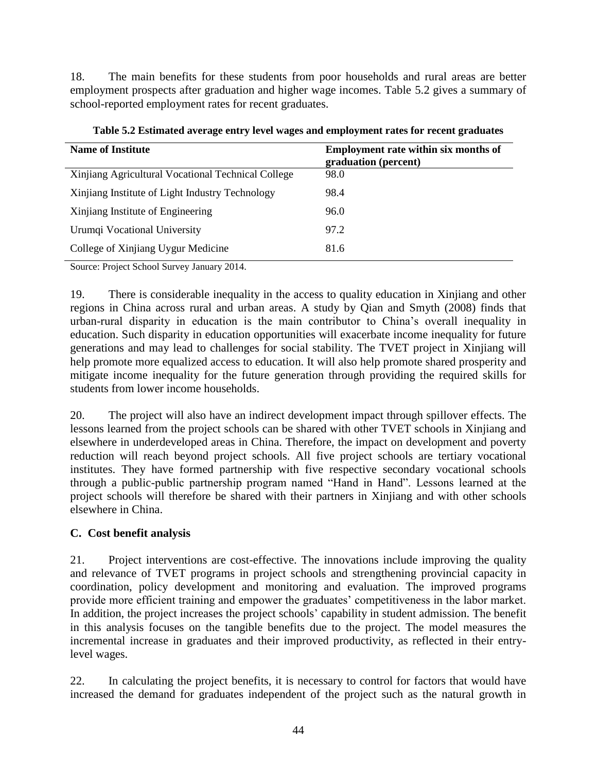18. The main benefits for these students from poor households and rural areas are better employment prospects after graduation and higher wage incomes. Table 5.2 gives a summary of school-reported employment rates for recent graduates.

**Table 5.2 Estimated average entry level wages and employment rates for recent graduates**

| Name of Institute | Employment rate within six months of graduation (percent) |
|---|---|
| Xinjiang Agricultural Vocational Technical College | 98.0 |
| Xinjiang Institute of Light Industry Technology | 98.4 |
| Xinjiang Institute of Engineering | 96.0 |
| Urumqi Vocational University | 97.2 |
| College of Xinjiang Uygur Medicine | 81.6 |

Source: Project School Survey January 2014.

19. There is considerable inequality in the access to quality education in Xinjiang and other regions in China across rural and urban areas. A study by Qian and Smyth (2008) finds that urban-rural disparity in education is the main contributor to China's overall inequality in education. Such disparity in education opportunities will exacerbate income inequality for future generations and may lead to challenges for social stability. The TVET project in Xinjiang will help promote more equalized access to education. It will also help promote shared prosperity and mitigate income inequality for the future generation through providing the required skills for students from lower income households.

20. The project will also have an indirect development impact through spillover effects. The lessons learned from the project schools can be shared with other TVET schools in Xinjiang and elsewhere in underdeveloped areas in China. Therefore, the impact on development and poverty reduction will reach beyond project schools. All five project schools are tertiary vocational institutes. They have formed partnership with five respective secondary vocational schools through a public-public partnership program named "Hand in Hand". Lessons learned at the project schools will therefore be shared with their partners in Xinjiang and with other schools elsewhere in China.

## C. Cost benefit analysis

21. Project interventions are cost-effective. The innovations include improving the quality and relevance of TVET programs in project schools and strengthening provincial capacity in coordination, policy development and monitoring and evaluation. The improved programs provide more efficient training and empower the graduates' competitiveness in the labor market. In addition, the project increases the project schools' capability in student admission. The benefit in this analysis focuses on the tangible benefits due to the project. The model measures the incremental increase in graduates and their improved productivity, as reflected in their entry-level wages.

22. In calculating the project benefits, it is necessary to control for factors that would have increased the demand for graduates independent of the project such as the natural growth in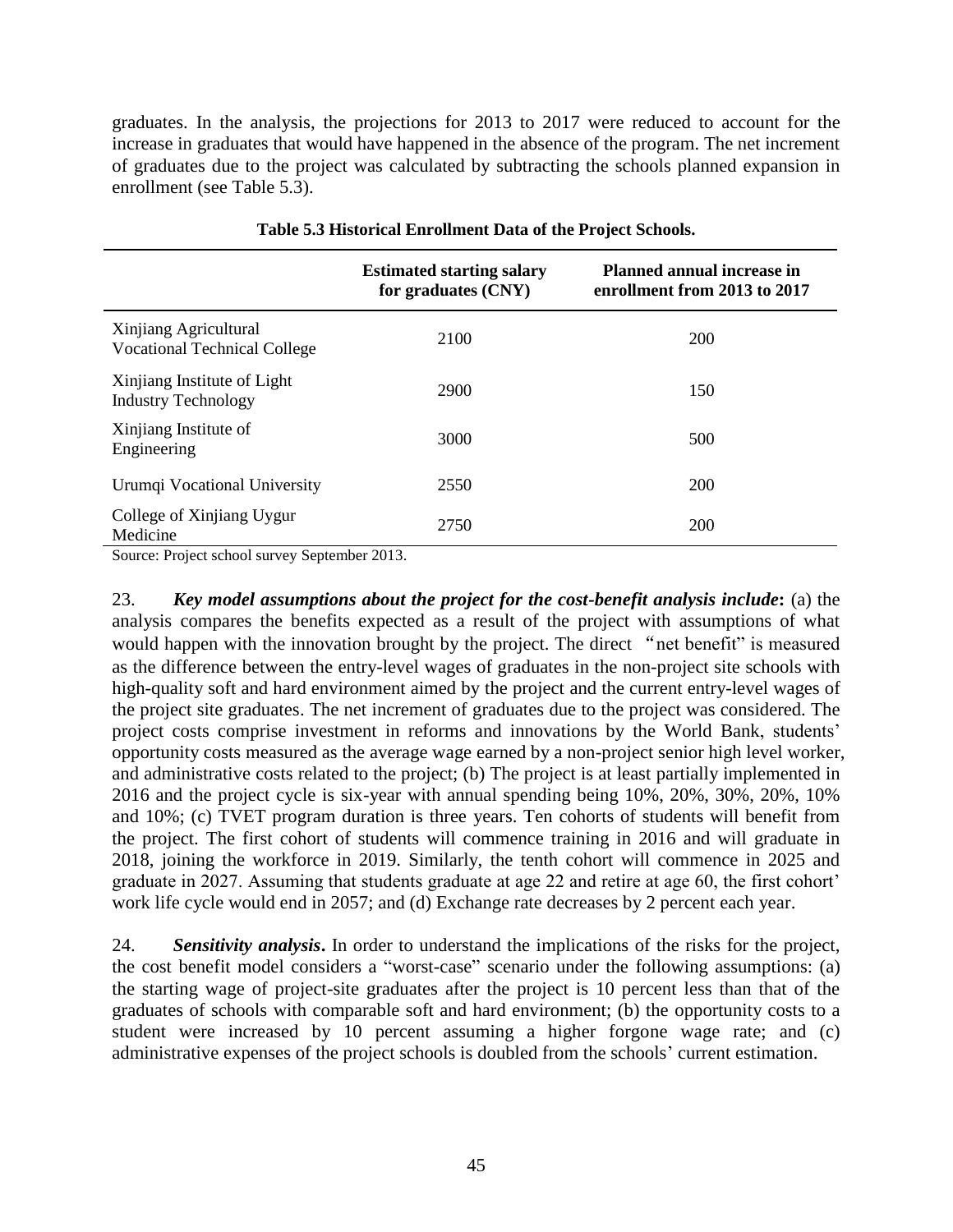graduates. In the analysis, the projections for 2013 to 2017 were reduced to account for the increase in graduates that would have happened in the absence of the program. The net increment of graduates due to the project was calculated by subtracting the schools planned expansion in enrollment (see Table 5.3).

**Table 5.3 Historical Enrollment Data of the Project Schools.**

| | Estimated starting salary for graduates (CNY) | Planned annual increase in enrollment from 2013 to 2017 |
|---|---|---|
| Xinjiang Agricultural Vocational Technical College | 2100 | 200 |
| Xinjiang Institute of Light Industry Technology | 2900 | 150 |
| Xinjiang Institute of Engineering | 3000 | 500 |
| Urumqi Vocational University | 2550 | 200 |
| College of Xinjiang Uygur Medicine | 2750 | 200 |

Source: Project school survey September 2013.

23. ***Key model assumptions about the project for the cost-benefit analysis include*:** (a) the analysis compares the benefits expected as a result of the project with assumptions of what would happen with the innovation brought by the project. The direct "net benefit" is measured as the difference between the entry-level wages of graduates in the non-project site schools with high-quality soft and hard environment aimed by the project and the current entry-level wages of the project site graduates. The net increment of graduates due to the project was considered. The project costs comprise investment in reforms and innovations by the World Bank, students' opportunity costs measured as the average wage earned by a non-project senior high level worker, and administrative costs related to the project; (b) The project is at least partially implemented in 2016 and the project cycle is six-year with annual spending being 10%, 20%, 30%, 20%, 10% and 10%; (c) TVET program duration is three years. Ten cohorts of students will benefit from the project. The first cohort of students will commence training in 2016 and will graduate in 2018, joining the workforce in 2019. Similarly, the tenth cohort will commence in 2025 and graduate in 2027. Assuming that students graduate at age 22 and retire at age 60, the first cohort' work life cycle would end in 2057; and (d) Exchange rate decreases by 2 percent each year.

24. ***Sensitivity analysis*.** In order to understand the implications of the risks for the project, the cost benefit model considers a "worst-case" scenario under the following assumptions: (a) the starting wage of project-site graduates after the project is 10 percent less than that of the graduates of schools with comparable soft and hard environment; (b) the opportunity costs to a student were increased by 10 percent assuming a higher forgone wage rate; and (c) administrative expenses of the project schools is doubled from the schools' current estimation.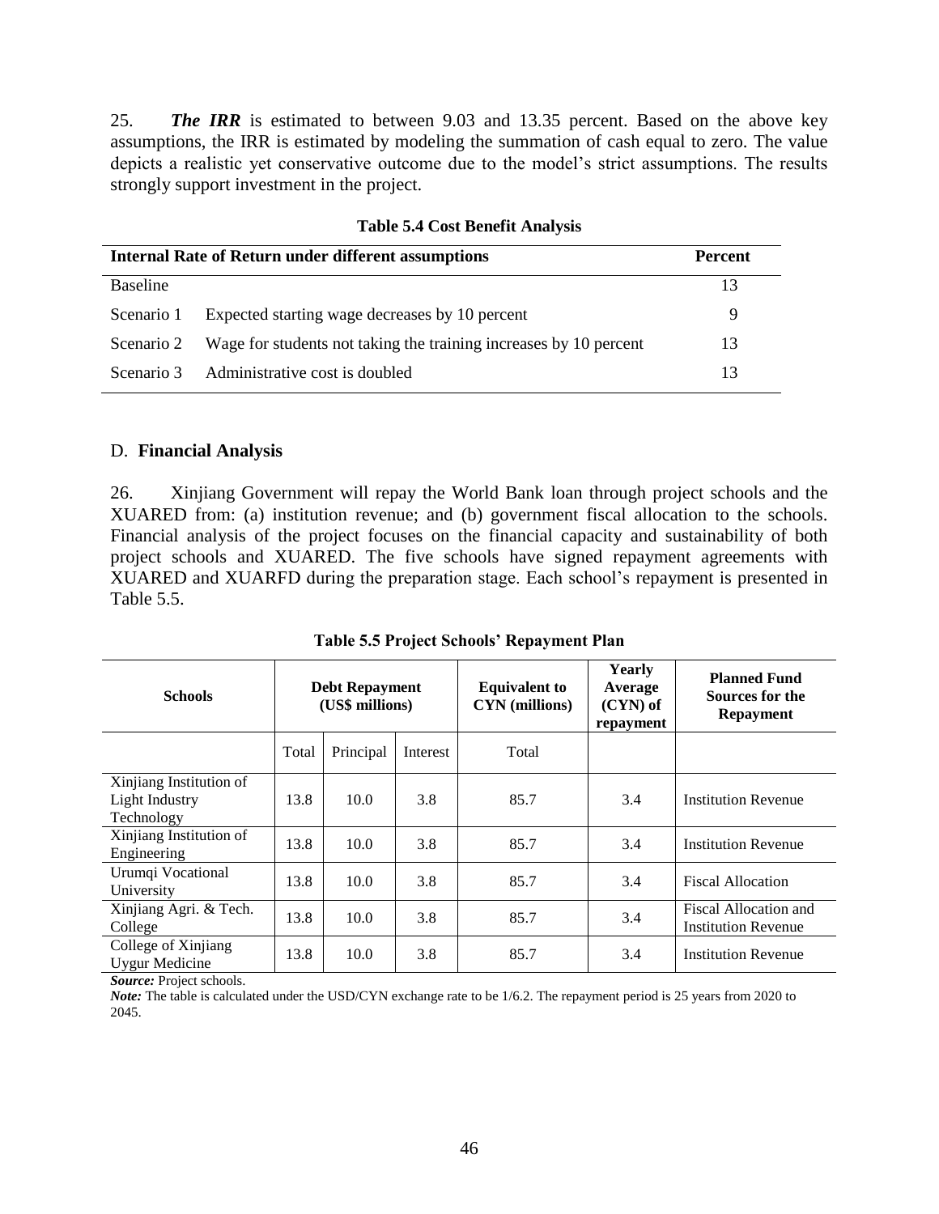25. ***The IRR*** is estimated to between 9.03 and 13.35 percent. Based on the above key assumptions, the IRR is estimated by modeling the summation of cash equal to zero. The value depicts a realistic yet conservative outcome due to the model's strict assumptions. The results strongly support investment in the project.

**Table 5.4 Cost Benefit Analysis**

| Internal Rate of Return under different assumptions | | Percent |
|---|---|---|
| Baseline | | 13 |
| Scenario 1 | Expected starting wage decreases by 10 percent | 9 |
| Scenario 2 | Wage for students not taking the training increases by 10 percent | 13 |
| Scenario 3 | Administrative cost is doubled | 13 |

## D. **Financial Analysis**

26. Xinjiang Government will repay the World Bank loan through project schools and the XUARED from: (a) institution revenue; and (b) government fiscal allocation to the schools. Financial analysis of the project focuses on the financial capacity and sustainability of both project schools and XUARED. The five schools have signed repayment agreements with XUARED and XUARFD during the preparation stage. Each school's repayment is presented in Table 5.5.

**Table 5.5 Project Schools' Repayment Plan**

| Schools | Debt Repayment (US$ millions) | | | Equivalent to CYN (millions) | Yearly Average (CYN) of repayment | Planned Fund Sources for the Repayment |
|---|---|---|---|---|---|---|
| | Total | Principal | Interest | Total | | |
| Xinjiang Institution of Light Industry Technology | 13.8 | 10.0 | 3.8 | 85.7 | 3.4 | Institution Revenue |
| Xinjiang Institution of Engineering | 13.8 | 10.0 | 3.8 | 85.7 | 3.4 | Institution Revenue |
| Urumqi Vocational University | 13.8 | 10.0 | 3.8 | 85.7 | 3.4 | Fiscal Allocation |
| Xinjiang Agri. & Tech. College | 13.8 | 10.0 | 3.8 | 85.7 | 3.4 | Fiscal Allocation and Institution Revenue |
| College of Xinjiang Uygur Medicine | 13.8 | 10.0 | 3.8 | 85.7 | 3.4 | Institution Revenue |

***Source:*** Project schools.
***Note:*** The table is calculated under the USD/CYN exchange rate to be 1/6.2. The repayment period is 25 years from 2020 to 2045.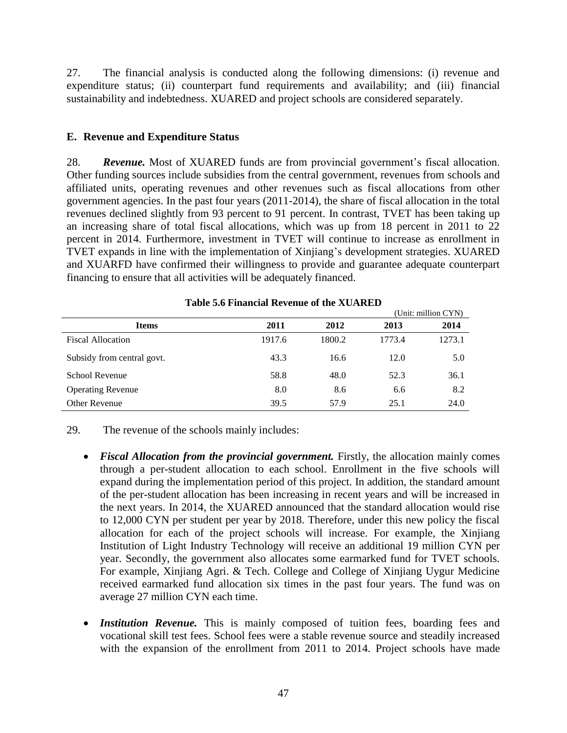27. The financial analysis is conducted along the following dimensions: (i) revenue and expenditure status; (ii) counterpart fund requirements and availability; and (iii) financial sustainability and indebtedness. XUARED and project schools are considered separately.

## E. Revenue and Expenditure Status

28. ***Revenue.*** Most of XUARED funds are from provincial government's fiscal allocation. Other funding sources include subsidies from the central government, revenues from schools and affiliated units, operating revenues and other revenues such as fiscal allocations from other government agencies. In the past four years (2011-2014), the share of fiscal allocation in the total revenues declined slightly from 93 percent to 91 percent. In contrast, TVET has been taking up an increasing share of total fiscal allocations, which was up from 18 percent in 2011 to 22 percent in 2014. Furthermore, investment in TVET will continue to increase as enrollment in TVET expands in line with the implementation of Xinjiang's development strategies. XUARED and XUARFD have confirmed their willingness to provide and guarantee adequate counterpart financing to ensure that all activities will be adequately financed.

**Table 5.6 Financial Revenue of the XUARED**

(Unit: million CYN)

| Items | 2011 | 2012 | 2013 | 2014 |
|---|---|---|---|---|
| Fiscal Allocation | 1917.6 | 1800.2 | 1773.4 | 1273.1 |
| Subsidy from central govt. | 43.3 | 16.6 | 12.0 | 5.0 |
| School Revenue | 58.8 | 48.0 | 52.3 | 36.1 |
| Operating Revenue | 8.0 | 8.6 | 6.6 | 8.2 |
| Other Revenue | 39.5 | 57.9 | 25.1 | 24.0 |

29. The revenue of the schools mainly includes:

- ***Fiscal Allocation from the provincial government.*** Firstly, the allocation mainly comes through a per-student allocation to each school. Enrollment in the five schools will expand during the implementation period of this project. In addition, the standard amount of the per-student allocation has been increasing in recent years and will be increased in the next years. In 2014, the XUARED announced that the standard allocation would rise to 12,000 CYN per student per year by 2018. Therefore, under this new policy the fiscal allocation for each of the project schools will increase. For example, the Xinjiang Institution of Light Industry Technology will receive an additional 19 million CYN per year. Secondly, the government also allocates some earmarked fund for TVET schools. For example, Xinjiang Agri. & Tech. College and College of Xinjiang Uygur Medicine received earmarked fund allocation six times in the past four years. The fund was on average 27 million CYN each time.

- ***Institution Revenue.*** This is mainly composed of tuition fees, boarding fees and vocational skill test fees. School fees were a stable revenue source and steadily increased with the expansion of the enrollment from 2011 to 2014. Project schools have made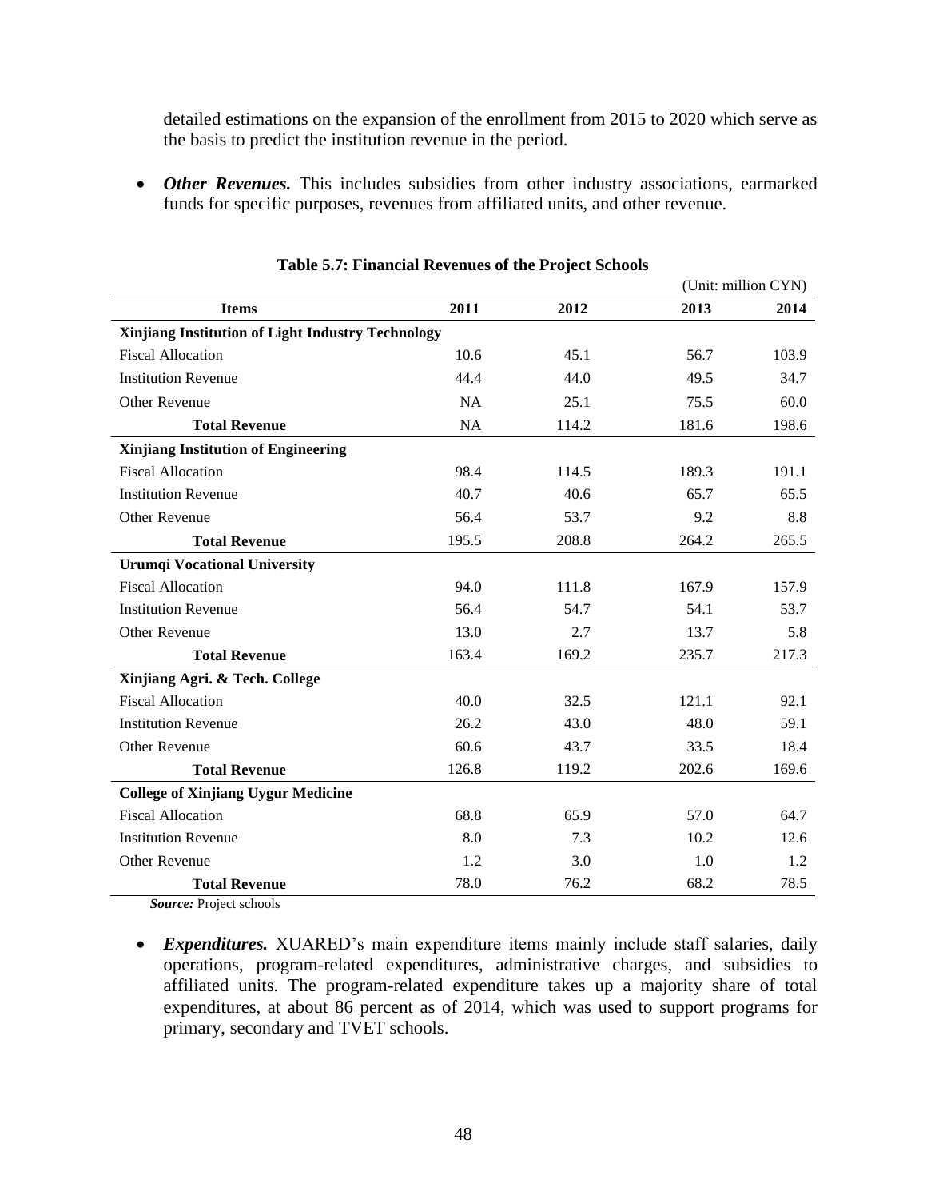detailed estimations on the expansion of the enrollment from 2015 to 2020 which serve as the basis to predict the institution revenue in the period.

- ***Other Revenues.*** This includes subsidies from other industry associations, earmarked funds for specific purposes, revenues from affiliated units, and other revenue.

**Table 5.7: Financial Revenues of the Project Schools**

(Unit: million CYN)

| Items | 2011 | 2012 | 2013 | 2014 |
|---|---|---|---|---|
| **Xinjiang Institution of Light Industry Technology** | | | | |
| Fiscal Allocation | 10.6 | 45.1 | 56.7 | 103.9 |
| Institution Revenue | 44.4 | 44.0 | 49.5 | 34.7 |
| Other Revenue | NA | 25.1 | 75.5 | 60.0 |
| **Total Revenue** | NA | 114.2 | 181.6 | 198.6 |
| **Xinjiang Institution of Engineering** | | | | |
| Fiscal Allocation | 98.4 | 114.5 | 189.3 | 191.1 |
| Institution Revenue | 40.7 | 40.6 | 65.7 | 65.5 |
| Other Revenue | 56.4 | 53.7 | 9.2 | 8.8 |
| **Total Revenue** | 195.5 | 208.8 | 264.2 | 265.5 |
| **Urumqi Vocational University** | | | | |
| Fiscal Allocation | 94.0 | 111.8 | 167.9 | 157.9 |
| Institution Revenue | 56.4 | 54.7 | 54.1 | 53.7 |
| Other Revenue | 13.0 | 2.7 | 13.7 | 5.8 |
| **Total Revenue** | 163.4 | 169.2 | 235.7 | 217.3 |
| **Xinjiang Agri. & Tech. College** | | | | |
| Fiscal Allocation | 40.0 | 32.5 | 121.1 | 92.1 |
| Institution Revenue | 26.2 | 43.0 | 48.0 | 59.1 |
| Other Revenue | 60.6 | 43.7 | 33.5 | 18.4 |
| **Total Revenue** | 126.8 | 119.2 | 202.6 | 169.6 |
| **College of Xinjiang Uygur Medicine** | | | | |
| Fiscal Allocation | 68.8 | 65.9 | 57.0 | 64.7 |
| Institution Revenue | 8.0 | 7.3 | 10.2 | 12.6 |
| Other Revenue | 1.2 | 3.0 | 1.0 | 1.2 |
| **Total Revenue** | 78.0 | 76.2 | 68.2 | 78.5 |

***Source:*** Project schools

- ***Expenditures.*** XUARED's main expenditure items mainly include staff salaries, daily operations, program-related expenditures, administrative charges, and subsidies to affiliated units. The program-related expenditure takes up a majority share of total expenditures, at about 86 percent as of 2014, which was used to support programs for primary, secondary and TVET schools.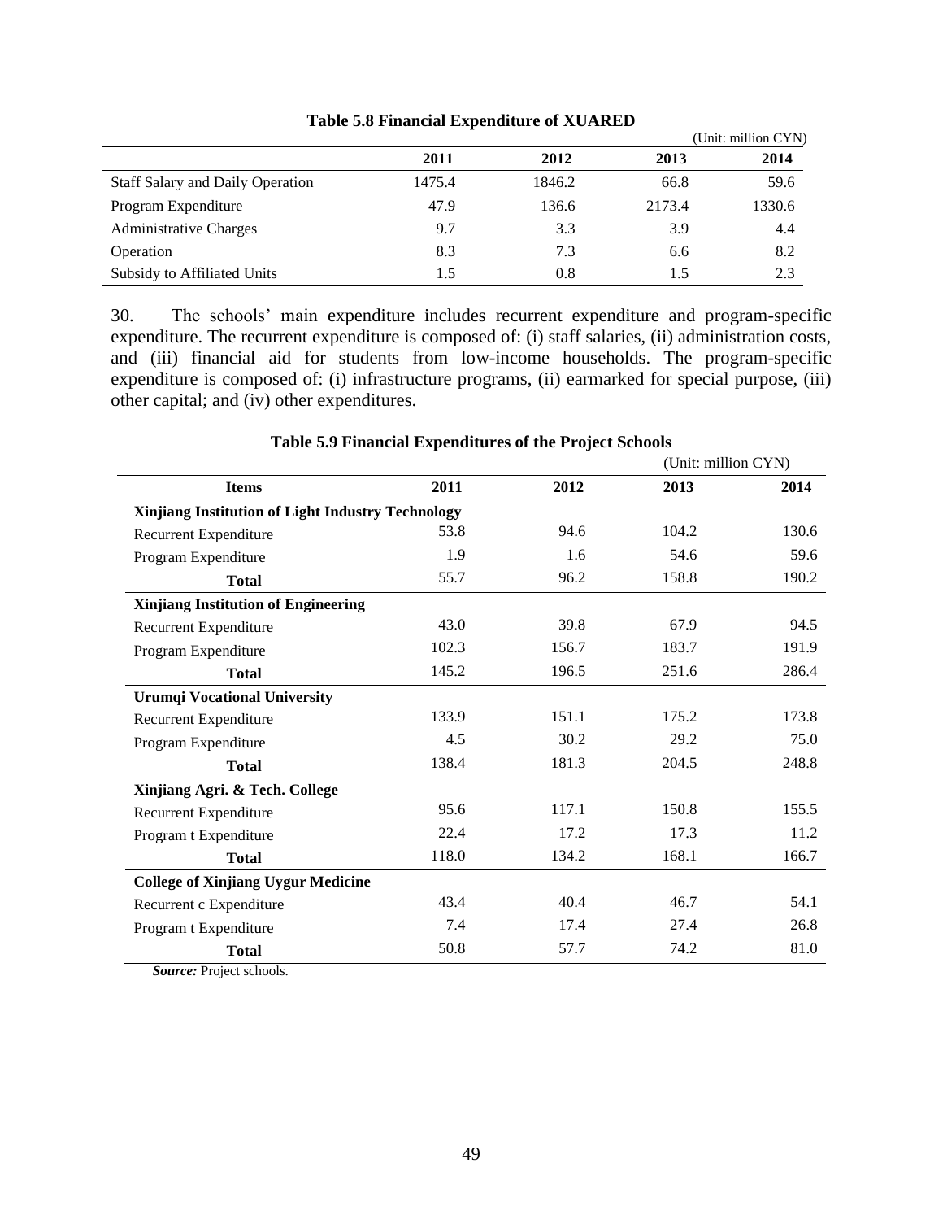**Table 5.8 Financial Expenditure of XUARED**

(Unit: million CYN)

| | 2011 | 2012 | 2013 | 2014 |
|---|---|---|---|---|
| Staff Salary and Daily Operation | 1475.4 | 1846.2 | 66.8 | 59.6 |
| Program Expenditure | 47.9 | 136.6 | 2173.4 | 1330.6 |
| Administrative Charges | 9.7 | 3.3 | 3.9 | 4.4 |
| Operation | 8.3 | 7.3 | 6.6 | 8.2 |
| Subsidy to Affiliated Units | 1.5 | 0.8 | 1.5 | 2.3 |

30. The schools' main expenditure includes recurrent expenditure and program-specific expenditure. The recurrent expenditure is composed of: (i) staff salaries, (ii) administration costs, and (iii) financial aid for students from low-income households. The program-specific expenditure is composed of: (i) infrastructure programs, (ii) earmarked for special purpose, (iii) other capital; and (iv) other expenditures.

**Table 5.9 Financial Expenditures of the Project Schools**

(Unit: million CYN)

| Items | 2011 | 2012 | 2013 | 2014 |
|---|---|---|---|---|
| **Xinjiang Institution of Light Industry Technology** | | | | |
| Recurrent Expenditure | 53.8 | 94.6 | 104.2 | 130.6 |
| Program Expenditure | 1.9 | 1.6 | 54.6 | 59.6 |
| **Total** | 55.7 | 96.2 | 158.8 | 190.2 |
| **Xinjiang Institution of Engineering** | | | | |
| Recurrent Expenditure | 43.0 | 39.8 | 67.9 | 94.5 |
| Program Expenditure | 102.3 | 156.7 | 183.7 | 191.9 |
| **Total** | 145.2 | 196.5 | 251.6 | 286.4 |
| **Urumqi Vocational University** | | | | |
| Recurrent Expenditure | 133.9 | 151.1 | 175.2 | 173.8 |
| Program Expenditure | 4.5 | 30.2 | 29.2 | 75.0 |
| **Total** | 138.4 | 181.3 | 204.5 | 248.8 |
| **Xinjiang Agri. & Tech. College** | | | | |
| Recurrent Expenditure | 95.6 | 117.1 | 150.8 | 155.5 |
| Program t Expenditure | 22.4 | 17.2 | 17.3 | 11.2 |
| **Total** | 118.0 | 134.2 | 168.1 | 166.7 |
| **College of Xinjiang Uygur Medicine** | | | | |
| Recurrent c Expenditure | 43.4 | 40.4 | 46.7 | 54.1 |
| Program t Expenditure | 7.4 | 17.4 | 27.4 | 26.8 |
| **Total** | 50.8 | 57.7 | 74.2 | 81.0 |

***Source:*** Project schools.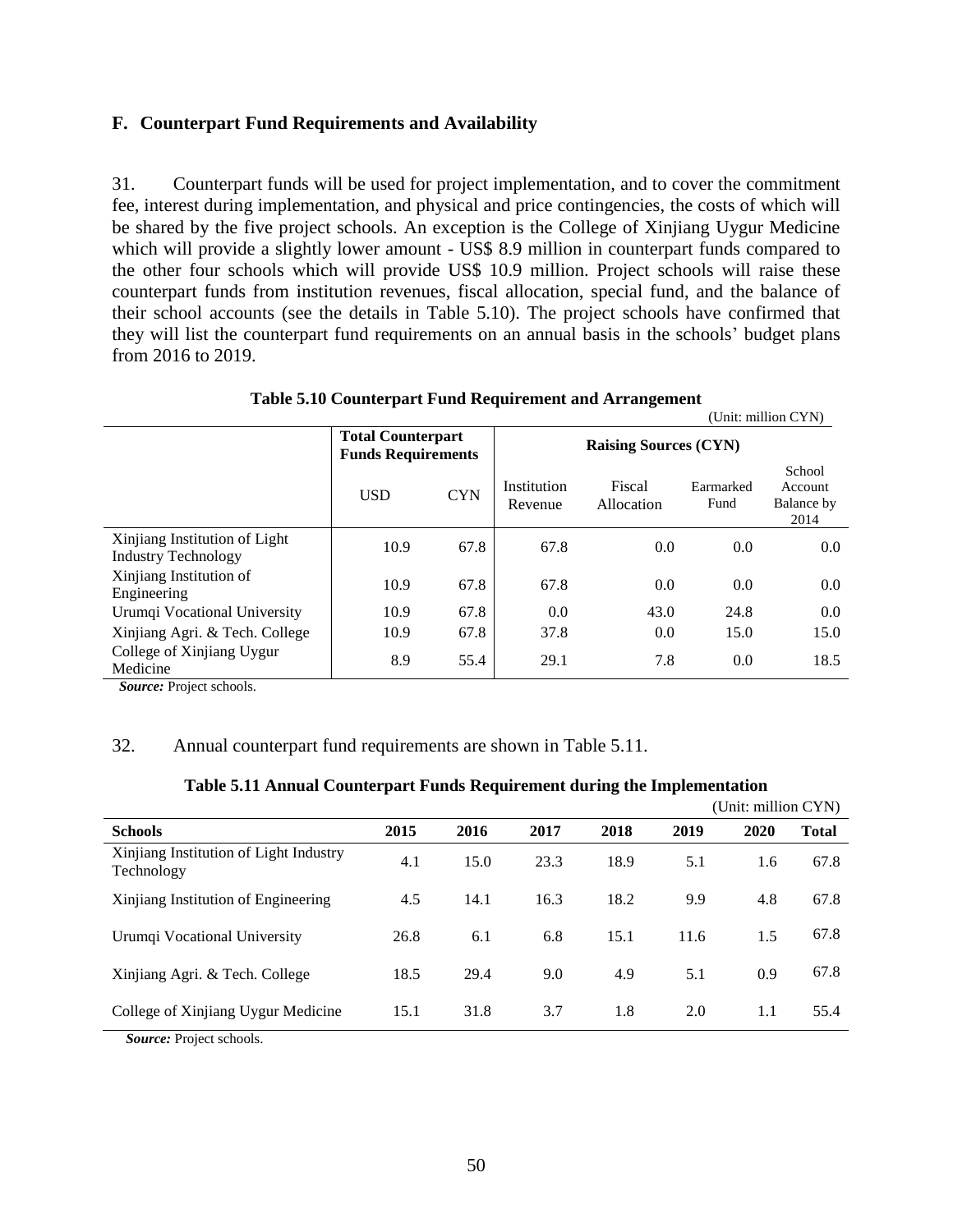### F. Counterpart Fund Requirements and Availability

31. Counterpart funds will be used for project implementation, and to cover the commitment fee, interest during implementation, and physical and price contingencies, the costs of which will be shared by the five project schools. An exception is the College of Xinjiang Uygur Medicine which will provide a slightly lower amount - US$ 8.9 million in counterpart funds compared to the other four schools which will provide US$ 10.9 million. Project schools will raise these counterpart funds from institution revenues, fiscal allocation, special fund, and the balance of their school accounts (see the details in Table 5.10). The project schools have confirmed that they will list the counterpart fund requirements on an annual basis in the schools' budget plans from 2016 to 2019.

**Table 5.10 Counterpart Fund Requirement and Arrangement**

(Unit: million CYN)

| | **Total Counterpart Funds Requirements** | | **Raising Sources (CYN)** | | | |
|---|---|---|---|---|---|---|
| | USD | CYN | Institution Revenue | Fiscal Allocation | Earmarked Fund | School Account Balance by 2014 |
| Xinjiang Institution of Light Industry Technology | 10.9 | 67.8 | 67.8 | 0.0 | 0.0 | 0.0 |
| Xinjiang Institution of Engineering | 10.9 | 67.8 | 67.8 | 0.0 | 0.0 | 0.0 |
| Urumqi Vocational University | 10.9 | 67.8 | 0.0 | 43.0 | 24.8 | 0.0 |
| Xinjiang Agri. & Tech. College | 10.9 | 67.8 | 37.8 | 0.0 | 15.0 | 15.0 |
| College of Xinjiang Uygur Medicine | 8.9 | 55.4 | 29.1 | 7.8 | 0.0 | 18.5 |

***Source:*** Project schools.

32. Annual counterpart fund requirements are shown in Table 5.11.

**Table 5.11 Annual Counterpart Funds Requirement during the Implementation**

(Unit: million CYN)

| **Schools** | **2015** | **2016** | **2017** | **2018** | **2019** | **2020** | **Total** |
|---|---|---|---|---|---|---|---|
| Xinjiang Institution of Light Industry Technology | 4.1 | 15.0 | 23.3 | 18.9 | 5.1 | 1.6 | 67.8 |
| Xinjiang Institution of Engineering | 4.5 | 14.1 | 16.3 | 18.2 | 9.9 | 4.8 | 67.8 |
| Urumqi Vocational University | 26.8 | 6.1 | 6.8 | 15.1 | 11.6 | 1.5 | 67.8 |
| Xinjiang Agri. & Tech. College | 18.5 | 29.4 | 9.0 | 4.9 | 5.1 | 0.9 | 67.8 |
| College of Xinjiang Uygur Medicine | 15.1 | 31.8 | 3.7 | 1.8 | 2.0 | 1.1 | 55.4 |

***Source:*** Project schools.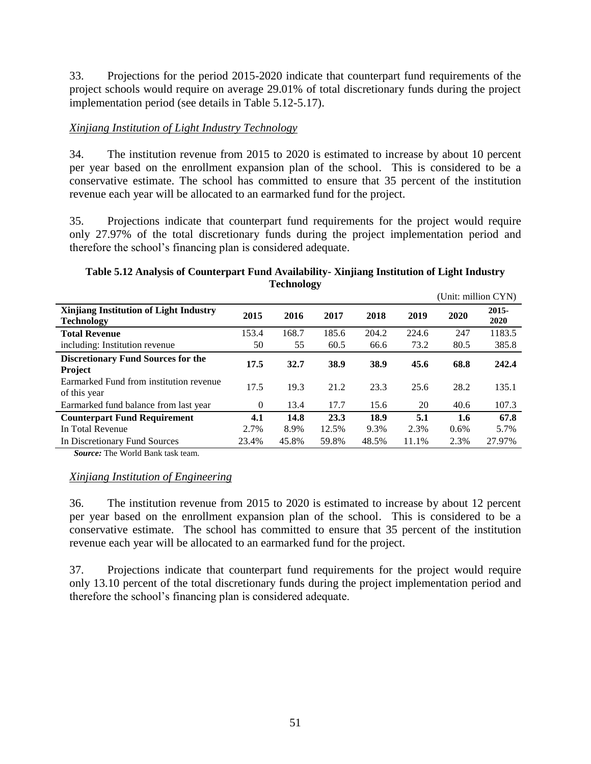33. Projections for the period 2015-2020 indicate that counterpart fund requirements of the project schools would require on average 29.01% of total discretionary funds during the project implementation period (see details in Table 5.12-5.17).

*Xinjiang Institution of Light Industry Technology*

34. The institution revenue from 2015 to 2020 is estimated to increase by about 10 percent per year based on the enrollment expansion plan of the school. This is considered to be a conservative estimate. The school has committed to ensure that 35 percent of the institution revenue each year will be allocated to an earmarked fund for the project.

35. Projections indicate that counterpart fund requirements for the project would require only 27.97% of the total discretionary funds during the project implementation period and therefore the school's financing plan is considered adequate.

**Table 5.12 Analysis of Counterpart Fund Availability- Xinjiang Institution of Light Industry Technology**

(Unit: million CYN)

| Xinjiang Institution of Light Industry Technology | 2015 | 2016 | 2017 | 2018 | 2019 | 2020 | 2015-2020 |
|---|---|---|---|---|---|---|---|
| **Total Revenue** | 153.4 | 168.7 | 185.6 | 204.2 | 224.6 | 247 | 1183.5 |
| including: Institution revenue | 50 | 55 | 60.5 | 66.6 | 73.2 | 80.5 | 385.8 |
| **Discretionary Fund Sources for the Project** | **17.5** | **32.7** | **38.9** | **38.9** | **45.6** | **68.8** | **242.4** |
| Earmarked Fund from institution revenue of this year | 17.5 | 19.3 | 21.2 | 23.3 | 25.6 | 28.2 | 135.1 |
| Earmarked fund balance from last year | 0 | 13.4 | 17.7 | 15.6 | 20 | 40.6 | 107.3 |
| **Counterpart Fund Requirement** | **4.1** | **14.8** | **23.3** | **18.9** | **5.1** | **1.6** | **67.8** |
| In Total Revenue | 2.7% | 8.9% | 12.5% | 9.3% | 2.3% | 0.6% | 5.7% |
| In Discretionary Fund Sources | 23.4% | 45.8% | 59.8% | 48.5% | 11.1% | 2.3% | 27.97% |

***Source:*** The World Bank task team.

*Xinjiang Institution of Engineering*

36. The institution revenue from 2015 to 2020 is estimated to increase by about 12 percent per year based on the enrollment expansion plan of the school. This is considered to be a conservative estimate. The school has committed to ensure that 35 percent of the institution revenue each year will be allocated to an earmarked fund for the project.

37. Projections indicate that counterpart fund requirements for the project would require only 13.10 percent of the total discretionary funds during the project implementation period and therefore the school's financing plan is considered adequate.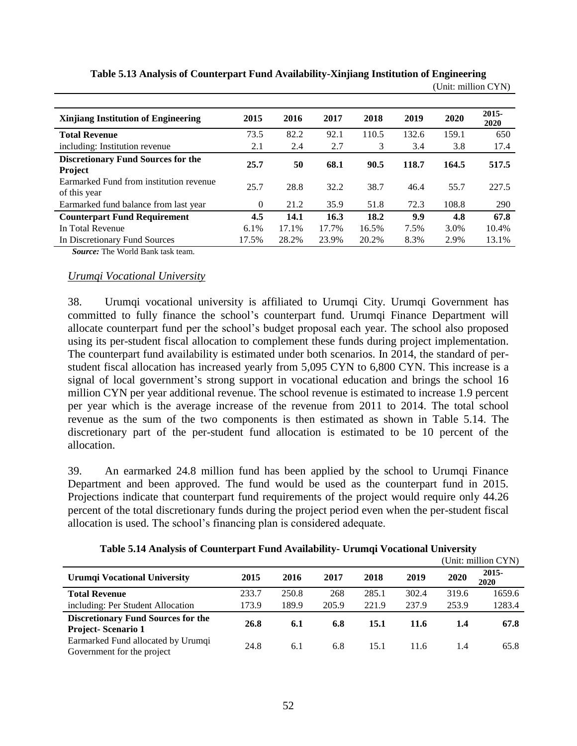**Table 5.13 Analysis of Counterpart Fund Availability-Xinjiang Institution of Engineering**

(Unit: million CYN)

| Xinjiang Institution of Engineering | 2015 | 2016 | 2017 | 2018 | 2019 | 2020 | 2015-2020 |
|---|---|---|---|---|---|---|---|
| **Total Revenue** | 73.5 | 82.2 | 92.1 | 110.5 | 132.6 | 159.1 | 650 |
| including: Institution revenue | 2.1 | 2.4 | 2.7 | 3 | 3.4 | 3.8 | 17.4 |
| **Discretionary Fund Sources for the Project** | **25.7** | **50** | **68.1** | **90.5** | **118.7** | **164.5** | **517.5** |
| Earmarked Fund from institution revenue of this year | 25.7 | 28.8 | 32.2 | 38.7 | 46.4 | 55.7 | 227.5 |
| Earmarked fund balance from last year | 0 | 21.2 | 35.9 | 51.8 | 72.3 | 108.8 | 290 |
| **Counterpart Fund Requirement** | **4.5** | **14.1** | **16.3** | **18.2** | **9.9** | **4.8** | **67.8** |
| In Total Revenue | 6.1% | 17.1% | 17.7% | 16.5% | 7.5% | 3.0% | 10.4% |
| In Discretionary Fund Sources | 17.5% | 28.2% | 23.9% | 20.2% | 8.3% | 2.9% | 13.1% |

***Source:*** The World Bank task team.

*Urumqi Vocational University*

38. Urumqi vocational university is affiliated to Urumqi City. Urumqi Government has committed to fully finance the school's counterpart fund. Urumqi Finance Department will allocate counterpart fund per the school's budget proposal each year. The school also proposed using its per-student fiscal allocation to complement these funds during project implementation. The counterpart fund availability is estimated under both scenarios. In 2014, the standard of per-student fiscal allocation has increased yearly from 5,095 CYN to 6,800 CYN. This increase is a signal of local government's strong support in vocational education and brings the school 16 million CYN per year additional revenue. The school revenue is estimated to increase 1.9 percent per year which is the average increase of the revenue from 2011 to 2014. The total school revenue as the sum of the two components is then estimated as shown in Table 5.14. The discretionary part of the per-student fund allocation is estimated to be 10 percent of the allocation.

39. An earmarked 24.8 million fund has been applied by the school to Urumqi Finance Department and been approved. The fund would be used as the counterpart fund in 2015. Projections indicate that counterpart fund requirements of the project would require only 44.26 percent of the total discretionary funds during the project period even when the per-student fiscal allocation is used. The school's financing plan is considered adequate.

**Table 5.14 Analysis of Counterpart Fund Availability- Urumqi Vocational University**

(Unit: million CYN)

| Urumqi Vocational University | 2015 | 2016 | 2017 | 2018 | 2019 | 2020 | 2015-2020 |
|---|---|---|---|---|---|---|---|
| **Total Revenue** | 233.7 | 250.8 | 268 | 285.1 | 302.4 | 319.6 | 1659.6 |
| including: Per Student Allocation | 173.9 | 189.9 | 205.9 | 221.9 | 237.9 | 253.9 | 1283.4 |
| **Discretionary Fund Sources for the Project- Scenario 1** | **26.8** | **6.1** | **6.8** | **15.1** | **11.6** | **1.4** | **67.8** |
| Earmarked Fund allocated by Urumqi Government for the project | 24.8 | 6.1 | 6.8 | 15.1 | 11.6 | 1.4 | 65.8 |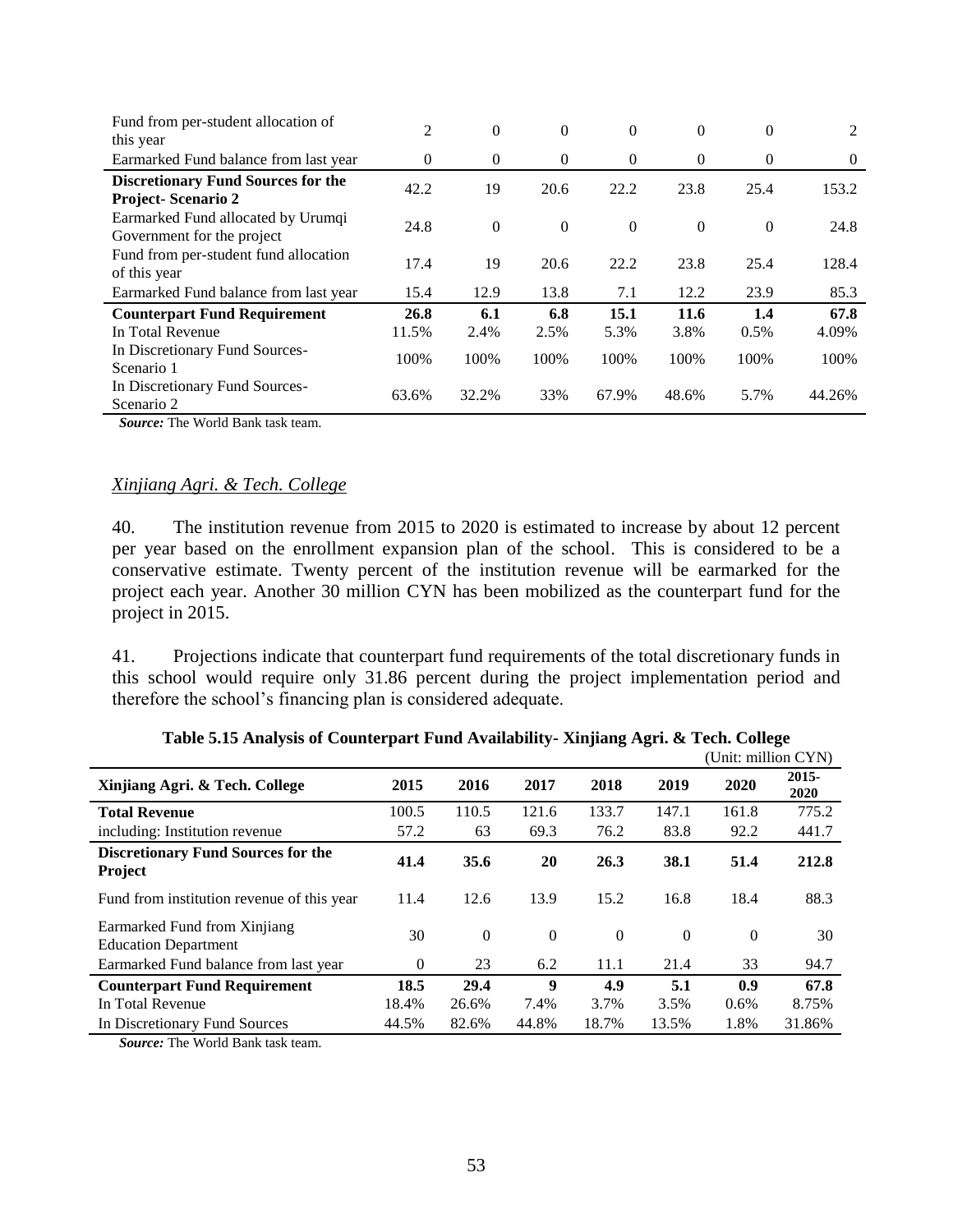| | | | | | | | |
|---|---|---|---|---|---|---|---|
| Fund from per-student allocation of this year | 2 | 0 | 0 | 0 | 0 | 0 | 2 |
| Earmarked Fund balance from last year | 0 | 0 | 0 | 0 | 0 | 0 | 0 |
| **Discretionary Fund Sources for the Project- Scenario 2** | 42.2 | 19 | 20.6 | 22.2 | 23.8 | 25.4 | 153.2 |
| Earmarked Fund allocated by Urumqi Government for the project | 24.8 | 0 | 0 | 0 | 0 | 0 | 24.8 |
| Fund from per-student fund allocation of this year | 17.4 | 19 | 20.6 | 22.2 | 23.8 | 25.4 | 128.4 |
| Earmarked Fund balance from last year | 15.4 | 12.9 | 13.8 | 7.1 | 12.2 | 23.9 | 85.3 |
| **Counterpart Fund Requirement** | **26.8** | **6.1** | **6.8** | **15.1** | **11.6** | **1.4** | **67.8** |
| In Total Revenue | 11.5% | 2.4% | 2.5% | 5.3% | 3.8% | 0.5% | 4.09% |
| In Discretionary Fund Sources-Scenario 1 | 100% | 100% | 100% | 100% | 100% | 100% | 100% |
| In Discretionary Fund Sources-Scenario 2 | 63.6% | 32.2% | 33% | 67.9% | 48.6% | 5.7% | 44.26% |

***Source:*** The World Bank task team.

*Xinjiang Agri. & Tech. College*

40. The institution revenue from 2015 to 2020 is estimated to increase by about 12 percent per year based on the enrollment expansion plan of the school. This is considered to be a conservative estimate. Twenty percent of the institution revenue will be earmarked for the project each year. Another 30 million CYN has been mobilized as the counterpart fund for the project in 2015.

41. Projections indicate that counterpart fund requirements of the total discretionary funds in this school would require only 31.86 percent during the project implementation period and therefore the school's financing plan is considered adequate.

**Table 5.15 Analysis of Counterpart Fund Availability- Xinjiang Agri. & Tech. College**

(Unit: million CYN)

| Xinjiang Agri. & Tech. College | 2015 | 2016 | 2017 | 2018 | 2019 | 2020 | 2015-2020 |
|---|---|---|---|---|---|---|---|
| **Total Revenue** | 100.5 | 110.5 | 121.6 | 133.7 | 147.1 | 161.8 | 775.2 |
| including: Institution revenue | 57.2 | 63 | 69.3 | 76.2 | 83.8 | 92.2 | 441.7 |
| **Discretionary Fund Sources for the Project** | **41.4** | **35.6** | **20** | **26.3** | **38.1** | **51.4** | **212.8** |
| Fund from institution revenue of this year | 11.4 | 12.6 | 13.9 | 15.2 | 16.8 | 18.4 | 88.3 |
| Earmarked Fund from Xinjiang Education Department | 30 | 0 | 0 | 0 | 0 | 0 | 30 |
| Earmarked Fund balance from last year | 0 | 23 | 6.2 | 11.1 | 21.4 | 33 | 94.7 |
| **Counterpart Fund Requirement** | **18.5** | **29.4** | **9** | **4.9** | **5.1** | **0.9** | **67.8** |
| In Total Revenue | 18.4% | 26.6% | 7.4% | 3.7% | 3.5% | 0.6% | 8.75% |
| In Discretionary Fund Sources | 44.5% | 82.6% | 44.8% | 18.7% | 13.5% | 1.8% | 31.86% |

***Source:*** The World Bank task team.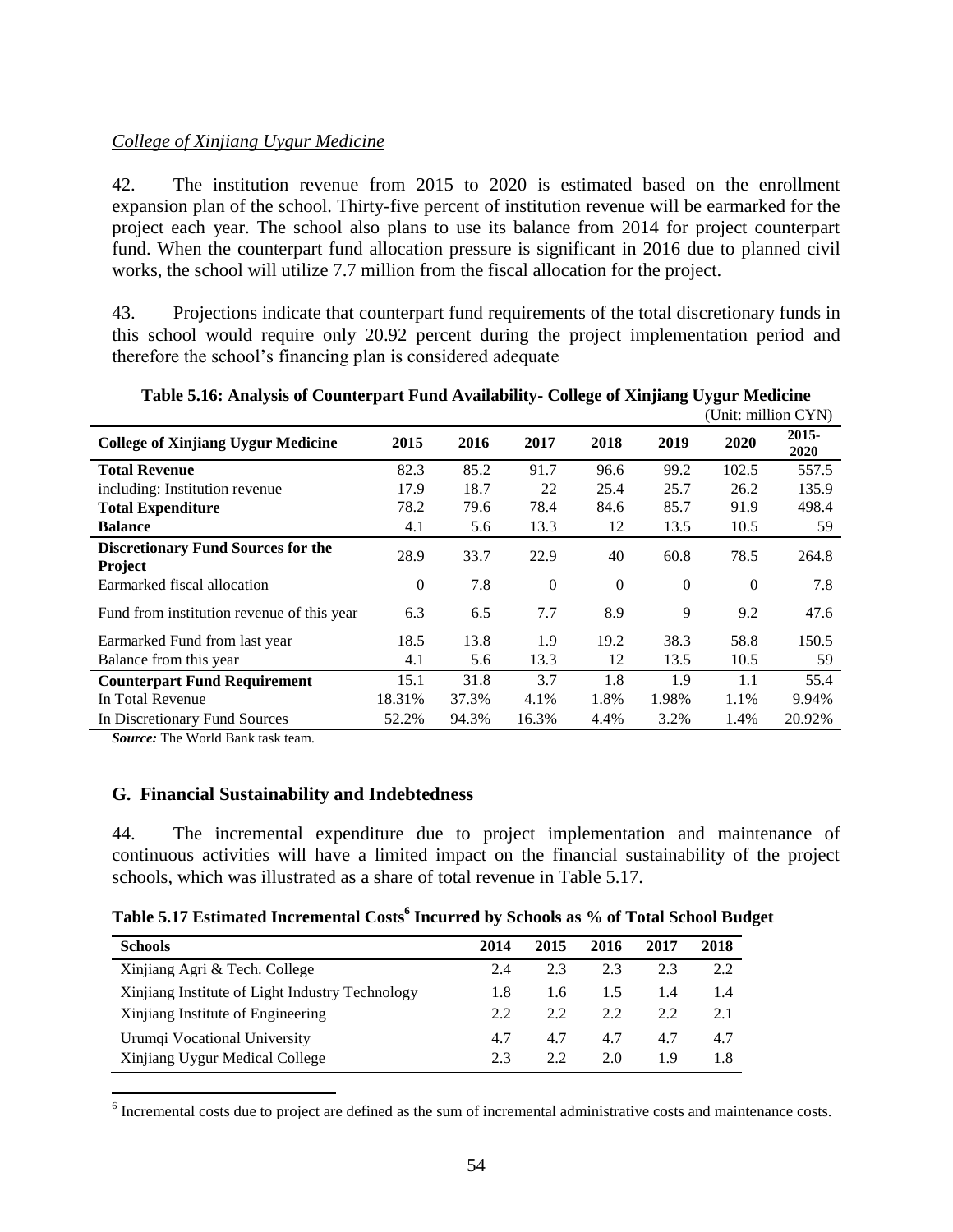*College of Xinjiang Uygur Medicine*

42. The institution revenue from 2015 to 2020 is estimated based on the enrollment expansion plan of the school. Thirty-five percent of institution revenue will be earmarked for the project each year. The school also plans to use its balance from 2014 for project counterpart fund. When the counterpart fund allocation pressure is significant in 2016 due to planned civil works, the school will utilize 7.7 million from the fiscal allocation for the project.

43. Projections indicate that counterpart fund requirements of the total discretionary funds in this school would require only 20.92 percent during the project implementation period and therefore the school's financing plan is considered adequate

**Table 5.16: Analysis of Counterpart Fund Availability- College of Xinjiang Uygur Medicine**

(Unit: million CYN)

| College of Xinjiang Uygur Medicine | 2015 | 2016 | 2017 | 2018 | 2019 | 2020 | 2015-2020 |
|---|---|---|---|---|---|---|---|
| **Total Revenue** | 82.3 | 85.2 | 91.7 | 96.6 | 99.2 | 102.5 | 557.5 |
| including: Institution revenue | 17.9 | 18.7 | 22 | 25.4 | 25.7 | 26.2 | 135.9 |
| **Total Expenditure** | 78.2 | 79.6 | 78.4 | 84.6 | 85.7 | 91.9 | 498.4 |
| **Balance** | 4.1 | 5.6 | 13.3 | 12 | 13.5 | 10.5 | 59 |
| **Discretionary Fund Sources for the Project** | 28.9 | 33.7 | 22.9 | 40 | 60.8 | 78.5 | 264.8 |
| Earmarked fiscal allocation | 0 | 7.8 | 0 | 0 | 0 | 0 | 7.8 |
| Fund from institution revenue of this year | 6.3 | 6.5 | 7.7 | 8.9 | 9 | 9.2 | 47.6 |
| Earmarked Fund from last year | 18.5 | 13.8 | 1.9 | 19.2 | 38.3 | 58.8 | 150.5 |
| Balance from this year | 4.1 | 5.6 | 13.3 | 12 | 13.5 | 10.5 | 59 |
| **Counterpart Fund Requirement** | 15.1 | 31.8 | 3.7 | 1.8 | 1.9 | 1.1 | 55.4 |
| In Total Revenue | 18.31% | 37.3% | 4.1% | 1.8% | 1.98% | 1.1% | 9.94% |
| In Discretionary Fund Sources | 52.2% | 94.3% | 16.3% | 4.4% | 3.2% | 1.4% | 20.92% |

***Source:*** The World Bank task team.

## G. Financial Sustainability and Indebtedness

44. The incremental expenditure due to project implementation and maintenance of continuous activities will have a limited impact on the financial sustainability of the project schools, which was illustrated as a share of total revenue in Table 5.17.

**Table 5.17 Estimated Incremental Costs[6] Incurred by Schools as % of Total School Budget**

| Schools | 2014 | 2015 | 2016 | 2017 | 2018 |
|---|---|---|---|---|---|
| Xinjiang Agri & Tech. College | 2.4 | 2.3 | 2.3 | 2.3 | 2.2 |
| Xinjiang Institute of Light Industry Technology | 1.8 | 1.6 | 1.5 | 1.4 | 1.4 |
| Xinjiang Institute of Engineering | 2.2 | 2.2 | 2.2 | 2.2 | 2.1 |
| Urumqi Vocational University | 4.7 | 4.7 | 4.7 | 4.7 | 4.7 |
| Xinjiang Uygur Medical College | 2.3 | 2.2 | 2.0 | 1.9 | 1.8 |

[6] Incremental costs due to project are defined as the sum of incremental administrative costs and maintenance costs.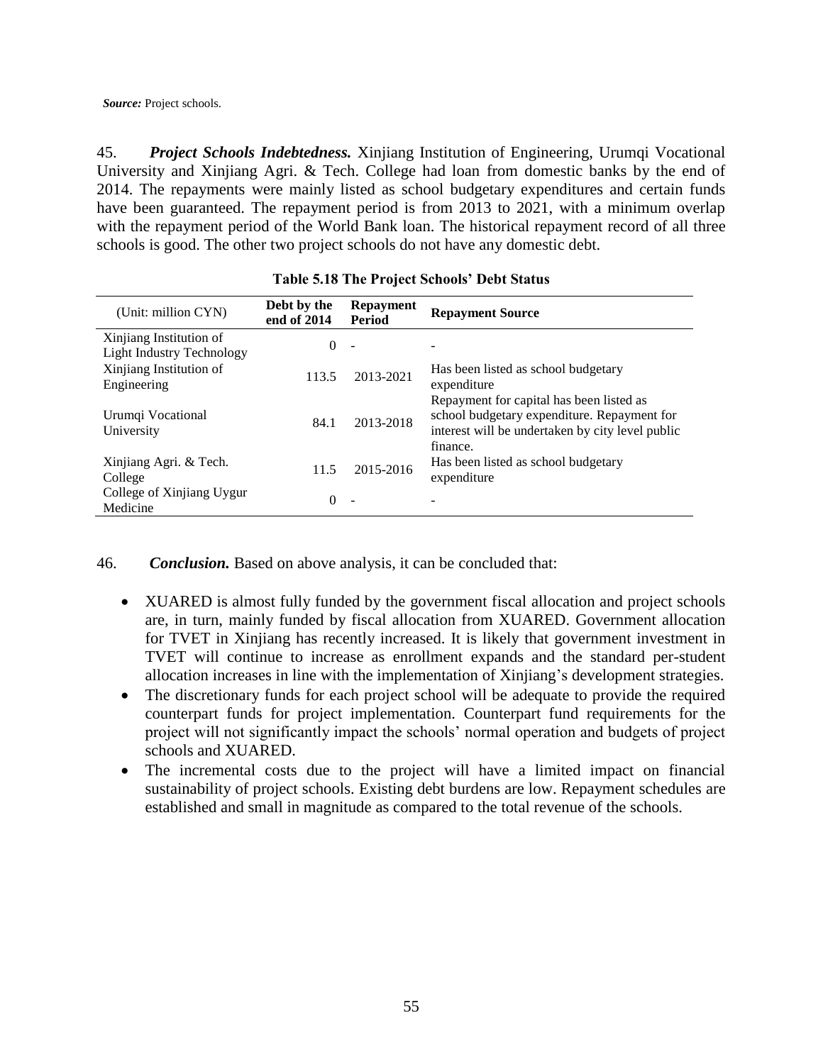*Source:* Project schools.

45. ***Project Schools Indebtedness.*** Xinjiang Institution of Engineering, Urumqi Vocational University and Xinjiang Agri. & Tech. College had loan from domestic banks by the end of 2014. The repayments were mainly listed as school budgetary expenditures and certain funds have been guaranteed. The repayment period is from 2013 to 2021, with a minimum overlap with the repayment period of the World Bank loan. The historical repayment record of all three schools is good. The other two project schools do not have any domestic debt.

**Table 5.18 The Project Schools' Debt Status**

| (Unit: million CYN) | Debt by the end of 2014 | Repayment Period | Repayment Source |
|---|---|---|---|
| Xinjiang Institution of Light Industry Technology | 0 | - | - |
| Xinjiang Institution of Engineering | 113.5 | 2013-2021 | Has been listed as school budgetary expenditure |
| Urumqi Vocational University | 84.1 | 2013-2018 | Repayment for capital has been listed as school budgetary expenditure. Repayment for interest will be undertaken by city level public finance. |
| Xinjiang Agri. & Tech. College | 11.5 | 2015-2016 | Has been listed as school budgetary expenditure |
| College of Xinjiang Uygur Medicine | 0 | - | - |

46. ***Conclusion.*** Based on above analysis, it can be concluded that:

- XUARED is almost fully funded by the government fiscal allocation and project schools are, in turn, mainly funded by fiscal allocation from XUARED. Government allocation for TVET in Xinjiang has recently increased. It is likely that government investment in TVET will continue to increase as enrollment expands and the standard per-student allocation increases in line with the implementation of Xinjiang's development strategies.
- The discretionary funds for each project school will be adequate to provide the required counterpart funds for project implementation. Counterpart fund requirements for the project will not significantly impact the schools' normal operation and budgets of project schools and XUARED.
- The incremental costs due to the project will have a limited impact on financial sustainability of project schools. Existing debt burdens are low. Repayment schedules are established and small in magnitude as compared to the total revenue of the schools.